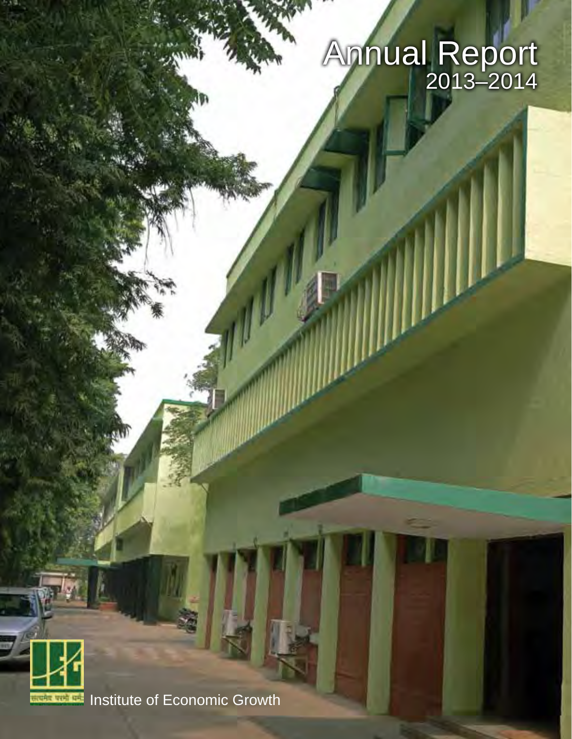# Annual Report
2013–2014

सत्यमेव परमो धर्मः

Institute of Economic Growth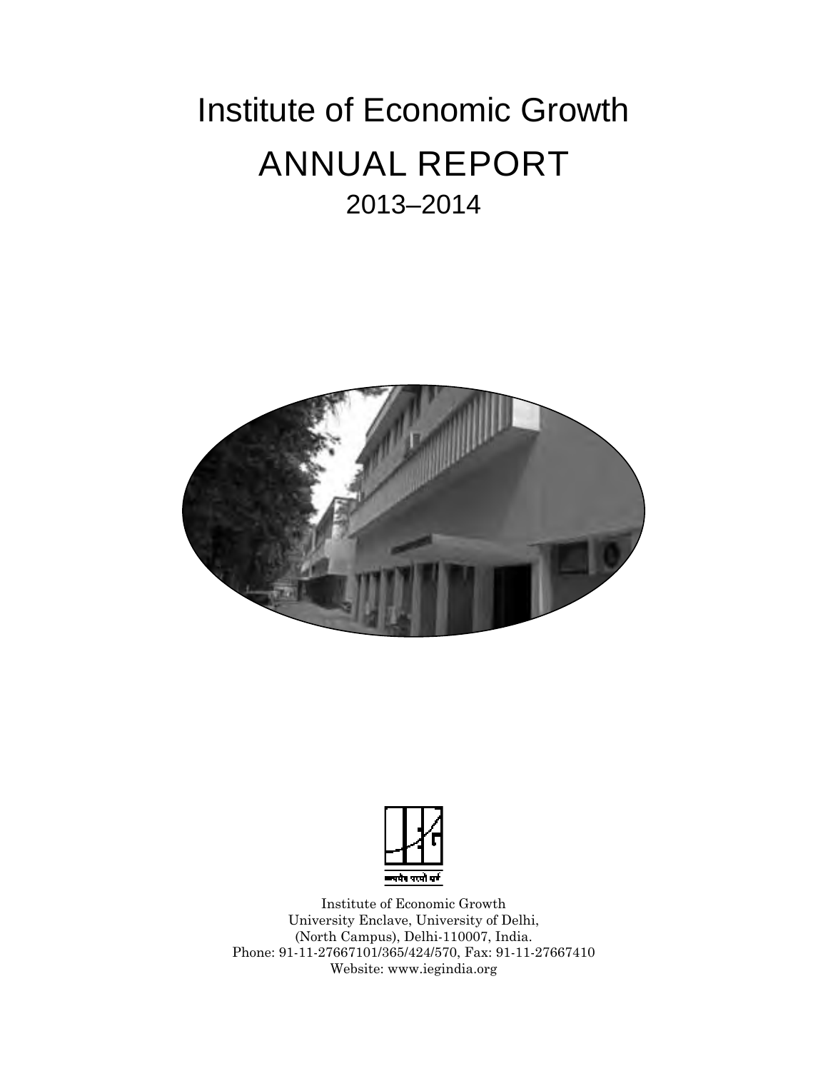# Institute of Economic Growth

# ANNUAL REPORT

## 2013–2014

Institute of Economic Growth
University Enclave, University of Delhi,
(North Campus), Delhi-110007, India.
Phone: 91-11-27667101/365/424/570, Fax: 91-11-27667410
Website: www.iegindia.org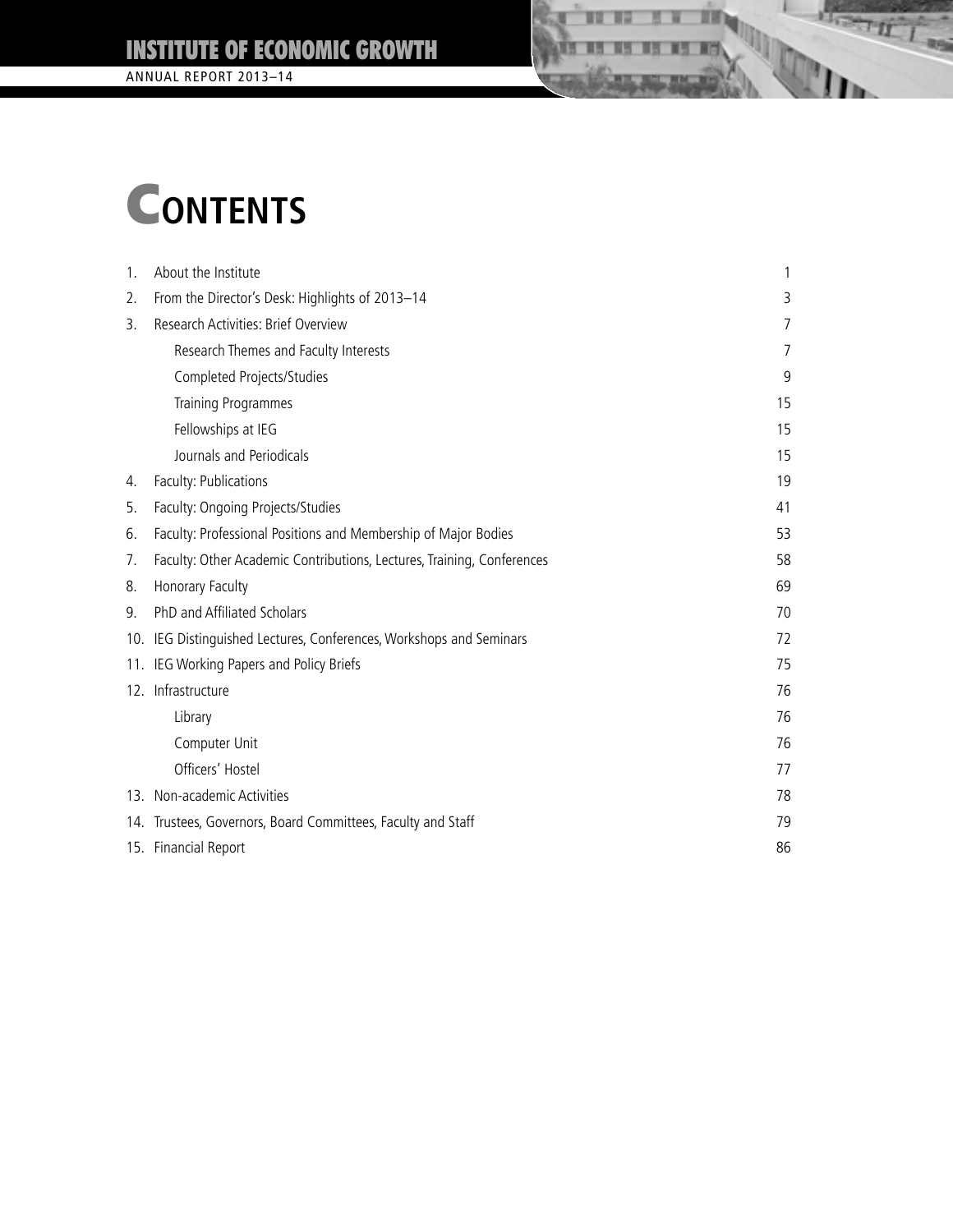# CONTENTS

| | | |
|---|---|---|
| 1. | About the Institute | 1 |
| 2. | From the Director's Desk: Highlights of 2013–14 | 3 |
| 3. | Research Activities: Brief Overview | 7 |
| | Research Themes and Faculty Interests | 7 |
| | Completed Projects/Studies | 9 |
| | Training Programmes | 15 |
| | Fellowships at IEG | 15 |
| | Journals and Periodicals | 15 |
| 4. | Faculty: Publications | 19 |
| 5. | Faculty: Ongoing Projects/Studies | 41 |
| 6. | Faculty: Professional Positions and Membership of Major Bodies | 53 |
| 7. | Faculty: Other Academic Contributions, Lectures, Training, Conferences | 58 |
| 8. | Honorary Faculty | 69 |
| 9. | PhD and Affiliated Scholars | 70 |
| 10. | IEG Distinguished Lectures, Conferences, Workshops and Seminars | 72 |
| 11. | IEG Working Papers and Policy Briefs | 75 |
| 12. | Infrastructure | 76 |
| | Library | 76 |
| | Computer Unit | 76 |
| | Officers' Hostel | 77 |
| 13. | Non-academic Activities | 78 |
| 14. | Trustees, Governors, Board Committees, Faculty and Staff | 79 |
| 15. | Financial Report | 86 |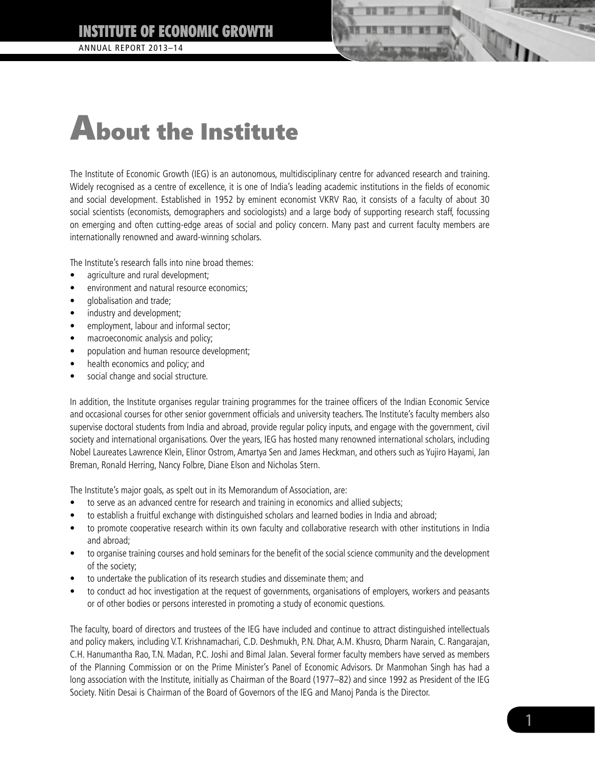# About the Institute

The Institute of Economic Growth (IEG) is an autonomous, multidisciplinary centre for advanced research and training. Widely recognised as a centre of excellence, it is one of India's leading academic institutions in the fields of economic and social development. Established in 1952 by eminent economist VKRV Rao, it consists of a faculty of about 30 social scientists (economists, demographers and sociologists) and a large body of supporting research staff, focussing on emerging and often cutting-edge areas of social and policy concern. Many past and current faculty members are internationally renowned and award-winning scholars.

The Institute's research falls into nine broad themes:

- agriculture and rural development;
- environment and natural resource economics;
- globalisation and trade;
- industry and development;
- employment, labour and informal sector;
- macroeconomic analysis and policy;
- population and human resource development;
- health economics and policy; and
- social change and social structure.

In addition, the Institute organises regular training programmes for the trainee officers of the Indian Economic Service and occasional courses for other senior government officials and university teachers. The Institute's faculty members also supervise doctoral students from India and abroad, provide regular policy inputs, and engage with the government, civil society and international organisations. Over the years, IEG has hosted many renowned international scholars, including Nobel Laureates Lawrence Klein, Elinor Ostrom, Amartya Sen and James Heckman, and others such as Yujiro Hayami, Jan Breman, Ronald Herring, Nancy Folbre, Diane Elson and Nicholas Stern.

The Institute's major goals, as spelt out in its Memorandum of Association, are:

- to serve as an advanced centre for research and training in economics and allied subjects;
- to establish a fruitful exchange with distinguished scholars and learned bodies in India and abroad;
- to promote cooperative research within its own faculty and collaborative research with other institutions in India and abroad;
- to organise training courses and hold seminars for the benefit of the social science community and the development of the society;
- to undertake the publication of its research studies and disseminate them; and
- to conduct ad hoc investigation at the request of governments, organisations of employers, workers and peasants or of other bodies or persons interested in promoting a study of economic questions.

The faculty, board of directors and trustees of the IEG have included and continue to attract distinguished intellectuals and policy makers, including V.T. Krishnamachari, C.D. Deshmukh, P.N. Dhar, A.M. Khusro, Dharm Narain, C. Rangarajan, C.H. Hanumantha Rao, T.N. Madan, P.C. Joshi and Bimal Jalan. Several former faculty members have served as members of the Planning Commission or on the Prime Minister's Panel of Economic Advisors. Dr Manmohan Singh has had a long association with the Institute, initially as Chairman of the Board (1977–82) and since 1992 as President of the IEG Society. Nitin Desai is Chairman of the Board of Governors of the IEG and Manoj Panda is the Director.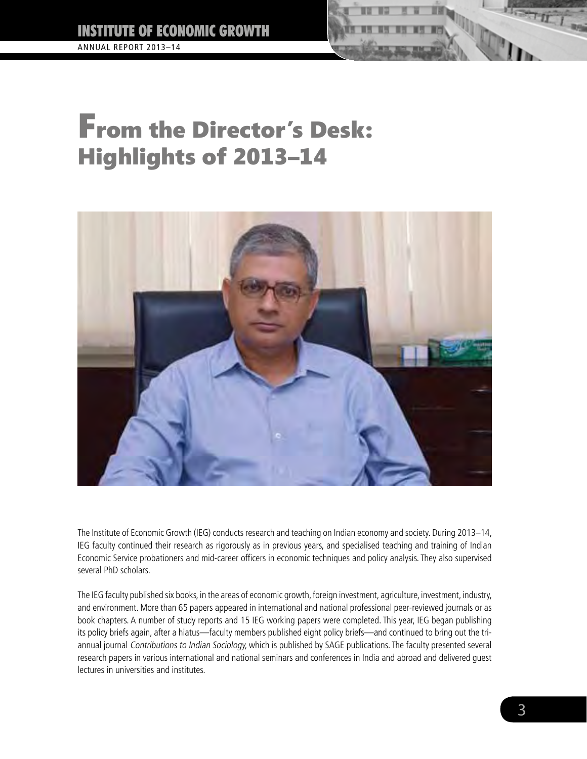# From the Director's Desk: Highlights of 2013–14

The Institute of Economic Growth (IEG) conducts research and teaching on Indian economy and society. During 2013–14, IEG faculty continued their research as rigorously as in previous years, and specialised teaching and training of Indian Economic Service probationers and mid-career officers in economic techniques and policy analysis. They also supervised several PhD scholars.

The IEG faculty published six books, in the areas of economic growth, foreign investment, agriculture, investment, industry, and environment. More than 65 papers appeared in international and national professional peer-reviewed journals or as book chapters. A number of study reports and 15 IEG working papers were completed. This year, IEG began publishing its policy briefs again, after a hiatus—faculty members published eight policy briefs—and continued to bring out the tri-annual journal *Contributions to Indian Sociology,* which is published by SAGE publications. The faculty presented several research papers in various international and national seminars and conferences in India and abroad and delivered guest lectures in universities and institutes.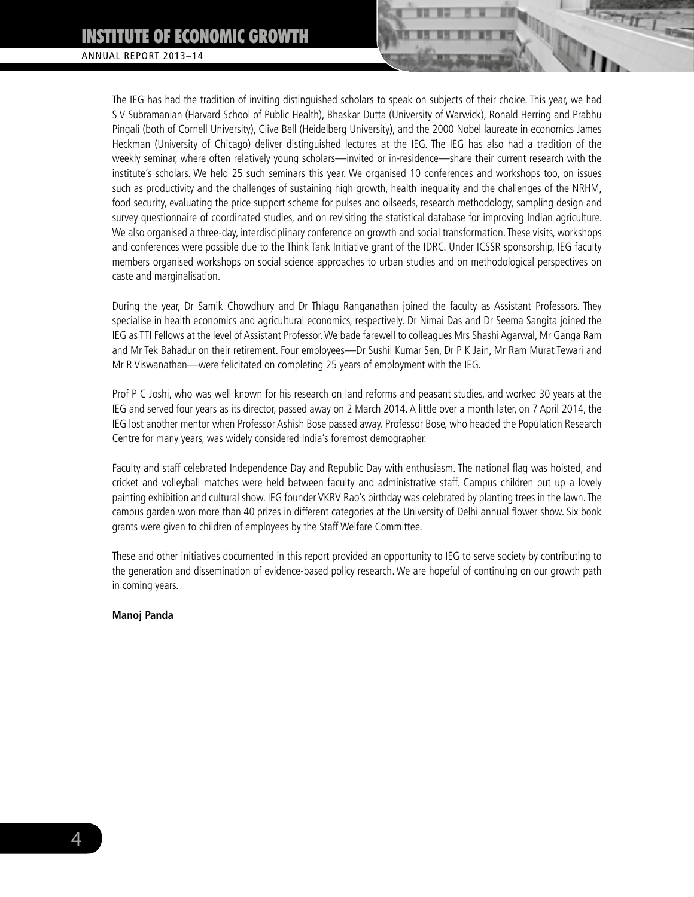The IEG has had the tradition of inviting distinguished scholars to speak on subjects of their choice. This year, we had S V Subramanian (Harvard School of Public Health), Bhaskar Dutta (University of Warwick), Ronald Herring and Prabhu Pingali (both of Cornell University), Clive Bell (Heidelberg University), and the 2000 Nobel laureate in economics James Heckman (University of Chicago) deliver distinguished lectures at the IEG. The IEG has also had a tradition of the weekly seminar, where often relatively young scholars—invited or in-residence—share their current research with the institute's scholars. We held 25 such seminars this year. We organised 10 conferences and workshops too, on issues such as productivity and the challenges of sustaining high growth, health inequality and the challenges of the NRHM, food security, evaluating the price support scheme for pulses and oilseeds, research methodology, sampling design and survey questionnaire of coordinated studies, and on revisiting the statistical database for improving Indian agriculture. We also organised a three-day, interdisciplinary conference on growth and social transformation. These visits, workshops and conferences were possible due to the Think Tank Initiative grant of the IDRC. Under ICSSR sponsorship, IEG faculty members organised workshops on social science approaches to urban studies and on methodological perspectives on caste and marginalisation.

During the year, Dr Samik Chowdhury and Dr Thiagu Ranganathan joined the faculty as Assistant Professors. They specialise in health economics and agricultural economics, respectively. Dr Nimai Das and Dr Seema Sangita joined the IEG as TTI Fellows at the level of Assistant Professor. We bade farewell to colleagues Mrs Shashi Agarwal, Mr Ganga Ram and Mr Tek Bahadur on their retirement. Four employees—Dr Sushil Kumar Sen, Dr P K Jain, Mr Ram Murat Tewari and Mr R Viswanathan—were felicitated on completing 25 years of employment with the IEG.

Prof P C Joshi, who was well known for his research on land reforms and peasant studies, and worked 30 years at the IEG and served four years as its director, passed away on 2 March 2014. A little over a month later, on 7 April 2014, the IEG lost another mentor when Professor Ashish Bose passed away. Professor Bose, who headed the Population Research Centre for many years, was widely considered India's foremost demographer.

Faculty and staff celebrated Independence Day and Republic Day with enthusiasm. The national flag was hoisted, and cricket and volleyball matches were held between faculty and administrative staff. Campus children put up a lovely painting exhibition and cultural show. IEG founder VKRV Rao's birthday was celebrated by planting trees in the lawn. The campus garden won more than 40 prizes in different categories at the University of Delhi annual flower show. Six book grants were given to children of employees by the Staff Welfare Committee.

These and other initiatives documented in this report provided an opportunity to IEG to serve society by contributing to the generation and dissemination of evidence-based policy research. We are hopeful of continuing on our growth path in coming years.

**Manoj Panda**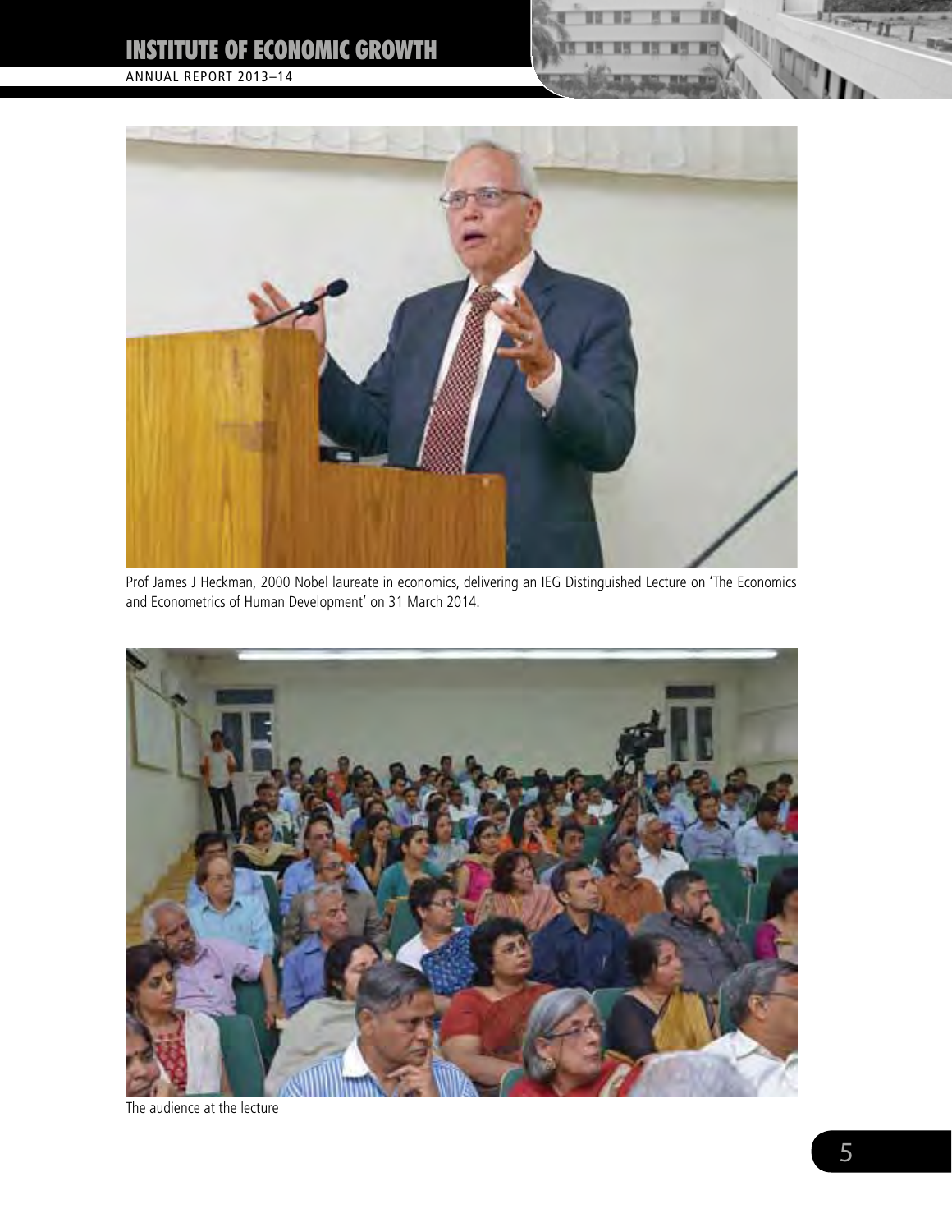Prof James J Heckman, 2000 Nobel laureate in economics, delivering an IEG Distinguished Lecture on 'The Economics and Econometrics of Human Development' on 31 March 2014.

The audience at the lecture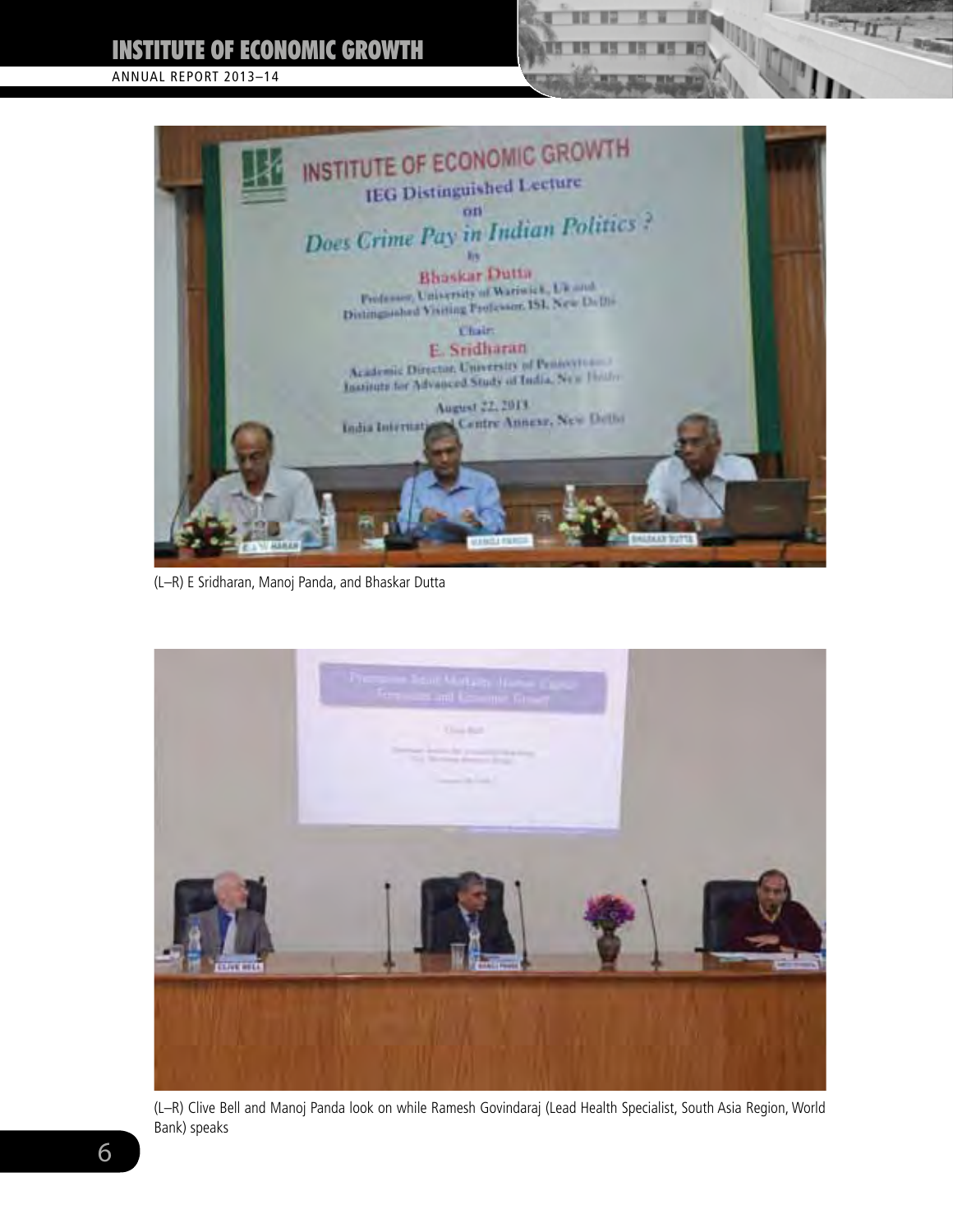(L–R) E Sridharan, Manoj Panda, and Bhaskar Dutta

(L–R) Clive Bell and Manoj Panda look on while Ramesh Govindaraj (Lead Health Specialist, South Asia Region, World Bank) speaks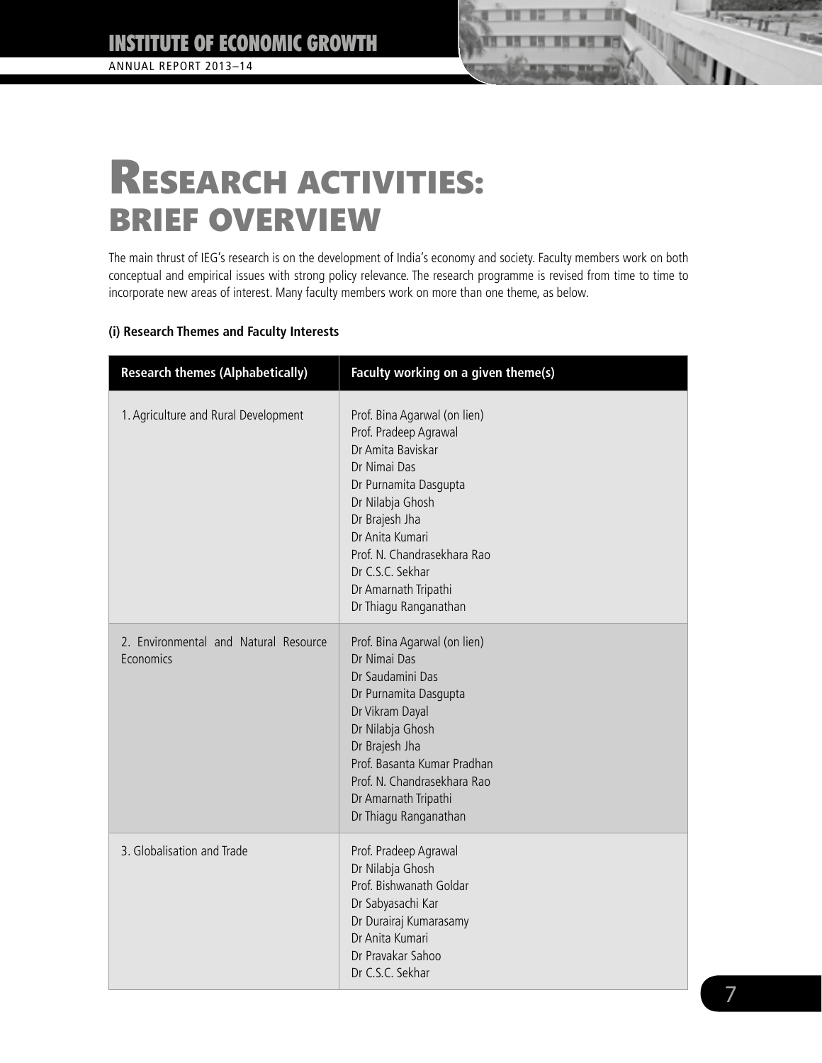# Research activities: brief overview

The main thrust of IEG's research is on the development of India's economy and society. Faculty members work on both conceptual and empirical issues with strong policy relevance. The research programme is revised from time to time to incorporate new areas of interest. Many faculty members work on more than one theme, as below.

**(i) Research Themes and Faculty Interests**

| Research themes (Alphabetically) | Faculty working on a given theme(s) |
|---|---|
| 1. Agriculture and Rural Development | Prof. Bina Agarwal (on lien)<br>Prof. Pradeep Agrawal<br>Dr Amita Baviskar<br>Dr Nimai Das<br>Dr Purnamita Dasgupta<br>Dr Nilabja Ghosh<br>Dr Brajesh Jha<br>Dr Anita Kumari<br>Prof. N. Chandrasekhara Rao<br>Dr C.S.C. Sekhar<br>Dr Amarnath Tripathi<br>Dr Thiagu Ranganathan |
| 2. Environmental and Natural Resource Economics | Prof. Bina Agarwal (on lien)<br>Dr Nimai Das<br>Dr Saudamini Das<br>Dr Purnamita Dasgupta<br>Dr Vikram Dayal<br>Dr Nilabja Ghosh<br>Dr Brajesh Jha<br>Prof. Basanta Kumar Pradhan<br>Prof. N. Chandrasekhara Rao<br>Dr Amarnath Tripathi<br>Dr Thiagu Ranganathan |
| 3. Globalisation and Trade | Prof. Pradeep Agrawal<br>Dr Nilabja Ghosh<br>Prof. Bishwanath Goldar<br>Dr Sabyasachi Kar<br>Dr Durairaj Kumarasamy<br>Dr Anita Kumari<br>Dr Pravakar Sahoo<br>Dr C.S.C. Sekhar |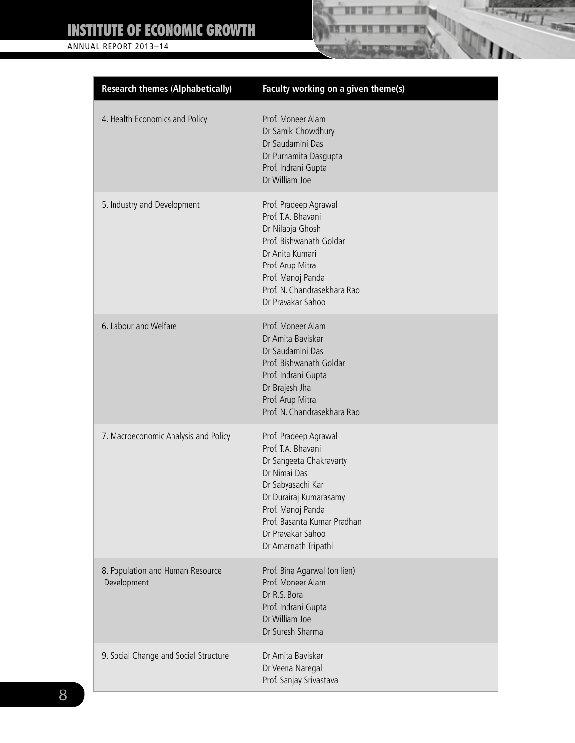| Research themes (Alphabetically) | Faculty working on a given theme(s) |
|---|---|
| 4. Health Economics and Policy | Prof. Moneer Alam<br>Dr Samik Chowdhury<br>Dr Saudamini Das<br>Dr Purnamita Dasgupta<br>Prof. Indrani Gupta<br>Dr William Joe |
| 5. Industry and Development | Prof. Pradeep Agrawal<br>Prof. T.A. Bhavani<br>Dr Nilabja Ghosh<br>Prof. Bishwanath Goldar<br>Dr Anita Kumari<br>Prof. Arup Mitra<br>Prof. Manoj Panda<br>Prof. N. Chandrasekhara Rao<br>Dr Pravakar Sahoo |
| 6. Labour and Welfare | Prof. Moneer Alam<br>Dr Amita Baviskar<br>Dr Saudamini Das<br>Prof. Bishwanath Goldar<br>Prof. Indrani Gupta<br>Dr Brajesh Jha<br>Prof. Arup Mitra<br>Prof. N. Chandrasekhara Rao |
| 7. Macroeconomic Analysis and Policy | Prof. Pradeep Agrawal<br>Prof. T.A. Bhavani<br>Dr Sangeeta Chakravarty<br>Dr Nimai Das<br>Dr Sabyasachi Kar<br>Dr Durairaj Kumarasamy<br>Prof. Manoj Panda<br>Prof. Basanta Kumar Pradhan<br>Dr Pravakar Sahoo<br>Dr Amarnath Tripathi |
| 8. Population and Human Resource Development | Prof. Bina Agarwal (on lien)<br>Prof. Moneer Alam<br>Dr R.S. Bora<br>Prof. Indrani Gupta<br>Dr William Joe<br>Dr Suresh Sharma |
| 9. Social Change and Social Structure | Dr Amita Baviskar<br>Dr Veena Naregal<br>Prof. Sanjay Srivastava |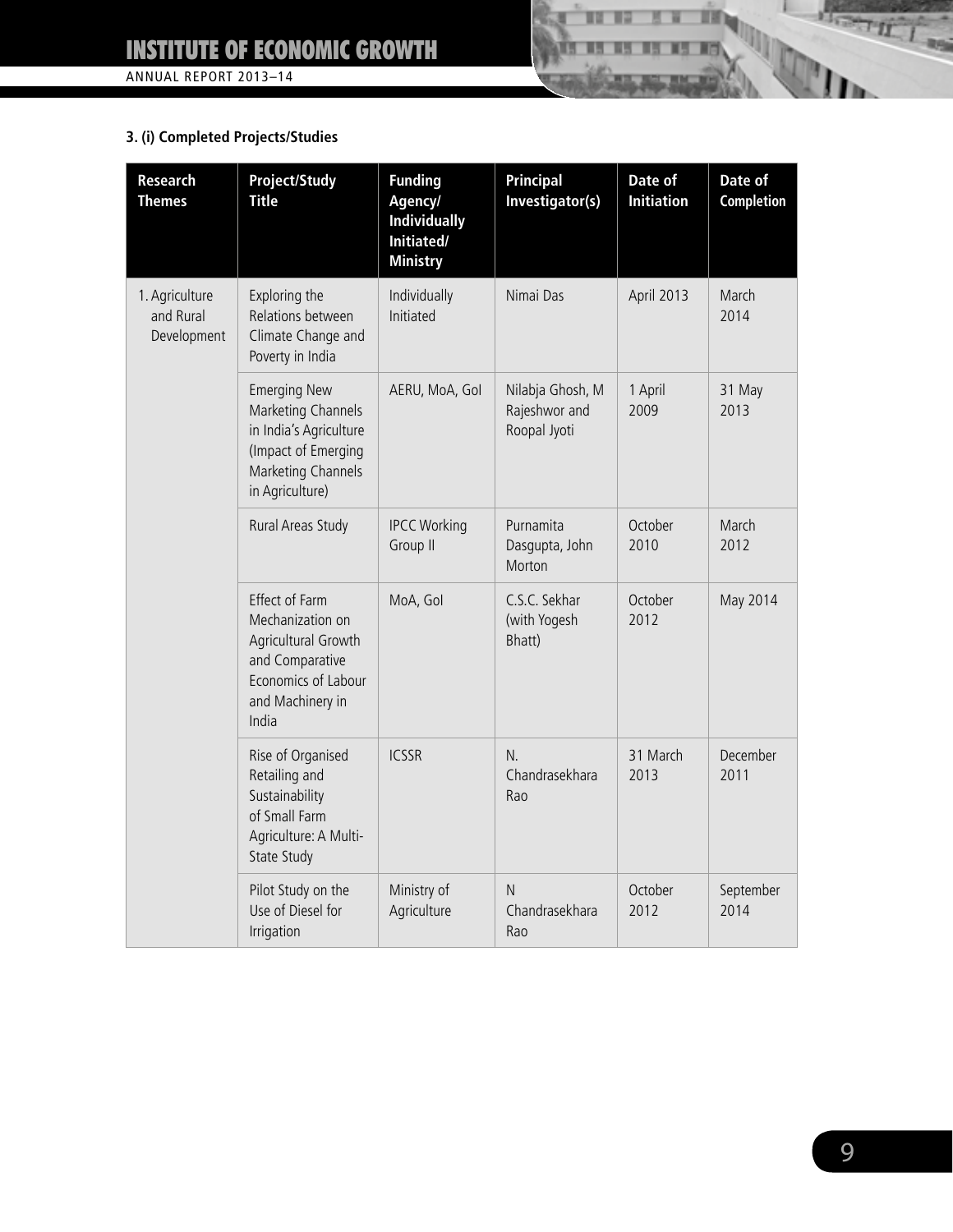### 3. (i) Completed Projects/Studies

| Research Themes | Project/Study Title | Funding Agency/ Individually Initiated/ Ministry | Principal Investigator(s) | Date of Initiation | Date of Completion |
|---|---|---|---|---|---|
| 1. Agriculture and Rural Development | Exploring the Relations between Climate Change and Poverty in India | Individually Initiated | Nimai Das | April 2013 | March 2014 |
| | Emerging New Marketing Channels in India's Agriculture (Impact of Emerging Marketing Channels in Agriculture) | AERU, MoA, GoI | Nilabja Ghosh, M Rajeshwor and Roopal Jyoti | 1 April 2009 | 31 May 2013 |
| | Rural Areas Study | IPCC Working Group II | Purnamita Dasgupta, John Morton | October 2010 | March 2012 |
| | Effect of Farm Mechanization on Agricultural Growth and Comparative Economics of Labour and Machinery in India | MoA, GoI | C.S.C. Sekhar (with Yogesh Bhatt) | October 2012 | May 2014 |
| | Rise of Organised Retailing and Sustainability of Small Farm Agriculture: A Multi-State Study | ICSSR | N. Chandrasekhara Rao | 31 March 2013 | December 2011 |
| | Pilot Study on the Use of Diesel for Irrigation | Ministry of Agriculture | N Chandrasekhara Rao | October 2012 | September 2014 |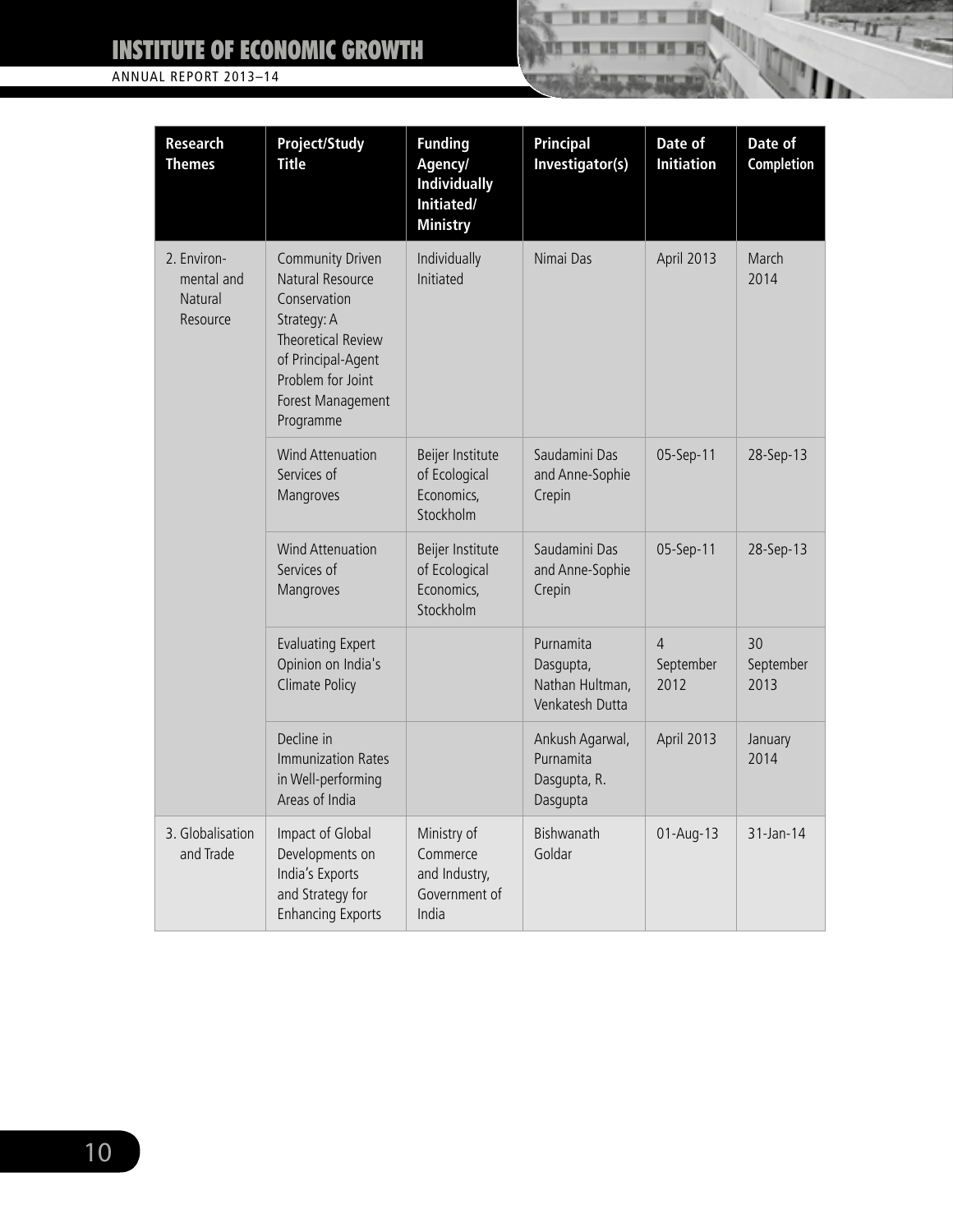| Research Themes | Project/Study Title | Funding Agency/ Individually Initiated/ Ministry | Principal Investigator(s) | Date of Initiation | Date of Completion |
|---|---|---|---|---|---|
| 2. Environ-mental and Natural Resource | Community Driven Natural Resource Conservation Strategy: A Theoretical Review of Principal-Agent Problem for Joint Forest Management Programme | Individually Initiated | Nimai Das | April 2013 | March 2014 |
| | Wind Attenuation Services of Mangroves | Beijer Institute of Ecological Economics, Stockholm | Saudamini Das and Anne-Sophie Crepin | 05-Sep-11 | 28-Sep-13 |
| | Wind Attenuation Services of Mangroves | Beijer Institute of Ecological Economics, Stockholm | Saudamini Das and Anne-Sophie Crepin | 05-Sep-11 | 28-Sep-13 |
| | Evaluating Expert Opinion on India's Climate Policy | | Purnamita Dasgupta, Nathan Hultman, Venkatesh Dutta | 4 September 2012 | 30 September 2013 |
| | Decline in Immunization Rates in Well-performing Areas of India | | Ankush Agarwal, Purnamita Dasgupta, R. Dasgupta | April 2013 | January 2014 |
| 3. Globalisation and Trade | Impact of Global Developments on India's Exports and Strategy for Enhancing Exports | Ministry of Commerce and Industry, Government of India | Bishwanath Goldar | 01-Aug-13 | 31-Jan-14 |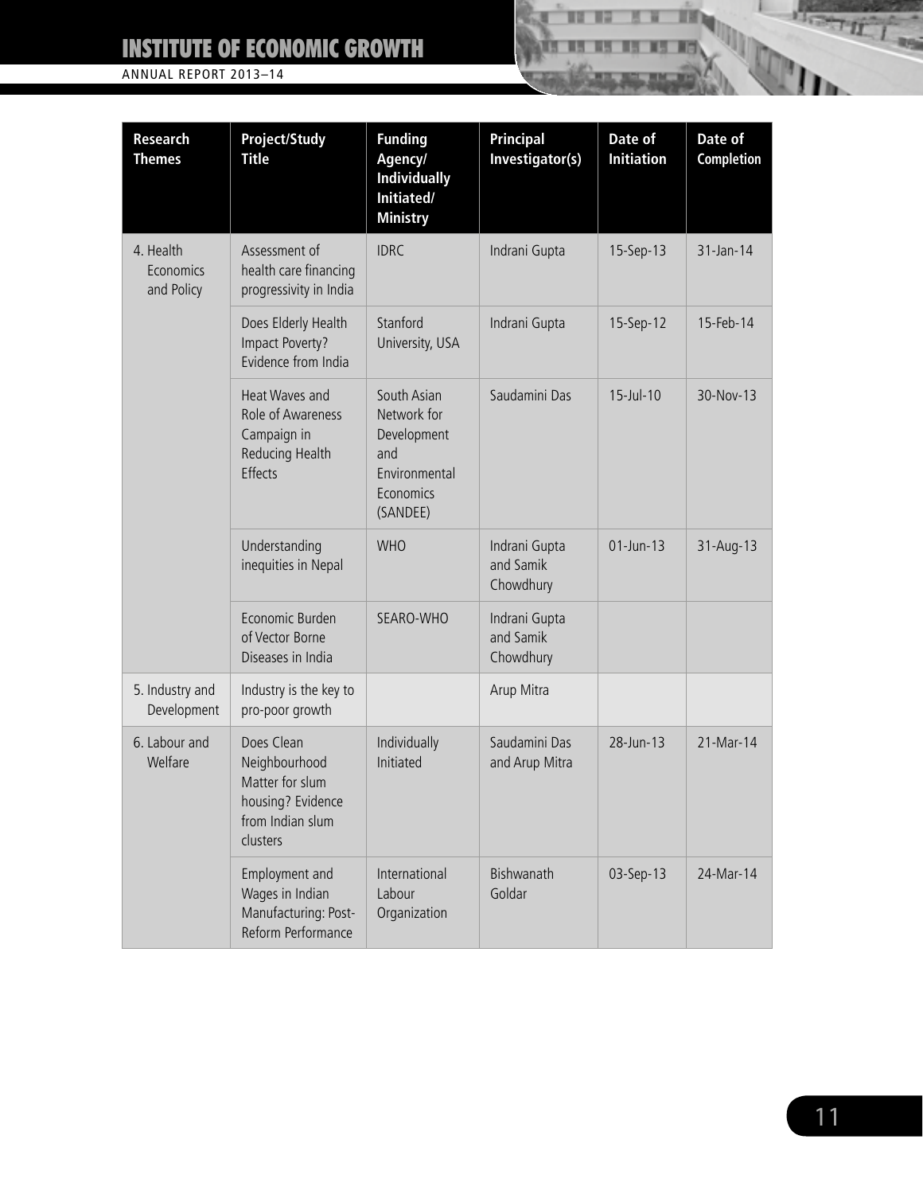| Research Themes | Project/Study Title | Funding Agency/ Individually Initiated/ Ministry | Principal Investigator(s) | Date of Initiation | Date of Completion |
|---|---|---|---|---|---|
| 4. Health Economics and Policy | Assessment of health care financing progressivity in India | IDRC | Indrani Gupta | 15-Sep-13 | 31-Jan-14 |
| | Does Elderly Health Impact Poverty? Evidence from India | Stanford University, USA | Indrani Gupta | 15-Sep-12 | 15-Feb-14 |
| | Heat Waves and Role of Awareness Campaign in Reducing Health Effects | South Asian Network for Development and Environmental Economics (SANDEE) | Saudamini Das | 15-Jul-10 | 30-Nov-13 |
| | Understanding inequities in Nepal | WHO | Indrani Gupta and Samik Chowdhury | 01-Jun-13 | 31-Aug-13 |
| | Economic Burden of Vector Borne Diseases in India | SEARO-WHO | Indrani Gupta and Samik Chowdhury | | |
| 5. Industry and Development | Industry is the key to pro-poor growth | | Arup Mitra | | |
| 6. Labour and Welfare | Does Clean Neighbourhood Matter for slum housing? Evidence from Indian slum clusters | Individually Initiated | Saudamini Das and Arup Mitra | 28-Jun-13 | 21-Mar-14 |
| | Employment and Wages in Indian Manufacturing: Post-Reform Performance | International Labour Organization | Bishwanath Goldar | 03-Sep-13 | 24-Mar-14 |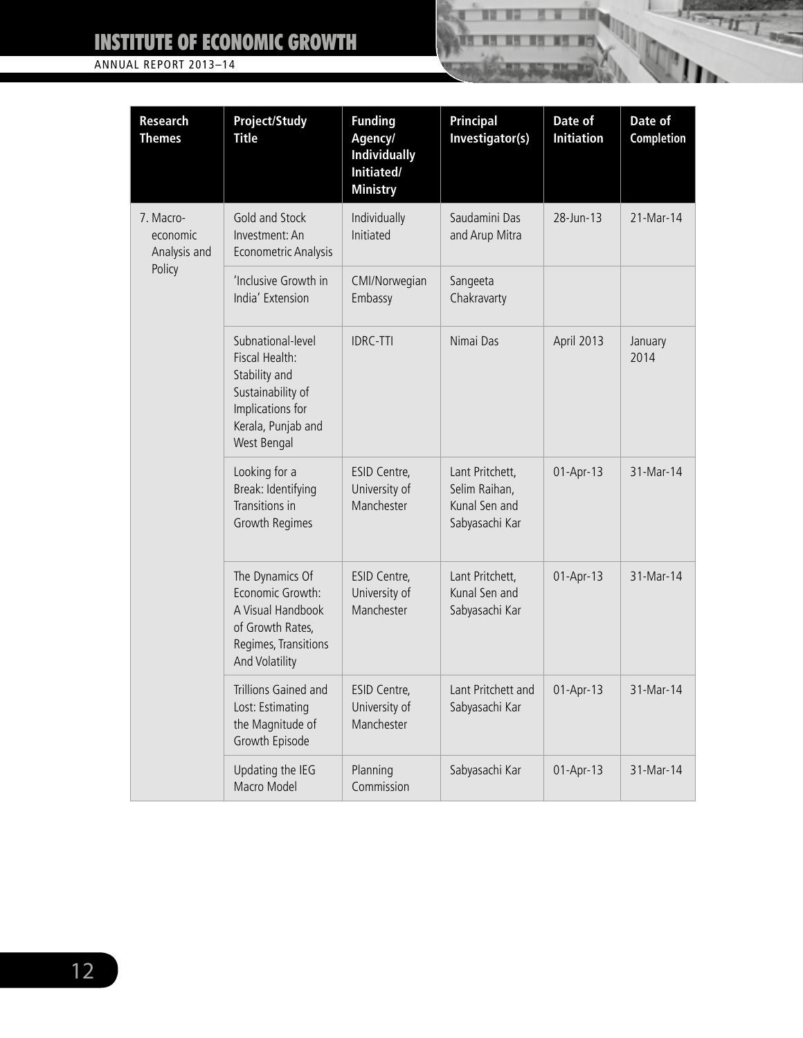| Research Themes | Project/Study Title | Funding Agency/ Individually Initiated/ Ministry | Principal Investigator(s) | Date of Initiation | Date of Completion |
|---|---|---|---|---|---|
| 7. Macro-economic Analysis and Policy | Gold and Stock Investment: An Econometric Analysis | Individually Initiated | Saudamini Das and Arup Mitra | 28-Jun-13 | 21-Mar-14 |
| | 'Inclusive Growth in India' Extension | CMI/Norwegian Embassy | Sangeeta Chakravarty | | |
| | Subnational-level Fiscal Health: Stability and Sustainability of Implications for Kerala, Punjab and West Bengal | IDRC-TTI | Nimai Das | April 2013 | January 2014 |
| | Looking for a Break: Identifying Transitions in Growth Regimes | ESID Centre, University of Manchester | Lant Pritchett, Selim Raihan, Kunal Sen and Sabyasachi Kar | 01-Apr-13 | 31-Mar-14 |
| | The Dynamics Of Economic Growth: A Visual Handbook of Growth Rates, Regimes, Transitions And Volatility | ESID Centre, University of Manchester | Lant Pritchett, Kunal Sen and Sabyasachi Kar | 01-Apr-13 | 31-Mar-14 |
| | Trillions Gained and Lost: Estimating the Magnitude of Growth Episode | ESID Centre, University of Manchester | Lant Pritchett and Sabyasachi Kar | 01-Apr-13 | 31-Mar-14 |
| | Updating the IEG Macro Model | Planning Commission | Sabyasachi Kar | 01-Apr-13 | 31-Mar-14 |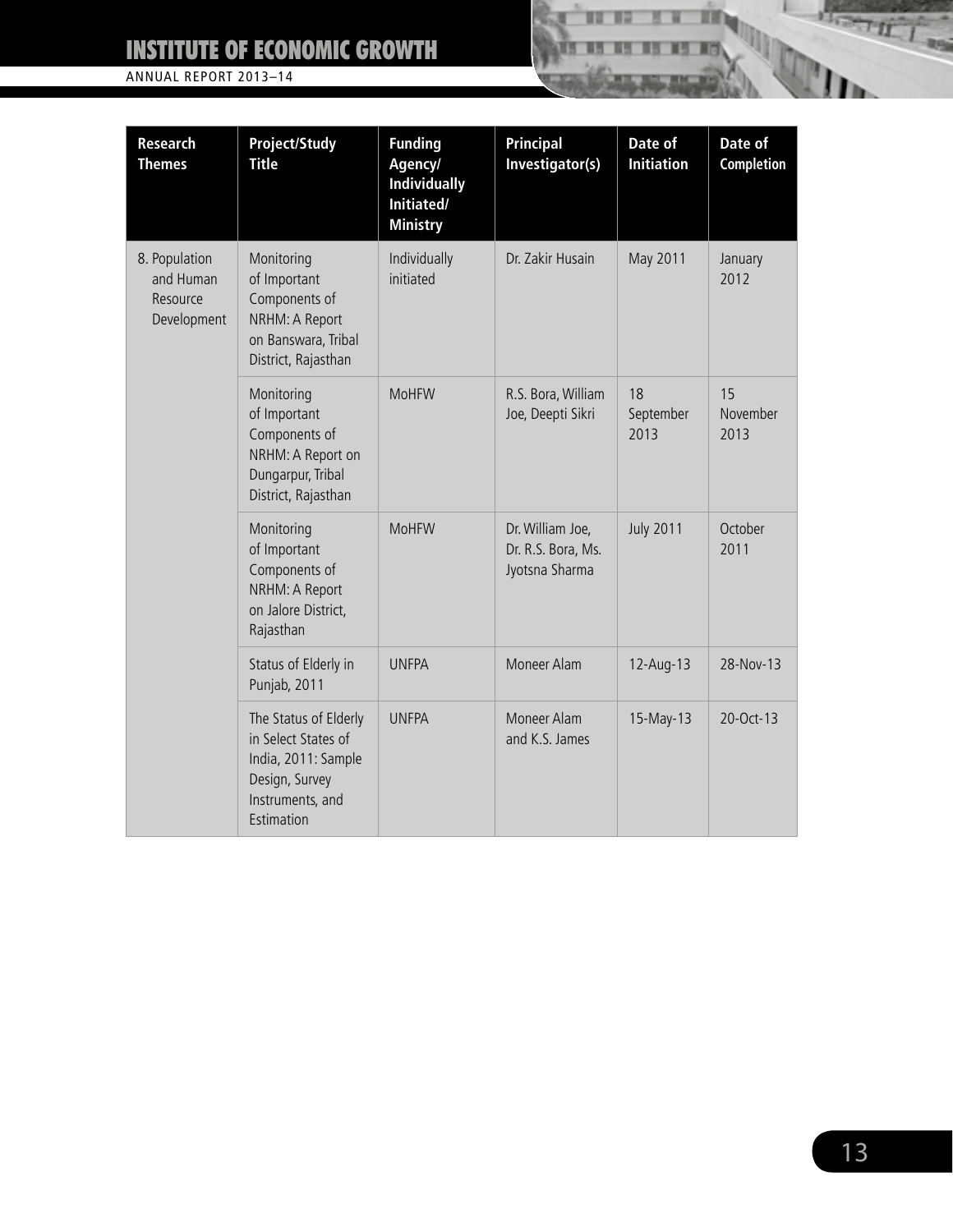| Research Themes | Project/Study Title | Funding Agency/ Individually Initiated/ Ministry | Principal Investigator(s) | Date of Initiation | Date of Completion |
|---|---|---|---|---|---|
| 8. Population and Human Resource Development | Monitoring of Important Components of NRHM: A Report on Banswara, Tribal District, Rajasthan | Individually initiated | Dr. Zakir Husain | May 2011 | January 2012 |
| | Monitoring of Important Components of NRHM: A Report on Dungarpur, Tribal District, Rajasthan | MoHFW | R.S. Bora, William Joe, Deepti Sikri | 18 September 2013 | 15 November 2013 |
| | Monitoring of Important Components of NRHM: A Report on Jalore District, Rajasthan | MoHFW | Dr. William Joe, Dr. R.S. Bora, Ms. Jyotsna Sharma | July 2011 | October 2011 |
| | Status of Elderly in Punjab, 2011 | UNFPA | Moneer Alam | 12-Aug-13 | 28-Nov-13 |
| | The Status of Elderly in Select States of India, 2011: Sample Design, Survey Instruments, and Estimation | UNFPA | Moneer Alam and K.S. James | 15-May-13 | 20-Oct-13 |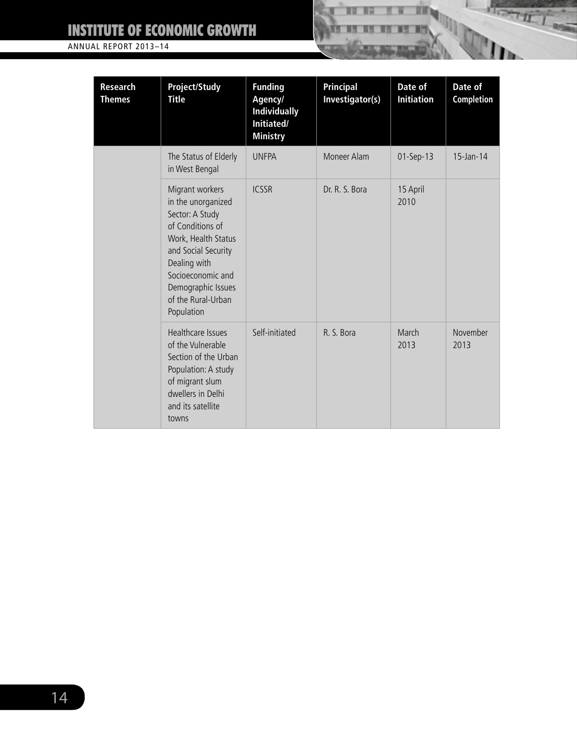| Research Themes | Project/Study Title | Funding Agency/ Individually Initiated/ Ministry | Principal Investigator(s) | Date of Initiation | Date of Completion |
|---|---|---|---|---|---|
| | The Status of Elderly in West Bengal | UNFPA | Moneer Alam | 01-Sep-13 | 15-Jan-14 |
| | Migrant workers in the unorganized Sector: A Study of Conditions of Work, Health Status and Social Security Dealing with Socioeconomic and Demographic Issues of the Rural-Urban Population | ICSSR | Dr. R. S. Bora | 15 April 2010 | |
| | Healthcare Issues of the Vulnerable Section of the Urban Population: A study of migrant slum dwellers in Delhi and its satellite towns | Self-initiated | R. S. Bora | March 2013 | November 2013 |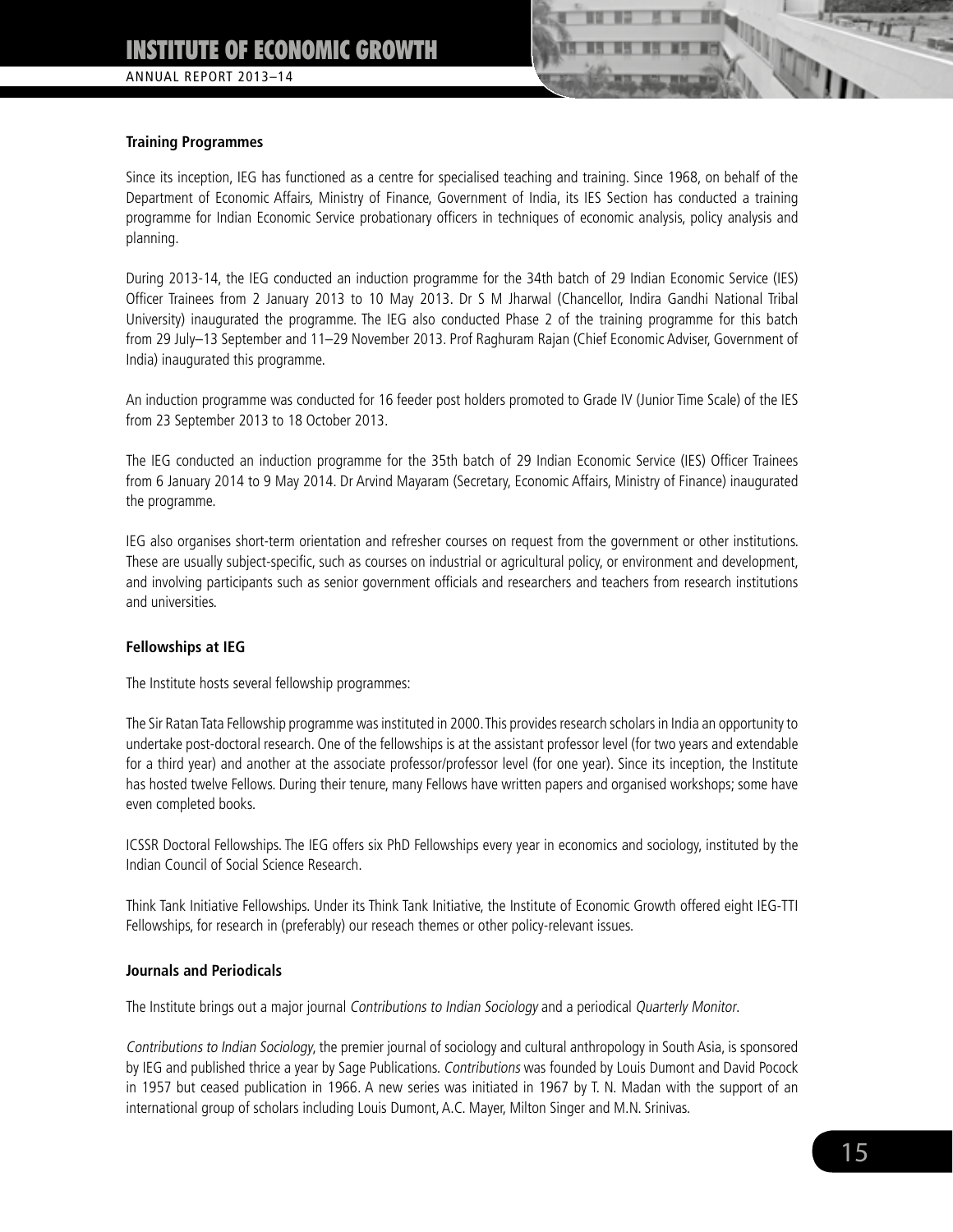**Training Programmes**

Since its inception, IEG has functioned as a centre for specialised teaching and training. Since 1968, on behalf of the Department of Economic Affairs, Ministry of Finance, Government of India, its IES Section has conducted a training programme for Indian Economic Service probationary officers in techniques of economic analysis, policy analysis and planning.

During 2013-14, the IEG conducted an induction programme for the 34th batch of 29 Indian Economic Service (IES) Officer Trainees from 2 January 2013 to 10 May 2013. Dr S M Jharwal (Chancellor, Indira Gandhi National Tribal University) inaugurated the programme. The IEG also conducted Phase 2 of the training programme for this batch from 29 July–13 September and 11–29 November 2013. Prof Raghuram Rajan (Chief Economic Adviser, Government of India) inaugurated this programme.

An induction programme was conducted for 16 feeder post holders promoted to Grade IV (Junior Time Scale) of the IES from 23 September 2013 to 18 October 2013.

The IEG conducted an induction programme for the 35th batch of 29 Indian Economic Service (IES) Officer Trainees from 6 January 2014 to 9 May 2014. Dr Arvind Mayaram (Secretary, Economic Affairs, Ministry of Finance) inaugurated the programme.

IEG also organises short-term orientation and refresher courses on request from the government or other institutions. These are usually subject-specific, such as courses on industrial or agricultural policy, or environment and development, and involving participants such as senior government officials and researchers and teachers from research institutions and universities.

**Fellowships at IEG**

The Institute hosts several fellowship programmes:

The Sir Ratan Tata Fellowship programme was instituted in 2000. This provides research scholars in India an opportunity to undertake post-doctoral research. One of the fellowships is at the assistant professor level (for two years and extendable for a third year) and another at the associate professor/professor level (for one year). Since its inception, the Institute has hosted twelve Fellows. During their tenure, many Fellows have written papers and organised workshops; some have even completed books.

ICSSR Doctoral Fellowships. The IEG offers six PhD Fellowships every year in economics and sociology, instituted by the Indian Council of Social Science Research.

Think Tank Initiative Fellowships. Under its Think Tank Initiative, the Institute of Economic Growth offered eight IEG-TTI Fellowships, for research in (preferably) our reseach themes or other policy-relevant issues.

**Journals and Periodicals**

The Institute brings out a major journal *Contributions to Indian Sociology* and a periodical *Quarterly Monitor*.

*Contributions to Indian Sociology*, the premier journal of sociology and cultural anthropology in South Asia, is sponsored by IEG and published thrice a year by Sage Publications. *Contributions* was founded by Louis Dumont and David Pocock in 1957 but ceased publication in 1966. A new series was initiated in 1967 by T. N. Madan with the support of an international group of scholars including Louis Dumont, A.C. Mayer, Milton Singer and M.N. Srinivas.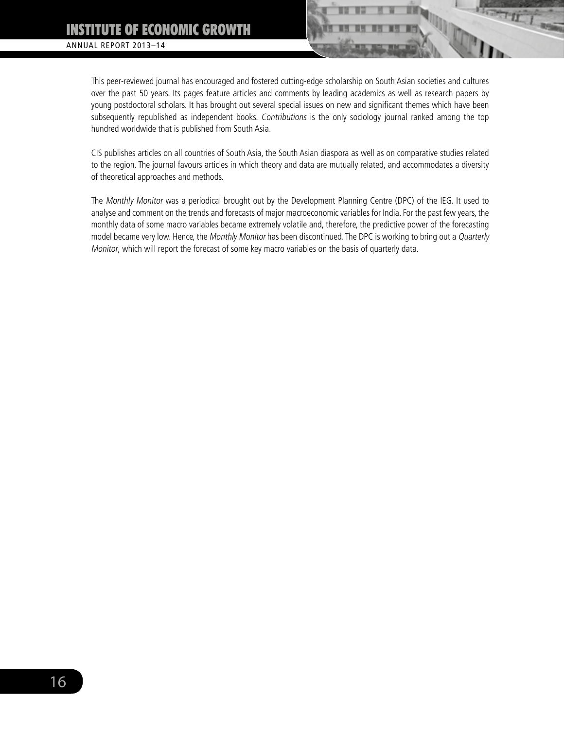This peer-reviewed journal has encouraged and fostered cutting-edge scholarship on South Asian societies and cultures over the past 50 years. Its pages feature articles and comments by leading academics as well as research papers by young postdoctoral scholars. It has brought out several special issues on new and significant themes which have been subsequently republished as independent books. *Contributions* is the only sociology journal ranked among the top hundred worldwide that is published from South Asia.

CIS publishes articles on all countries of South Asia, the South Asian diaspora as well as on comparative studies related to the region. The journal favours articles in which theory and data are mutually related, and accommodates a diversity of theoretical approaches and methods.

The *Monthly Monitor* was a periodical brought out by the Development Planning Centre (DPC) of the IEG. It used to analyse and comment on the trends and forecasts of major macroeconomic variables for India. For the past few years, the monthly data of some macro variables became extremely volatile and, therefore, the predictive power of the forecasting model became very low. Hence, the *Monthly Monitor* has been discontinued. The DPC is working to bring out a *Quarterly Monitor*, which will report the forecast of some key macro variables on the basis of quarterly data.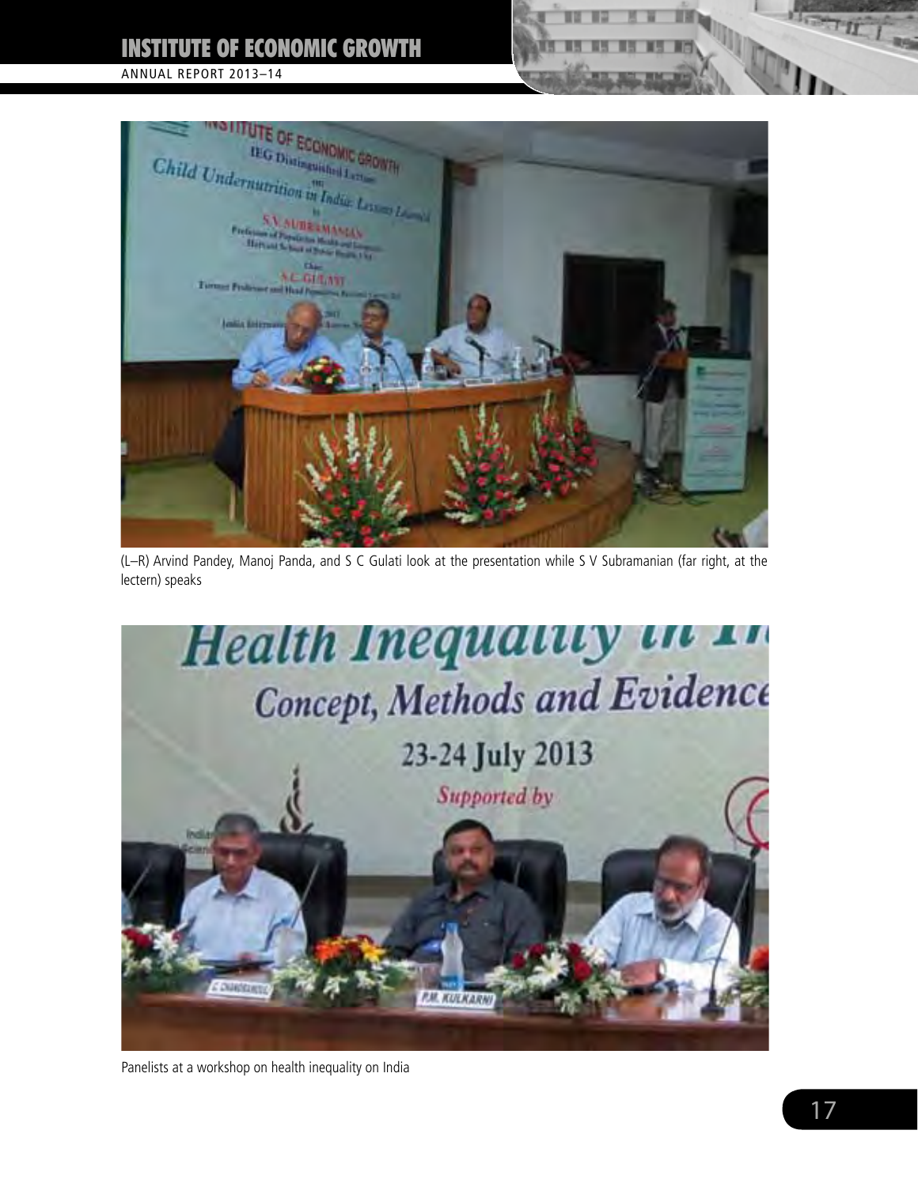(L–R) Arvind Pandey, Manoj Panda, and S C Gulati look at the presentation while S V Subramanian (far right, at the lectern) speaks

Panelists at a workshop on health inequality on India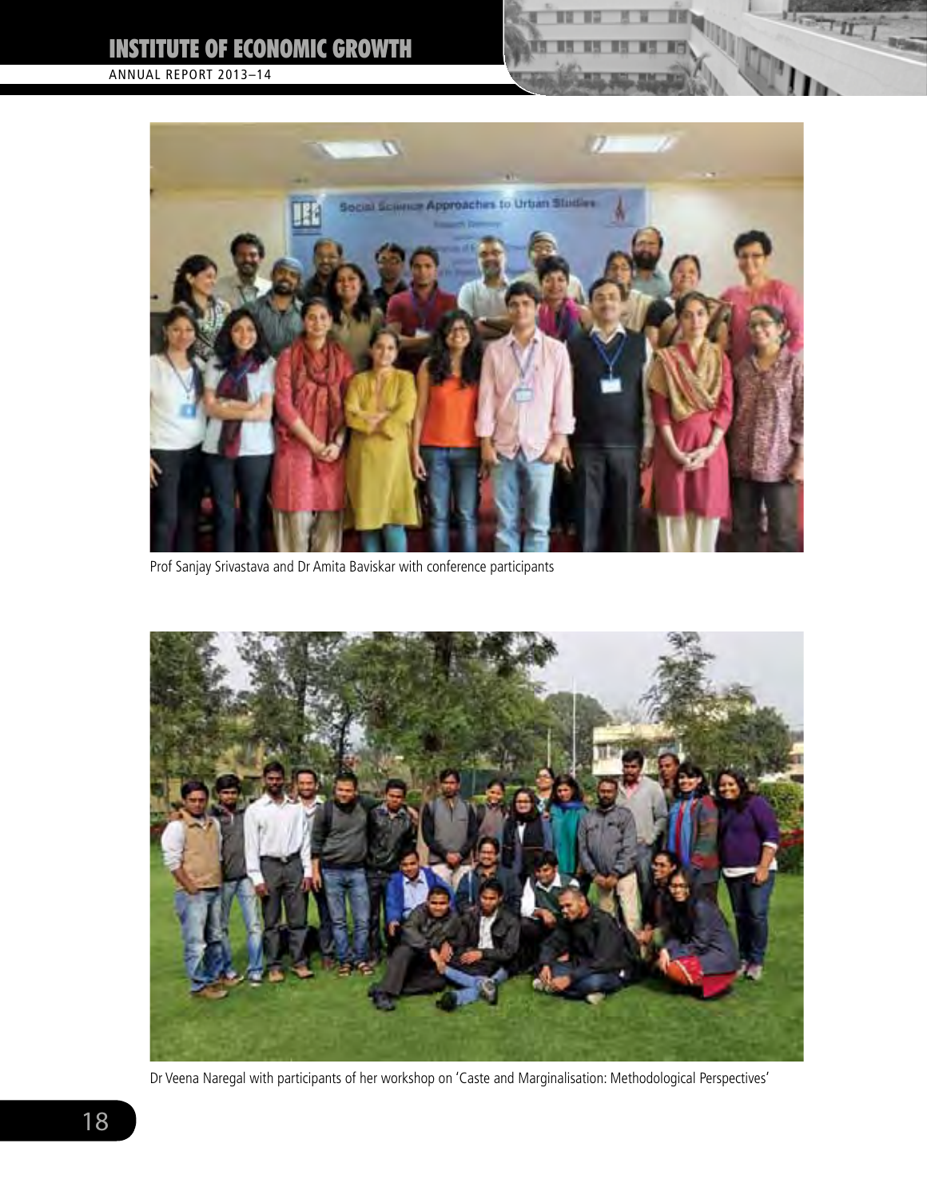Prof Sanjay Srivastava and Dr Amita Baviskar with conference participants

Dr Veena Naregal with participants of her workshop on 'Caste and Marginalisation: Methodological Perspectives'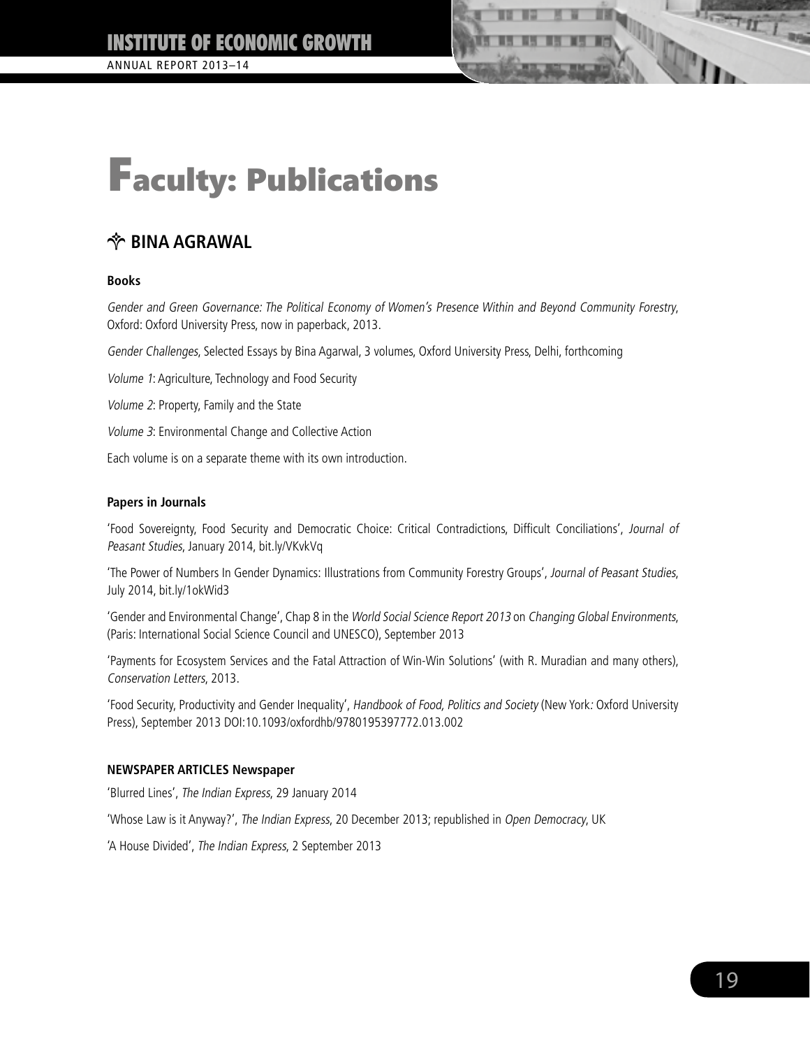# Faculty: Publications

## BINA AGRAWAL

### Books

*Gender and Green Governance: The Political Economy of Women's Presence Within and Beyond Community Forestry*, Oxford: Oxford University Press, now in paperback, 2013.

*Gender Challenges*, Selected Essays by Bina Agarwal, 3 volumes, Oxford University Press, Delhi, forthcoming

*Volume 1*: Agriculture, Technology and Food Security

*Volume 2*: Property, Family and the State

*Volume 3*: Environmental Change and Collective Action

Each volume is on a separate theme with its own introduction.

### Papers in Journals

'Food Sovereignty, Food Security and Democratic Choice: Critical Contradictions, Difficult Conciliations', *Journal of Peasant Studies*, January 2014, bit.ly/VKvkVq

'The Power of Numbers In Gender Dynamics: Illustrations from Community Forestry Groups', *Journal of Peasant Studies*, July 2014, bit.ly/1okWid3

'Gender and Environmental Change', Chap 8 in the *World Social Science Report 2013* on *Changing Global Environments*, (Paris: International Social Science Council and UNESCO), September 2013

'Payments for Ecosystem Services and the Fatal Attraction of Win-Win Solutions' (with R. Muradian and many others), *Conservation Letters*, 2013.

'Food Security, Productivity and Gender Inequality', *Handbook of Food, Politics and Society* (New York: Oxford University Press), September 2013 DOI:10.1093/oxfordhb/9780195397772.013.002

### NEWSPAPER ARTICLES Newspaper

'Blurred Lines', *The Indian Express*, 29 January 2014

'Whose Law is it Anyway?', *The Indian Express*, 20 December 2013; republished in *Open Democracy*, UK

'A House Divided', *The Indian Express*, 2 September 2013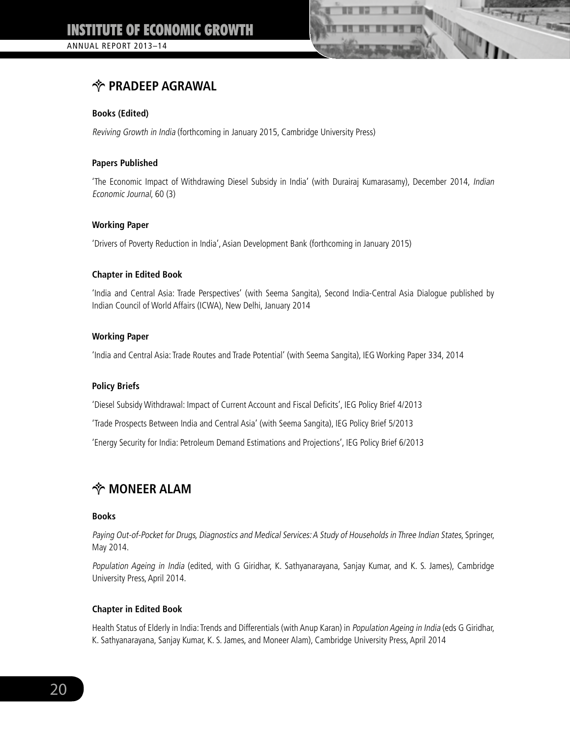## ✧ PRADEEP AGRAWAL

**Books (Edited)**

*Reviving Growth in India* (forthcoming in January 2015, Cambridge University Press)

**Papers Published**

'The Economic Impact of Withdrawing Diesel Subsidy in India' (with Durairaj Kumarasamy), December 2014, *Indian Economic Journal*, 60 (3)

**Working Paper**

'Drivers of Poverty Reduction in India', Asian Development Bank (forthcoming in January 2015)

**Chapter in Edited Book**

'India and Central Asia: Trade Perspectives' (with Seema Sangita), Second India-Central Asia Dialogue published by Indian Council of World Affairs (ICWA), New Delhi, January 2014

**Working Paper**

'India and Central Asia: Trade Routes and Trade Potential' (with Seema Sangita), IEG Working Paper 334, 2014

**Policy Briefs**

'Diesel Subsidy Withdrawal: Impact of Current Account and Fiscal Deficits', IEG Policy Brief 4/2013

'Trade Prospects Between India and Central Asia' (with Seema Sangita), IEG Policy Brief 5/2013

'Energy Security for India: Petroleum Demand Estimations and Projections', IEG Policy Brief 6/2013

## ✧ MONEER ALAM

**Books**

*Paying Out-of-Pocket for Drugs, Diagnostics and Medical Services: A Study of Households in Three Indian States*, Springer, May 2014.

*Population Ageing in India* (edited, with G Giridhar, K. Sathyanarayana, Sanjay Kumar, and K. S. James), Cambridge University Press, April 2014.

**Chapter in Edited Book**

Health Status of Elderly in India: Trends and Differentials (with Anup Karan) in *Population Ageing in India* (eds G Giridhar, K. Sathyanarayana, Sanjay Kumar, K. S. James, and Moneer Alam), Cambridge University Press, April 2014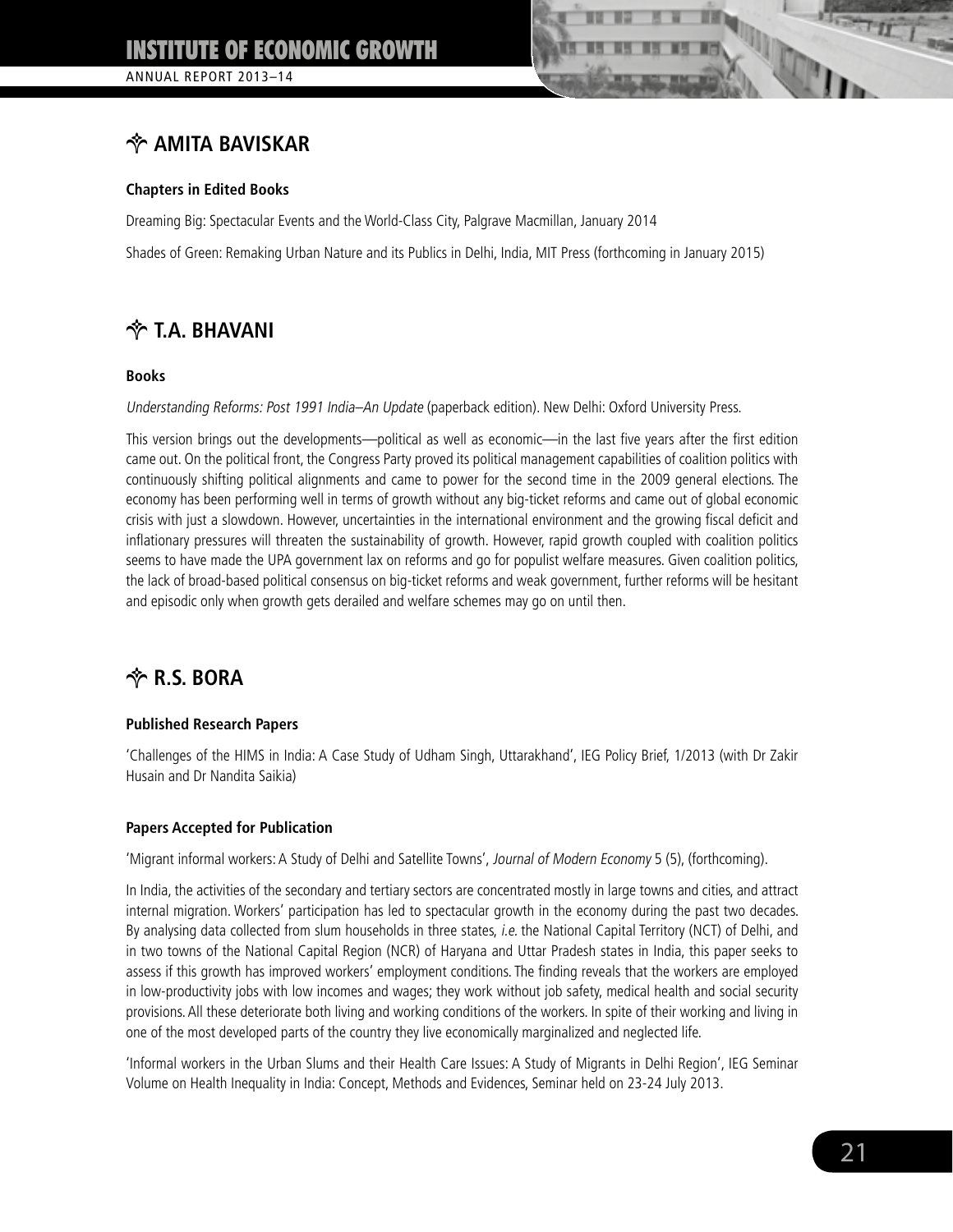## ✧ AMITA BAVISKAR

**Chapters in Edited Books**

Dreaming Big: Spectacular Events and the World-Class City, Palgrave Macmillan, January 2014

Shades of Green: Remaking Urban Nature and its Publics in Delhi, India, MIT Press (forthcoming in January 2015)

## ✧ T.A. BHAVANI

**Books**

*Understanding Reforms: Post 1991 India–An Update* (paperback edition). New Delhi: Oxford University Press.

This version brings out the developments—political as well as economic—in the last five years after the first edition came out. On the political front, the Congress Party proved its political management capabilities of coalition politics with continuously shifting political alignments and came to power for the second time in the 2009 general elections. The economy has been performing well in terms of growth without any big-ticket reforms and came out of global economic crisis with just a slowdown. However, uncertainties in the international environment and the growing fiscal deficit and inflationary pressures will threaten the sustainability of growth. However, rapid growth coupled with coalition politics seems to have made the UPA government lax on reforms and go for populist welfare measures. Given coalition politics, the lack of broad-based political consensus on big-ticket reforms and weak government, further reforms will be hesitant and episodic only when growth gets derailed and welfare schemes may go on until then.

## ✧ R.S. BORA

**Published Research Papers**

'Challenges of the HIMS in India: A Case Study of Udham Singh, Uttarakhand', IEG Policy Brief, 1/2013 (with Dr Zakir Husain and Dr Nandita Saikia)

**Papers Accepted for Publication**

'Migrant informal workers: A Study of Delhi and Satellite Towns', *Journal of Modern Economy* 5 (5), (forthcoming).

In India, the activities of the secondary and tertiary sectors are concentrated mostly in large towns and cities, and attract internal migration. Workers' participation has led to spectacular growth in the economy during the past two decades. By analysing data collected from slum households in three states, *i.e.* the National Capital Territory (NCT) of Delhi, and in two towns of the National Capital Region (NCR) of Haryana and Uttar Pradesh states in India, this paper seeks to assess if this growth has improved workers' employment conditions. The finding reveals that the workers are employed in low-productivity jobs with low incomes and wages; they work without job safety, medical health and social security provisions. All these deteriorate both living and working conditions of the workers. In spite of their working and living in one of the most developed parts of the country they live economically marginalized and neglected life.

'Informal workers in the Urban Slums and their Health Care Issues: A Study of Migrants in Delhi Region', IEG Seminar Volume on Health Inequality in India: Concept, Methods and Evidences, Seminar held on 23-24 July 2013.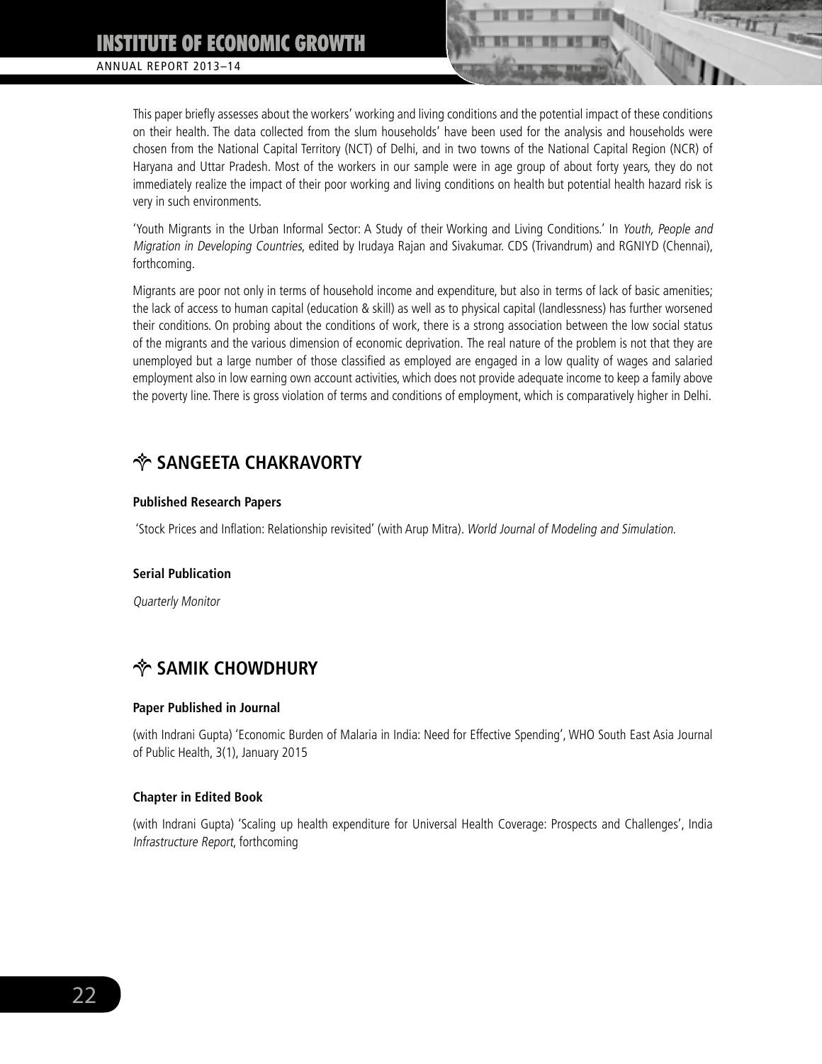This paper briefly assesses about the workers' working and living conditions and the potential impact of these conditions on their health. The data collected from the slum households' have been used for the analysis and households were chosen from the National Capital Territory (NCT) of Delhi, and in two towns of the National Capital Region (NCR) of Haryana and Uttar Pradesh. Most of the workers in our sample were in age group of about forty years, they do not immediately realize the impact of their poor working and living conditions on health but potential health hazard risk is very in such environments.

'Youth Migrants in the Urban Informal Sector: A Study of their Working and Living Conditions.' In *Youth, People and Migration in Developing Countries*, edited by Irudaya Rajan and Sivakumar. CDS (Trivandrum) and RGNIYD (Chennai), forthcoming.

Migrants are poor not only in terms of household income and expenditure, but also in terms of lack of basic amenities; the lack of access to human capital (education & skill) as well as to physical capital (landlessness) has further worsened their conditions. On probing about the conditions of work, there is a strong association between the low social status of the migrants and the various dimension of economic deprivation. The real nature of the problem is not that they are unemployed but a large number of those classified as employed are engaged in a low quality of wages and salaried employment also in low earning own account activities, which does not provide adequate income to keep a family above the poverty line. There is gross violation of terms and conditions of employment, which is comparatively higher in Delhi.

## SANGEETA CHAKRAVORTY

**Published Research Papers**

'Stock Prices and Inflation: Relationship revisited' (with Arup Mitra). *World Journal of Modeling and Simulation.*

**Serial Publication**

*Quarterly Monitor*

## SAMIK CHOWDHURY

**Paper Published in Journal**

(with Indrani Gupta) 'Economic Burden of Malaria in India: Need for Effective Spending', WHO South East Asia Journal of Public Health, 3(1), January 2015

**Chapter in Edited Book**

(with Indrani Gupta) 'Scaling up health expenditure for Universal Health Coverage: Prospects and Challenges', India *Infrastructure Report*, forthcoming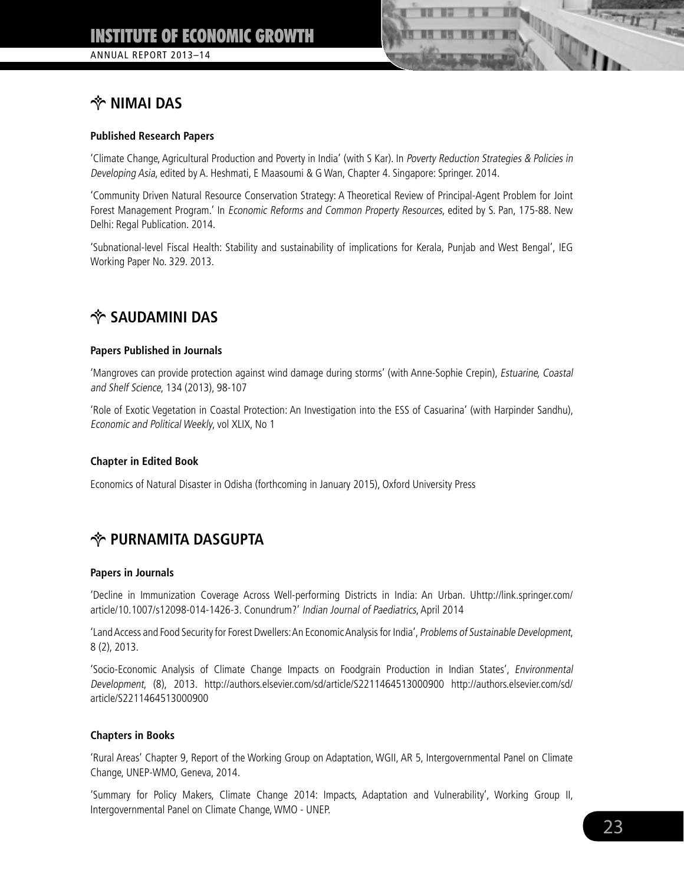## ✧ NIMAI DAS

**Published Research Papers**

'Climate Change, Agricultural Production and Poverty in India' (with S Kar). In *Poverty Reduction Strategies & Policies in Developing Asia*, edited by A. Heshmati, E Maasoumi & G Wan, Chapter 4. Singapore: Springer. 2014.

'Community Driven Natural Resource Conservation Strategy: A Theoretical Review of Principal-Agent Problem for Joint Forest Management Program.' In *Economic Reforms and Common Property Resources*, edited by S. Pan, 175-88. New Delhi: Regal Publication. 2014.

'Subnational-level Fiscal Health: Stability and sustainability of implications for Kerala, Punjab and West Bengal', IEG Working Paper No. 329. 2013.

## ✧ SAUDAMINI DAS

**Papers Published in Journals**

'Mangroves can provide protection against wind damage during storms' (with Anne-Sophie Crepin), *Estuarine, Coastal and Shelf Science*, 134 (2013), 98-107

'Role of Exotic Vegetation in Coastal Protection: An Investigation into the ESS of Casuarina' (with Harpinder Sandhu), *Economic and Political Weekly*, vol XLIX, No 1

**Chapter in Edited Book**

Economics of Natural Disaster in Odisha (forthcoming in January 2015), Oxford University Press

## ✧ PURNAMITA DASGUPTA

**Papers in Journals**

'Decline in Immunization Coverage Across Well-performing Districts in India: An Urban. Uhttp://link.springer.com/article/10.1007/s12098-014-1426-3. Conundrum?' *Indian Journal of Paediatrics*, April 2014

'Land Access and Food Security for Forest Dwellers: An Economic Analysis for India', *Problems of Sustainable Development*, 8 (2), 2013.

'Socio-Economic Analysis of Climate Change Impacts on Foodgrain Production in Indian States', *Environmental Development*, (8), 2013. http://authors.elsevier.com/sd/article/S2211464513000900 http://authors.elsevier.com/sd/article/S2211464513000900

**Chapters in Books**

'Rural Areas' Chapter 9, Report of the Working Group on Adaptation, WGII, AR 5, Intergovernmental Panel on Climate Change, UNEP-WMO, Geneva, 2014.

'Summary for Policy Makers, Climate Change 2014: Impacts, Adaptation and Vulnerability', Working Group II, Intergovernmental Panel on Climate Change, WMO - UNEP.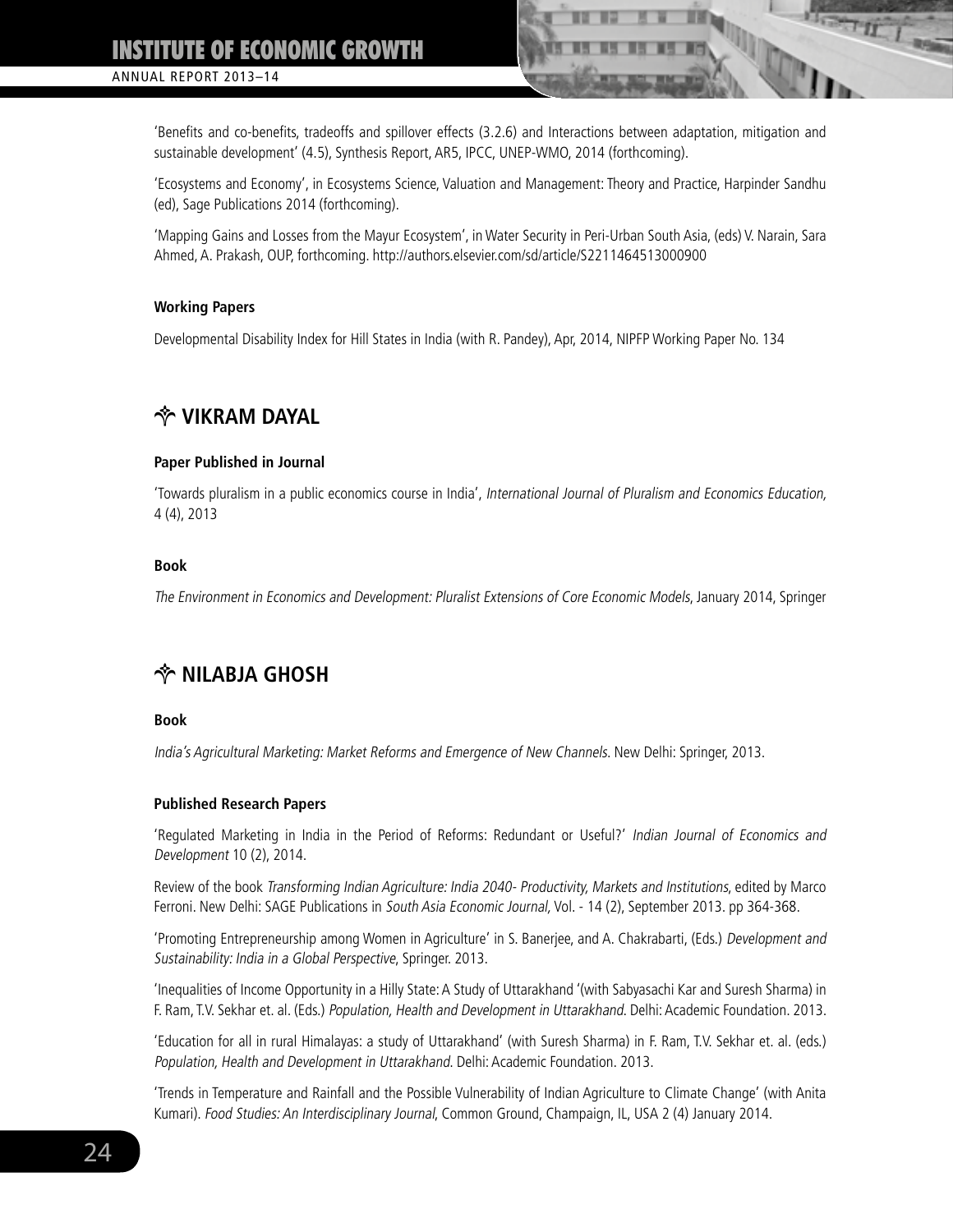'Benefits and co-benefits, tradeoffs and spillover effects (3.2.6) and Interactions between adaptation, mitigation and sustainable development' (4.5), Synthesis Report, AR5, IPCC, UNEP-WMO, 2014 (forthcoming).

'Ecosystems and Economy', in Ecosystems Science, Valuation and Management: Theory and Practice, Harpinder Sandhu (ed), Sage Publications 2014 (forthcoming).

'Mapping Gains and Losses from the Mayur Ecosystem', in Water Security in Peri-Urban South Asia, (eds) V. Narain, Sara Ahmed, A. Prakash, OUP, forthcoming. http://authors.elsevier.com/sd/article/S2211464513000900

#### Working Papers

Developmental Disability Index for Hill States in India (with R. Pandey), Apr, 2014, NIPFP Working Paper No. 134

## VIKRAM DAYAL

#### Paper Published in Journal

'Towards pluralism in a public economics course in India', *International Journal of Pluralism and Economics Education,* 4 (4), 2013

#### Book

*The Environment in Economics and Development: Pluralist Extensions of Core Economic Models*, January 2014, Springer

## NILABJA GHOSH

#### Book

*India's Agricultural Marketing: Market Reforms and Emergence of New Channels*. New Delhi: Springer, 2013.

#### Published Research Papers

'Regulated Marketing in India in the Period of Reforms: Redundant or Useful?' *Indian Journal of Economics and Development* 10 (2), 2014.

Review of the book *Transforming Indian Agriculture: India 2040- Productivity, Markets and Institutions*, edited by Marco Ferroni. New Delhi: SAGE Publications in *South Asia Economic Journal,* Vol. - 14 (2), September 2013. pp 364-368.

'Promoting Entrepreneurship among Women in Agriculture' in S. Banerjee, and A. Chakrabarti, (Eds.) *Development and Sustainability: India in a Global Perspective*, Springer. 2013.

'Inequalities of Income Opportunity in a Hilly State: A Study of Uttarakhand '(with Sabyasachi Kar and Suresh Sharma) in F. Ram, T.V. Sekhar et. al. (Eds.) *Population, Health and Development in Uttarakhand*. Delhi: Academic Foundation. 2013.

'Education for all in rural Himalayas: a study of Uttarakhand' (with Suresh Sharma) in F. Ram, T.V. Sekhar et. al. (eds.) *Population, Health and Development in Uttarakhand*. Delhi: Academic Foundation. 2013.

'Trends in Temperature and Rainfall and the Possible Vulnerability of Indian Agriculture to Climate Change' (with Anita Kumari). *Food Studies: An Interdisciplinary Journal*, Common Ground, Champaign, IL, USA 2 (4) January 2014.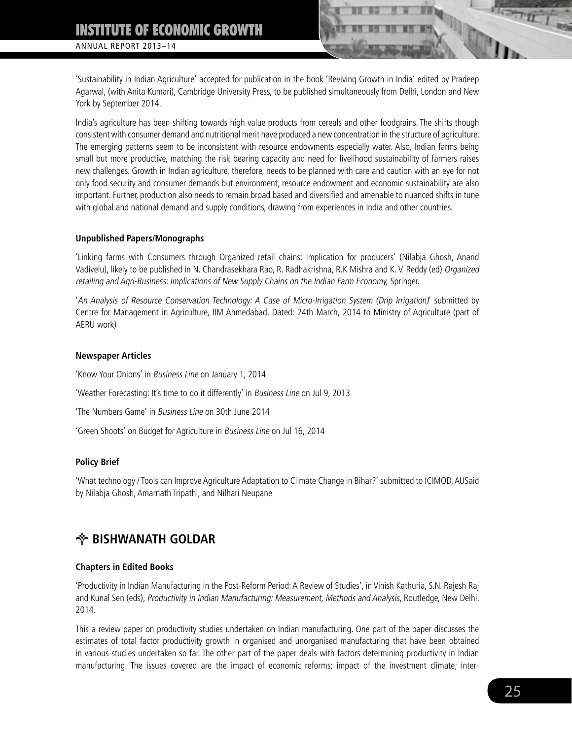'Sustainability in Indian Agriculture' accepted for publication in the book 'Reviving Growth in India' edited by Pradeep Agarwal, (with Anita Kumari), Cambridge University Press, to be published simultaneously from Delhi, London and New York by September 2014.

India's agriculture has been shifting towards high value products from cereals and other foodgrains. The shifts though consistent with consumer demand and nutritional merit have produced a new concentration in the structure of agriculture. The emerging patterns seem to be inconsistent with resource endowments especially water. Also, Indian farms being small but more productive, matching the risk bearing capacity and need for livelihood sustainability of farmers raises new challenges. Growth in Indian agriculture, therefore, needs to be planned with care and caution with an eye for not only food security and consumer demands but environment, resource endowment and economic sustainability are also important. Further, production also needs to remain broad based and diversified and amenable to nuanced shifts in tune with global and national demand and supply conditions, drawing from experiences in India and other countries.

**Unpublished Papers/Monographs**

'Linking farms with Consumers through Organized retail chains: Implication for producers' (Nilabja Ghosh, Anand Vadivelu), likely to be published in N. Chandrasekhara Rao, R. Radhakrishna, R.K Mishra and K. V. Reddy (ed) *Organized retailing and Agri-Business: Implications of New Supply Chains on the Indian Farm Economy,* Springer.

'*An Analysis of Resource Conservation Technology: A Case of Micro-Irrigation System (Drip Irrigation)*' submitted by Centre for Management in Agriculture, IIM Ahmedabad. Dated: 24th March, 2014 to Ministry of Agriculture (part of AERU work)

**Newspaper Articles**

'Know Your Onions' in *Business Line* on January 1, 2014

'Weather Forecasting: It's time to do it differently' in *Business Line* on Jul 9, 2013

'The Numbers Game' in *Business Line* on 30th June 2014

'Green Shoots' on Budget for Agriculture in *Business Line* on Jul 16, 2014

**Policy Brief**

'What technology / Tools can Improve Agriculture Adaptation to Climate Change in Bihar?' submitted to ICIMOD, AUSaid by Nilabja Ghosh, Amarnath Tripathi, and Nilhari Neupane

## BISHWANATH GOLDAR

**Chapters in Edited Books**

'Productivity in Indian Manufacturing in the Post-Reform Period: A Review of Studies', in Vinish Kathuria, S.N. Rajesh Raj and Kunal Sen (eds), *Productivity in Indian Manufacturing: Measurement, Methods and Analysis*, Routledge, New Delhi. 2014.

This a review paper on productivity studies undertaken on Indian manufacturing. One part of the paper discusses the estimates of total factor productivity growth in organised and unorganised manufacturing that have been obtained in various studies undertaken so far. The other part of the paper deals with factors determining productivity in Indian manufacturing. The issues covered are the impact of economic reforms; impact of the investment climate; inter-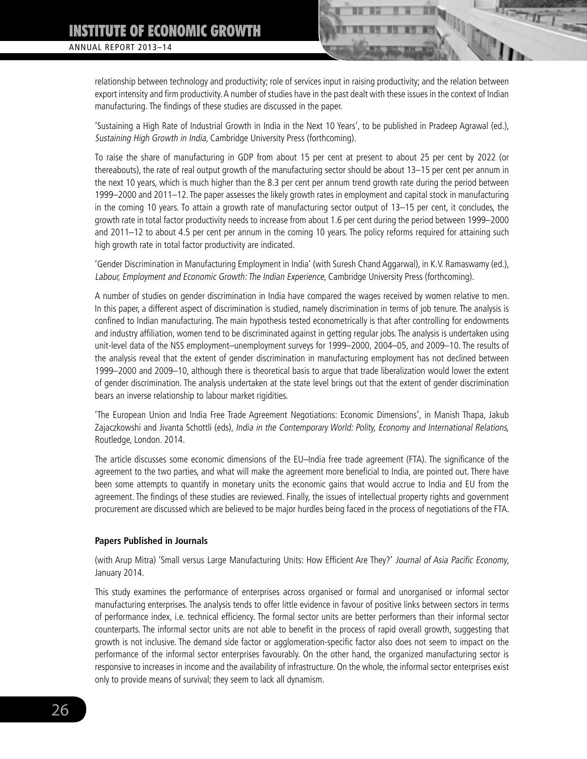relationship between technology and productivity; role of services input in raising productivity; and the relation between export intensity and firm productivity. A number of studies have in the past dealt with these issues in the context of Indian manufacturing. The findings of these studies are discussed in the paper.

'Sustaining a High Rate of Industrial Growth in India in the Next 10 Years', to be published in Pradeep Agrawal (ed.), *Sustaining High Growth in India*, Cambridge University Press (forthcoming).

To raise the share of manufacturing in GDP from about 15 per cent at present to about 25 per cent by 2022 (or thereabouts), the rate of real output growth of the manufacturing sector should be about 13–15 per cent per annum in the next 10 years, which is much higher than the 8.3 per cent per annum trend growth rate during the period between 1999–2000 and 2011–12. The paper assesses the likely growth rates in employment and capital stock in manufacturing in the coming 10 years. To attain a growth rate of manufacturing sector output of 13–15 per cent, it concludes, the growth rate in total factor productivity needs to increase from about 1.6 per cent during the period between 1999–2000 and 2011–12 to about 4.5 per cent per annum in the coming 10 years. The policy reforms required for attaining such high growth rate in total factor productivity are indicated.

'Gender Discrimination in Manufacturing Employment in India' (with Suresh Chand Aggarwal), in K.V. Ramaswamy (ed.), *Labour, Employment and Economic Growth: The Indian Experience*, Cambridge University Press (forthcoming).

A number of studies on gender discrimination in India have compared the wages received by women relative to men. In this paper, a different aspect of discrimination is studied, namely discrimination in terms of job tenure. The analysis is confined to Indian manufacturing. The main hypothesis tested econometrically is that after controlling for endowments and industry affiliation, women tend to be discriminated against in getting regular jobs. The analysis is undertaken using unit-level data of the NSS employment–unemployment surveys for 1999–2000, 2004–05, and 2009–10. The results of the analysis reveal that the extent of gender discrimination in manufacturing employment has not declined between 1999–2000 and 2009–10, although there is theoretical basis to argue that trade liberalization would lower the extent of gender discrimination. The analysis undertaken at the state level brings out that the extent of gender discrimination bears an inverse relationship to labour market rigidities.

'The European Union and India Free Trade Agreement Negotiations: Economic Dimensions', in Manish Thapa, Jakub Zajaczkowshi and Jivanta Schottli (eds), *India in the Contemporary World: Polity, Economy and International Relations,* Routledge, London. 2014.

The article discusses some economic dimensions of the EU–India free trade agreement (FTA). The significance of the agreement to the two parties, and what will make the agreement more beneficial to India, are pointed out. There have been some attempts to quantify in monetary units the economic gains that would accrue to India and EU from the agreement. The findings of these studies are reviewed. Finally, the issues of intellectual property rights and government procurement are discussed which are believed to be major hurdles being faced in the process of negotiations of the FTA.

**Papers Published in Journals**

(with Arup Mitra) 'Small versus Large Manufacturing Units: How Efficient Are They?' *Journal of Asia Pacific Economy*, January 2014.

This study examines the performance of enterprises across organised or formal and unorganised or informal sector manufacturing enterprises. The analysis tends to offer little evidence in favour of positive links between sectors in terms of performance index, i.e. technical efficiency. The formal sector units are better performers than their informal sector counterparts. The informal sector units are not able to benefit in the process of rapid overall growth, suggesting that growth is not inclusive. The demand side factor or agglomeration-specific factor also does not seem to impact on the performance of the informal sector enterprises favourably. On the other hand, the organized manufacturing sector is responsive to increases in income and the availability of infrastructure. On the whole, the informal sector enterprises exist only to provide means of survival; they seem to lack all dynamism.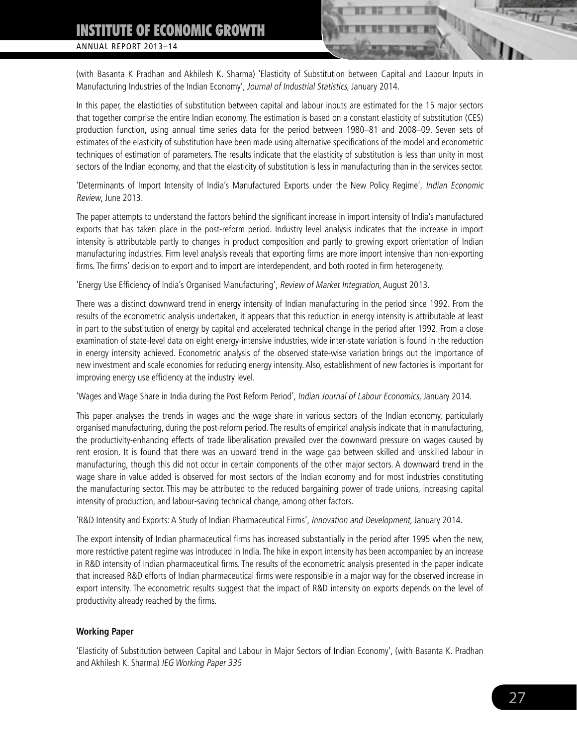(with Basanta K Pradhan and Akhilesh K. Sharma) 'Elasticity of Substitution between Capital and Labour Inputs in Manufacturing Industries of the Indian Economy', *Journal of Industrial Statistics*, January 2014.

In this paper, the elasticities of substitution between capital and labour inputs are estimated for the 15 major sectors that together comprise the entire Indian economy. The estimation is based on a constant elasticity of substitution (CES) production function, using annual time series data for the period between 1980–81 and 2008–09. Seven sets of estimates of the elasticity of substitution have been made using alternative specifications of the model and econometric techniques of estimation of parameters. The results indicate that the elasticity of substitution is less than unity in most sectors of the Indian economy, and that the elasticity of substitution is less in manufacturing than in the services sector.

'Determinants of Import Intensity of India's Manufactured Exports under the New Policy Regime', *Indian Economic Review*, June 2013.

The paper attempts to understand the factors behind the significant increase in import intensity of India's manufactured exports that has taken place in the post-reform period. Industry level analysis indicates that the increase in import intensity is attributable partly to changes in product composition and partly to growing export orientation of Indian manufacturing industries. Firm level analysis reveals that exporting firms are more import intensive than non-exporting firms. The firms' decision to export and to import are interdependent, and both rooted in firm heterogeneity.

'Energy Use Efficiency of India's Organised Manufacturing', *Review of Market Integration*, August 2013.

There was a distinct downward trend in energy intensity of Indian manufacturing in the period since 1992. From the results of the econometric analysis undertaken, it appears that this reduction in energy intensity is attributable at least in part to the substitution of energy by capital and accelerated technical change in the period after 1992. From a close examination of state-level data on eight energy-intensive industries, wide inter-state variation is found in the reduction in energy intensity achieved. Econometric analysis of the observed state-wise variation brings out the importance of new investment and scale economies for reducing energy intensity. Also, establishment of new factories is important for improving energy use efficiency at the industry level.

'Wages and Wage Share in India during the Post Reform Period', *Indian Journal of Labour Economics*, January 2014.

This paper analyses the trends in wages and the wage share in various sectors of the Indian economy, particularly organised manufacturing, during the post-reform period. The results of empirical analysis indicate that in manufacturing, the productivity-enhancing effects of trade liberalisation prevailed over the downward pressure on wages caused by rent erosion. It is found that there was an upward trend in the wage gap between skilled and unskilled labour in manufacturing, though this did not occur in certain components of the other major sectors. A downward trend in the wage share in value added is observed for most sectors of the Indian economy and for most industries constituting the manufacturing sector. This may be attributed to the reduced bargaining power of trade unions, increasing capital intensity of production, and labour-saving technical change, among other factors.

'R&D Intensity and Exports: A Study of Indian Pharmaceutical Firms', *Innovation and Development,* January 2014.

The export intensity of Indian pharmaceutical firms has increased substantially in the period after 1995 when the new, more restrictive patent regime was introduced in India. The hike in export intensity has been accompanied by an increase in R&D intensity of Indian pharmaceutical firms. The results of the econometric analysis presented in the paper indicate that increased R&D efforts of Indian pharmaceutical firms were responsible in a major way for the observed increase in export intensity. The econometric results suggest that the impact of R&D intensity on exports depends on the level of productivity already reached by the firms.

**Working Paper**

'Elasticity of Substitution between Capital and Labour in Major Sectors of Indian Economy', (with Basanta K. Pradhan and Akhilesh K. Sharma) *IEG Working Paper 335*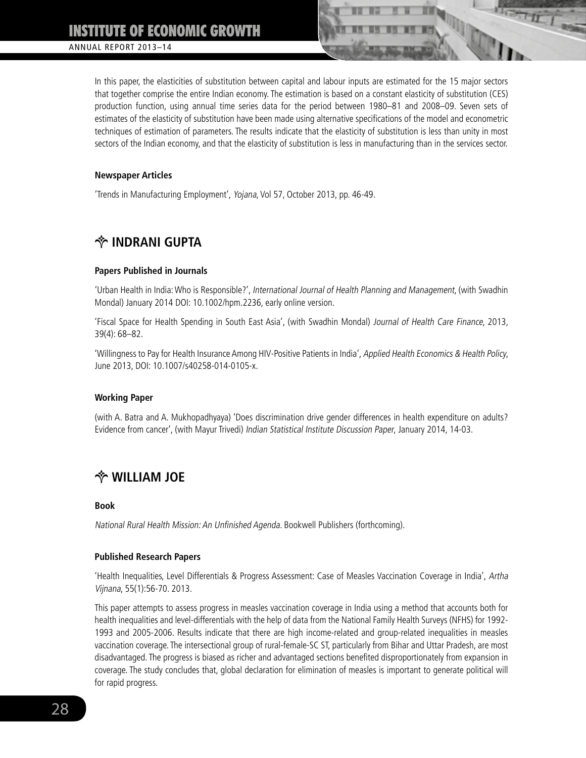In this paper, the elasticities of substitution between capital and labour inputs are estimated for the 15 major sectors that together comprise the entire Indian economy. The estimation is based on a constant elasticity of substitution (CES) production function, using annual time series data for the period between 1980–81 and 2008–09. Seven sets of estimates of the elasticity of substitution have been made using alternative specifications of the model and econometric techniques of estimation of parameters. The results indicate that the elasticity of substitution is less than unity in most sectors of the Indian economy, and that the elasticity of substitution is less in manufacturing than in the services sector.

**Newspaper Articles**

'Trends in Manufacturing Employment', *Yojana*, Vol 57, October 2013, pp. 46-49.

## INDRANI GUPTA

**Papers Published in Journals**

'Urban Health in India: Who is Responsible?', *International Journal of Health Planning and Management*, (with Swadhin Mondal) January 2014 DOI: 10.1002/hpm.2236, early online version.

'Fiscal Space for Health Spending in South East Asia', (with Swadhin Mondal) *Journal of Health Care Finance*, 2013, 39(4): 68–82.

'Willingness to Pay for Health Insurance Among HIV-Positive Patients in India', *Applied Health Economics & Health Policy*, June 2013, DOI: 10.1007/s40258-014-0105-x.

**Working Paper**

(with A. Batra and A. Mukhopadhyaya) 'Does discrimination drive gender differences in health expenditure on adults? Evidence from cancer', (with Mayur Trivedi) *Indian Statistical Institute Discussion Paper*, January 2014, 14-03.

## WILLIAM JOE

**Book**

*National Rural Health Mission: An Unfinished Agenda*. Bookwell Publishers (forthcoming).

**Published Research Papers**

'Health Inequalities, Level Differentials & Progress Assessment: Case of Measles Vaccination Coverage in India', *Artha Vijnana*, 55(1):56-70. 2013.

This paper attempts to assess progress in measles vaccination coverage in India using a method that accounts both for health inequalities and level-differentials with the help of data from the National Family Health Surveys (NFHS) for 1992-1993 and 2005-2006. Results indicate that there are high income-related and group-related inequalities in measles vaccination coverage. The intersectional group of rural-female-SC ST, particularly from Bihar and Uttar Pradesh, are most disadvantaged. The progress is biased as richer and advantaged sections benefited disproportionately from expansion in coverage. The study concludes that, global declaration for elimination of measles is important to generate political will for rapid progress.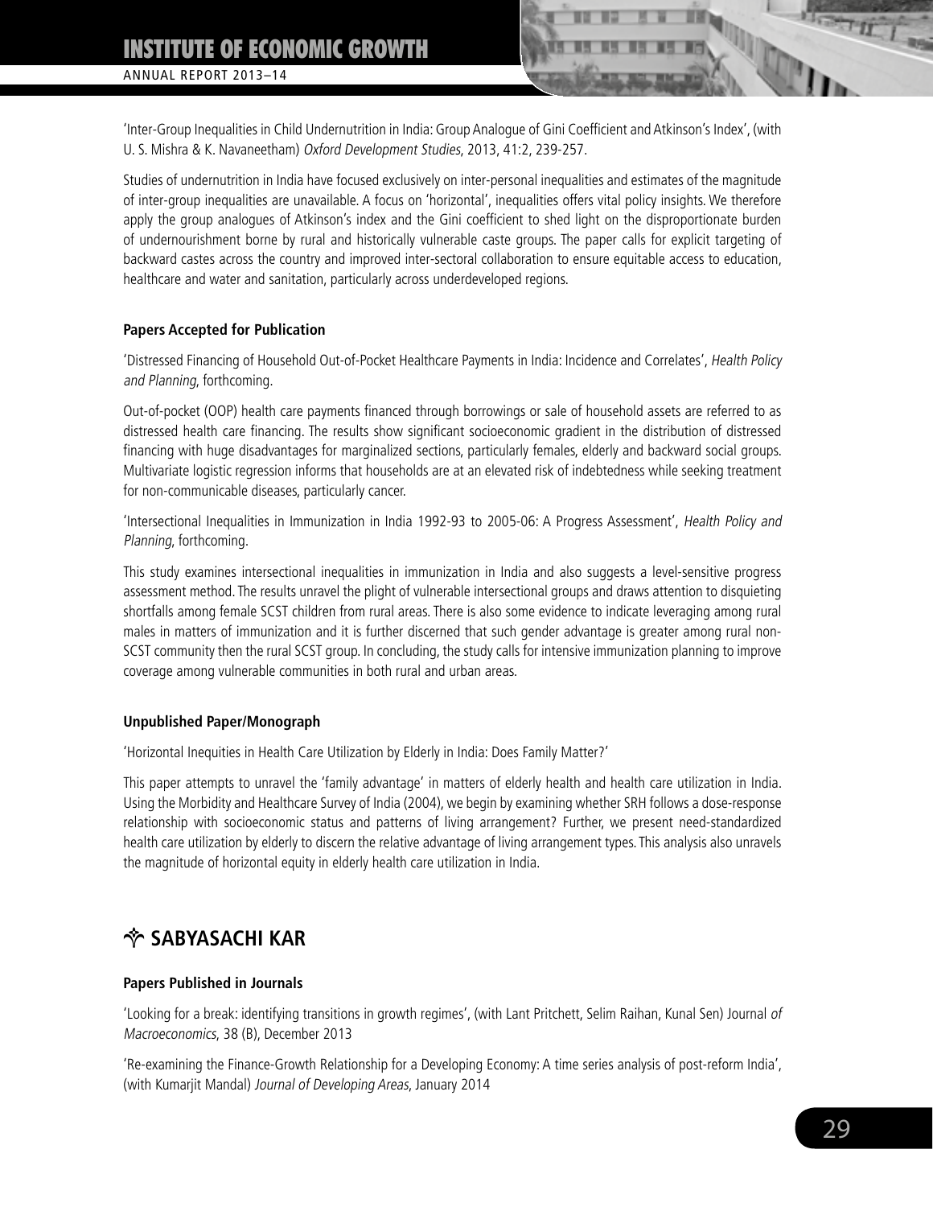'Inter-Group Inequalities in Child Undernutrition in India: Group Analogue of Gini Coefficient and Atkinson's Index', (with U. S. Mishra & K. Navaneetham) *Oxford Development Studies*, 2013, 41:2, 239-257.

Studies of undernutrition in India have focused exclusively on inter-personal inequalities and estimates of the magnitude of inter-group inequalities are unavailable. A focus on 'horizontal', inequalities offers vital policy insights. We therefore apply the group analogues of Atkinson's index and the Gini coefficient to shed light on the disproportionate burden of undernourishment borne by rural and historically vulnerable caste groups. The paper calls for explicit targeting of backward castes across the country and improved inter-sectoral collaboration to ensure equitable access to education, healthcare and water and sanitation, particularly across underdeveloped regions.

**Papers Accepted for Publication**

'Distressed Financing of Household Out-of-Pocket Healthcare Payments in India: Incidence and Correlates', *Health Policy and Planning*, forthcoming.

Out-of-pocket (OOP) health care payments financed through borrowings or sale of household assets are referred to as distressed health care financing. The results show significant socioeconomic gradient in the distribution of distressed financing with huge disadvantages for marginalized sections, particularly females, elderly and backward social groups. Multivariate logistic regression informs that households are at an elevated risk of indebtedness while seeking treatment for non-communicable diseases, particularly cancer.

'Intersectional Inequalities in Immunization in India 1992-93 to 2005-06: A Progress Assessment', *Health Policy and Planning*, forthcoming.

This study examines intersectional inequalities in immunization in India and also suggests a level-sensitive progress assessment method. The results unravel the plight of vulnerable intersectional groups and draws attention to disquieting shortfalls among female SCST children from rural areas. There is also some evidence to indicate leveraging among rural males in matters of immunization and it is further discerned that such gender advantage is greater among rural non-SCST community then the rural SCST group. In concluding, the study calls for intensive immunization planning to improve coverage among vulnerable communities in both rural and urban areas.

**Unpublished Paper/Monograph**

'Horizontal Inequities in Health Care Utilization by Elderly in India: Does Family Matter?'

This paper attempts to unravel the 'family advantage' in matters of elderly health and health care utilization in India. Using the Morbidity and Healthcare Survey of India (2004), we begin by examining whether SRH follows a dose-response relationship with socioeconomic status and patterns of living arrangement? Further, we present need-standardized health care utilization by elderly to discern the relative advantage of living arrangement types. This analysis also unravels the magnitude of horizontal equity in elderly health care utilization in India.

## SABYASACHI KAR

**Papers Published in Journals**

'Looking for a break: identifying transitions in growth regimes', (with Lant Pritchett, Selim Raihan, Kunal Sen) Journal *of Macroeconomics*, 38 (B), December 2013

'Re-examining the Finance-Growth Relationship for a Developing Economy: A time series analysis of post-reform India', (with Kumarjit Mandal) *Journal of Developing Areas*, January 2014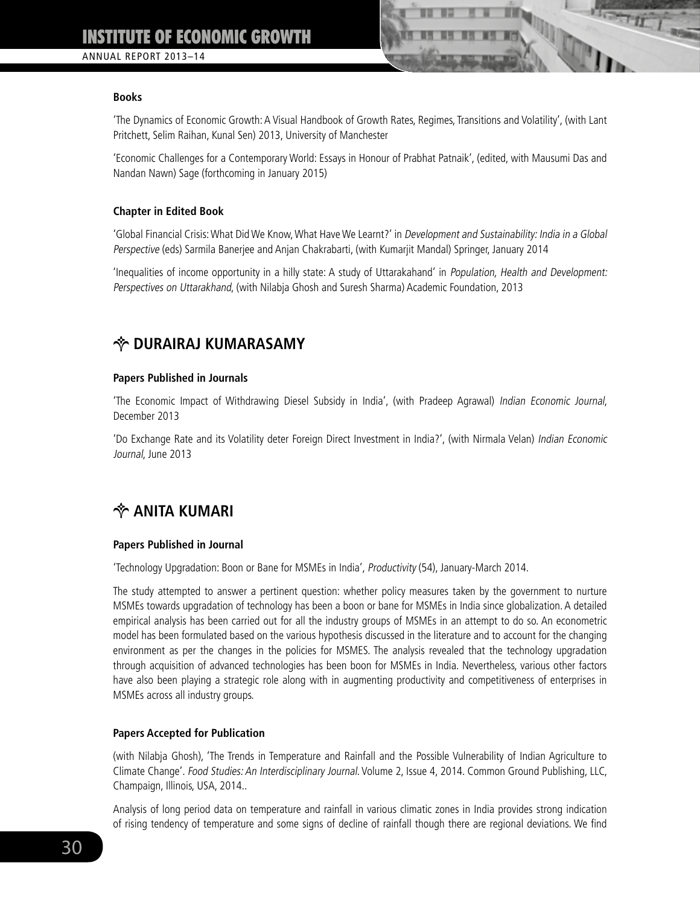#### Books

'The Dynamics of Economic Growth: A Visual Handbook of Growth Rates, Regimes, Transitions and Volatility', (with Lant Pritchett, Selim Raihan, Kunal Sen) 2013, University of Manchester

'Economic Challenges for a Contemporary World: Essays in Honour of Prabhat Patnaik', (edited, with Mausumi Das and Nandan Nawn) Sage (forthcoming in January 2015)

#### Chapter in Edited Book

'Global Financial Crisis: What Did We Know, What Have We Learnt?' in *Development and Sustainability: India in a Global Perspective* (eds) Sarmila Banerjee and Anjan Chakrabarti, (with Kumarjit Mandal) Springer, January 2014

'Inequalities of income opportunity in a hilly state: A study of Uttarakahand' in *Population, Health and Development: Perspectives on Uttarakhand*, (with Nilabja Ghosh and Suresh Sharma) Academic Foundation, 2013

## DURAIRAJ KUMARASAMY

#### Papers Published in Journals

'The Economic Impact of Withdrawing Diesel Subsidy in India', (with Pradeep Agrawal) *Indian Economic Journal*, December 2013

'Do Exchange Rate and its Volatility deter Foreign Direct Investment in India?', (with Nirmala Velan) *Indian Economic Journal*, June 2013

## ANITA KUMARI

#### Papers Published in Journal

'Technology Upgradation: Boon or Bane for MSMEs in India', *Productivity* (54), January-March 2014.

The study attempted to answer a pertinent question: whether policy measures taken by the government to nurture MSMEs towards upgradation of technology has been a boon or bane for MSMEs in India since globalization. A detailed empirical analysis has been carried out for all the industry groups of MSMEs in an attempt to do so. An econometric model has been formulated based on the various hypothesis discussed in the literature and to account for the changing environment as per the changes in the policies for MSMES. The analysis revealed that the technology upgradation through acquisition of advanced technologies has been boon for MSMEs in India. Nevertheless, various other factors have also been playing a strategic role along with in augmenting productivity and competitiveness of enterprises in MSMEs across all industry groups.

#### Papers Accepted for Publication

(with Nilabja Ghosh), 'The Trends in Temperature and Rainfall and the Possible Vulnerability of Indian Agriculture to Climate Change'. *Food Studies: An Interdisciplinary Journal*. Volume 2, Issue 4, 2014. Common Ground Publishing, LLC, Champaign, Illinois, USA, 2014..

Analysis of long period data on temperature and rainfall in various climatic zones in India provides strong indication of rising tendency of temperature and some signs of decline of rainfall though there are regional deviations. We find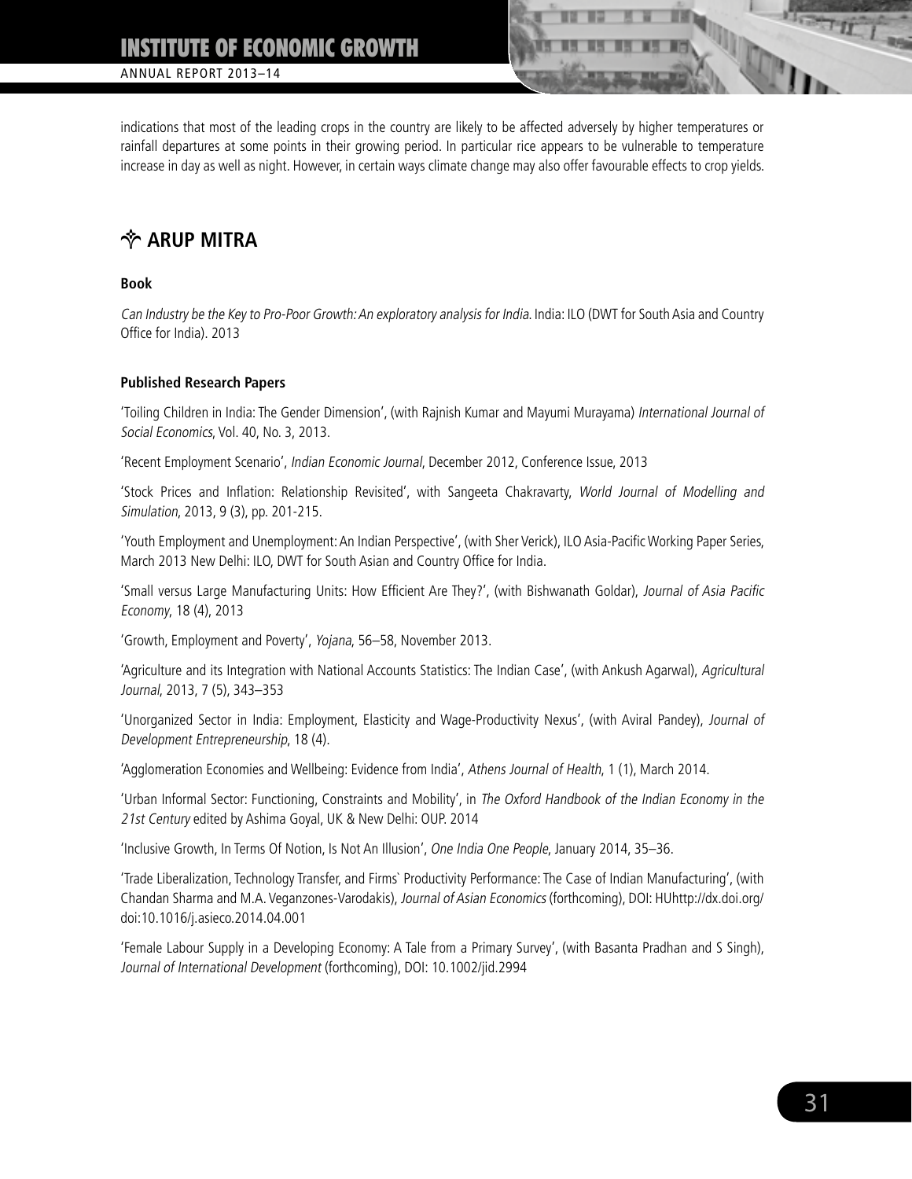indications that most of the leading crops in the country are likely to be affected adversely by higher temperatures or rainfall departures at some points in their growing period. In particular rice appears to be vulnerable to temperature increase in day as well as night. However, in certain ways climate change may also offer favourable effects to crop yields.

## ARUP MITRA

**Book**

*Can Industry be the Key to Pro-Poor Growth: An exploratory analysis for India*. India: ILO (DWT for South Asia and Country Office for India). 2013

**Published Research Papers**

'Toiling Children in India: The Gender Dimension', (with Rajnish Kumar and Mayumi Murayama) *International Journal of Social Economics*, Vol. 40, No. 3, 2013.

'Recent Employment Scenario', *Indian Economic Journal*, December 2012, Conference Issue, 2013

'Stock Prices and Inflation: Relationship Revisited', with Sangeeta Chakravarty, *World Journal of Modelling and Simulation*, 2013, 9 (3), pp. 201-215.

'Youth Employment and Unemployment: An Indian Perspective', (with Sher Verick), ILO Asia-Pacific Working Paper Series, March 2013 New Delhi: ILO, DWT for South Asian and Country Office for India.

'Small versus Large Manufacturing Units: How Efficient Are They?', (with Bishwanath Goldar), *Journal of Asia Pacific Economy*, 18 (4), 2013

'Growth, Employment and Poverty', *Yojana*, 56–58, November 2013.

'Agriculture and its Integration with National Accounts Statistics: The Indian Case', (with Ankush Agarwal), *Agricultural Journal*, 2013, 7 (5), 343–353

'Unorganized Sector in India: Employment, Elasticity and Wage-Productivity Nexus', (with Aviral Pandey), *Journal of Development Entrepreneurship*, 18 (4).

'Agglomeration Economies and Wellbeing: Evidence from India', *Athens Journal of Health*, 1 (1), March 2014.

'Urban Informal Sector: Functioning, Constraints and Mobility', in *The Oxford Handbook of the Indian Economy in the 21st Century* edited by Ashima Goyal, UK & New Delhi: OUP. 2014

'Inclusive Growth, In Terms Of Notion, Is Not An Illusion', *One India One People*, January 2014, 35–36.

'Trade Liberalization, Technology Transfer, and Firms` Productivity Performance: The Case of Indian Manufacturing', (with Chandan Sharma and M.A. Veganzones-Varodakis), *Journal of Asian Economics* (forthcoming), DOI: HUhttp://dx.doi.org/doi:10.1016/j.asieco.2014.04.001

'Female Labour Supply in a Developing Economy: A Tale from a Primary Survey', (with Basanta Pradhan and S Singh), *Journal of International Development* (forthcoming), DOI: 10.1002/jid.2994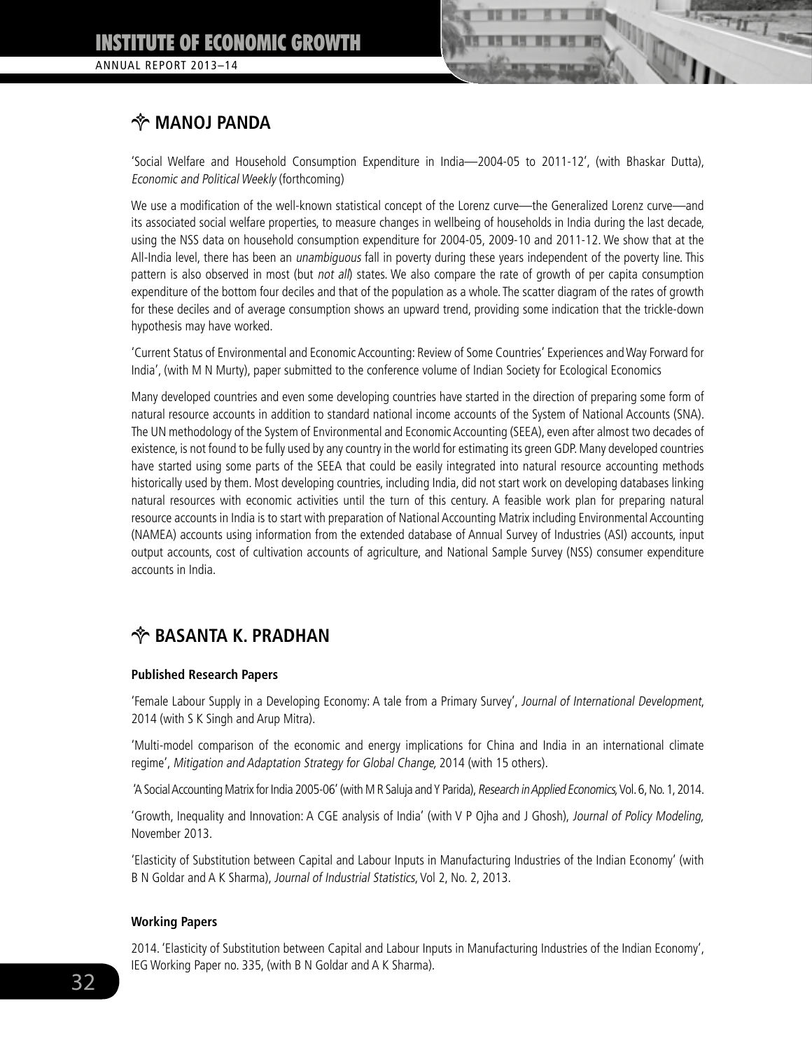## ✧ MANOJ PANDA

'Social Welfare and Household Consumption Expenditure in India—2004-05 to 2011-12', (with Bhaskar Dutta), *Economic and Political Weekly* (forthcoming)

We use a modification of the well-known statistical concept of the Lorenz curve—the Generalized Lorenz curve—and its associated social welfare properties, to measure changes in wellbeing of households in India during the last decade, using the NSS data on household consumption expenditure for 2004-05, 2009-10 and 2011-12. We show that at the All-India level, there has been an *unambiguous* fall in poverty during these years independent of the poverty line. This pattern is also observed in most (but *not all*) states. We also compare the rate of growth of per capita consumption expenditure of the bottom four deciles and that of the population as a whole. The scatter diagram of the rates of growth for these deciles and of average consumption shows an upward trend, providing some indication that the trickle-down hypothesis may have worked.

'Current Status of Environmental and Economic Accounting: Review of Some Countries' Experiences and Way Forward for India', (with M N Murty), paper submitted to the conference volume of Indian Society for Ecological Economics

Many developed countries and even some developing countries have started in the direction of preparing some form of natural resource accounts in addition to standard national income accounts of the System of National Accounts (SNA). The UN methodology of the System of Environmental and Economic Accounting (SEEA), even after almost two decades of existence, is not found to be fully used by any country in the world for estimating its green GDP. Many developed countries have started using some parts of the SEEA that could be easily integrated into natural resource accounting methods historically used by them. Most developing countries, including India, did not start work on developing databases linking natural resources with economic activities until the turn of this century. A feasible work plan for preparing natural resource accounts in India is to start with preparation of National Accounting Matrix including Environmental Accounting (NAMEA) accounts using information from the extended database of Annual Survey of Industries (ASI) accounts, input output accounts, cost of cultivation accounts of agriculture, and National Sample Survey (NSS) consumer expenditure accounts in India.

## ✧ BASANTA K. PRADHAN

**Published Research Papers**

'Female Labour Supply in a Developing Economy: A tale from a Primary Survey', *Journal of International Development*, 2014 (with S K Singh and Arup Mitra).

'Multi-model comparison of the economic and energy implications for China and India in an international climate regime', *Mitigation and Adaptation Strategy for Global Change,* 2014 (with 15 others).

'A Social Accounting Matrix for India 2005-06' (with M R Saluja and Y Parida), *Research in Applied Economics*, Vol. 6, No. 1, 2014.

'Growth, Inequality and Innovation: A CGE analysis of India' (with V P Ojha and J Ghosh), *Journal of Policy Modeling,* November 2013.

'Elasticity of Substitution between Capital and Labour Inputs in Manufacturing Industries of the Indian Economy' (with B N Goldar and A K Sharma), *Journal of Industrial Statistics*, Vol 2, No. 2, 2013.

**Working Papers**

2014. 'Elasticity of Substitution between Capital and Labour Inputs in Manufacturing Industries of the Indian Economy', IEG Working Paper no. 335, (with B N Goldar and A K Sharma).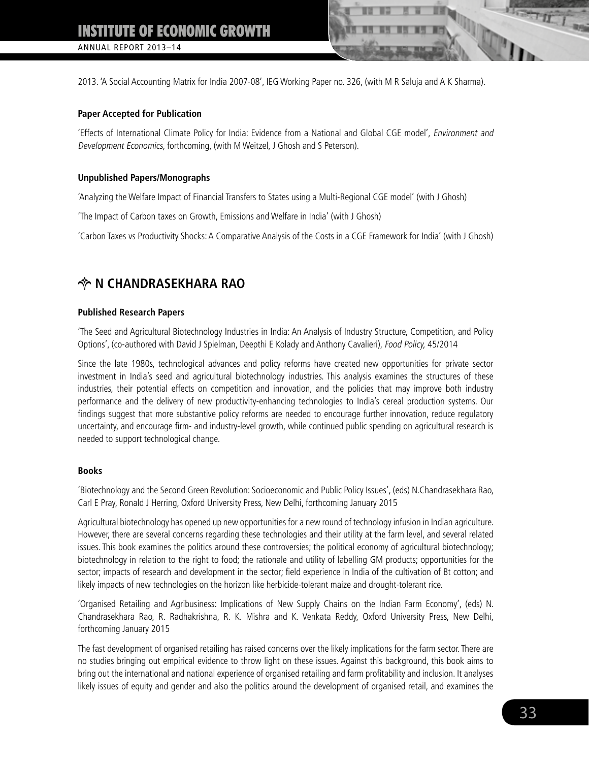2013. 'A Social Accounting Matrix for India 2007-08', IEG Working Paper no. 326, (with M R Saluja and A K Sharma).

**Paper Accepted for Publication**

'Effects of International Climate Policy for India: Evidence from a National and Global CGE model', *Environment and Development Economics*, forthcoming, (with M Weitzel, J Ghosh and S Peterson).

**Unpublished Papers/Monographs**

'Analyzing the Welfare Impact of Financial Transfers to States using a Multi-Regional CGE model' (with J Ghosh)

'The Impact of Carbon taxes on Growth, Emissions and Welfare in India' (with J Ghosh)

'Carbon Taxes vs Productivity Shocks: A Comparative Analysis of the Costs in a CGE Framework for India' (with J Ghosh)

## N CHANDRASEKHARA RAO

**Published Research Papers**

'The Seed and Agricultural Biotechnology Industries in India: An Analysis of Industry Structure, Competition, and Policy Options', (co-authored with David J Spielman, Deepthi E Kolady and Anthony Cavalieri), *Food Policy,* 45/2014

Since the late 1980s, technological advances and policy reforms have created new opportunities for private sector investment in India's seed and agricultural biotechnology industries. This analysis examines the structures of these industries, their potential effects on competition and innovation, and the policies that may improve both industry performance and the delivery of new productivity-enhancing technologies to India's cereal production systems. Our findings suggest that more substantive policy reforms are needed to encourage further innovation, reduce regulatory uncertainty, and encourage firm- and industry-level growth, while continued public spending on agricultural research is needed to support technological change.

**Books**

'Biotechnology and the Second Green Revolution: Socioeconomic and Public Policy Issues', (eds) N.Chandrasekhara Rao, Carl E Pray, Ronald J Herring, Oxford University Press, New Delhi, forthcoming January 2015

Agricultural biotechnology has opened up new opportunities for a new round of technology infusion in Indian agriculture. However, there are several concerns regarding these technologies and their utility at the farm level, and several related issues. This book examines the politics around these controversies; the political economy of agricultural biotechnology; biotechnology in relation to the right to food; the rationale and utility of labelling GM products; opportunities for the sector; impacts of research and development in the sector; field experience in India of the cultivation of Bt cotton; and likely impacts of new technologies on the horizon like herbicide-tolerant maize and drought-tolerant rice.

'Organised Retailing and Agribusiness: Implications of New Supply Chains on the Indian Farm Economy', (eds) N. Chandrasekhara Rao, R. Radhakrishna, R. K. Mishra and K. Venkata Reddy, Oxford University Press, New Delhi, forthcoming January 2015

The fast development of organised retailing has raised concerns over the likely implications for the farm sector. There are no studies bringing out empirical evidence to throw light on these issues. Against this background, this book aims to bring out the international and national experience of organised retailing and farm profitability and inclusion. It analyses likely issues of equity and gender and also the politics around the development of organised retail, and examines the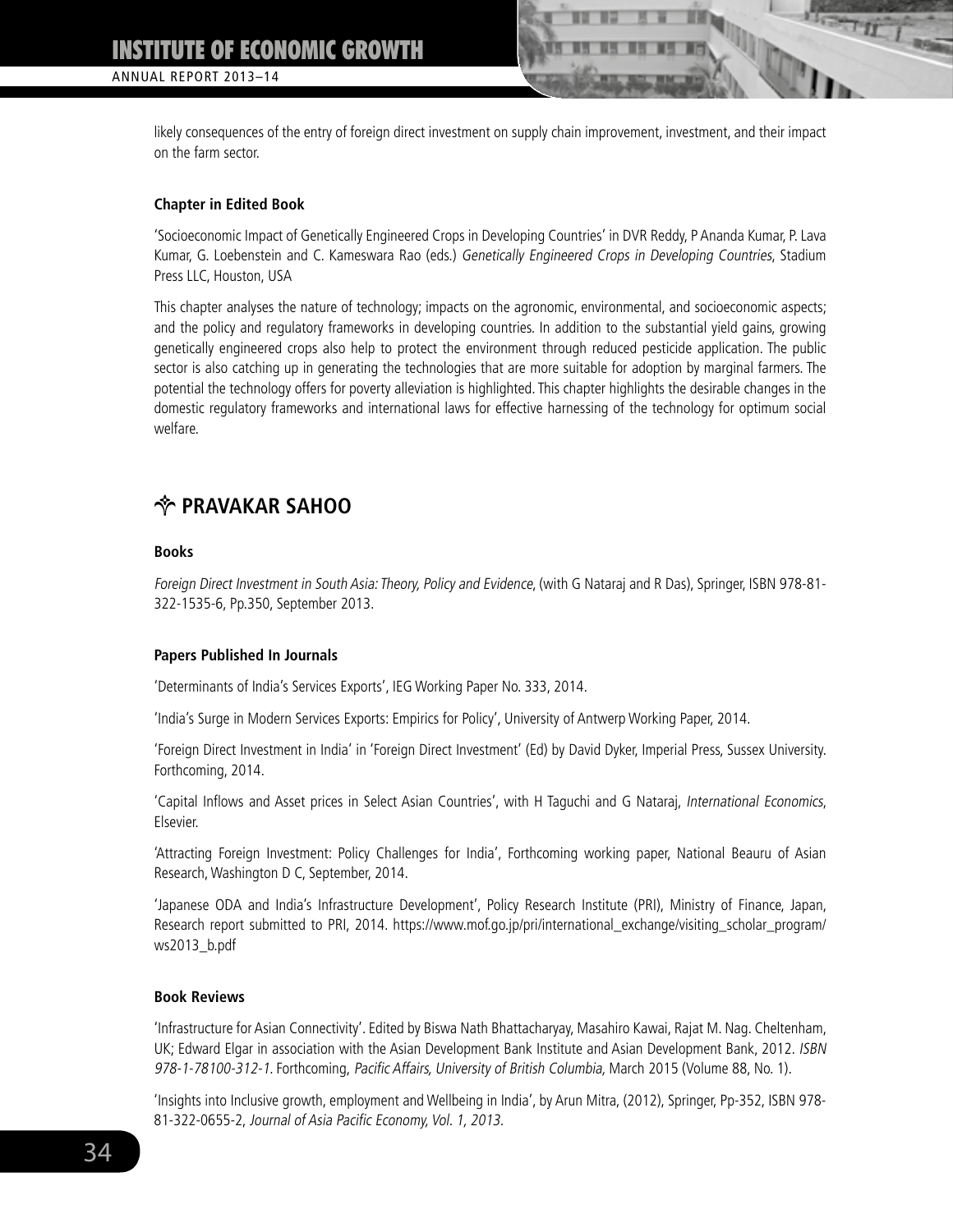likely consequences of the entry of foreign direct investment on supply chain improvement, investment, and their impact on the farm sector.

**Chapter in Edited Book**

'Socioeconomic Impact of Genetically Engineered Crops in Developing Countries' in DVR Reddy, P Ananda Kumar, P. Lava Kumar, G. Loebenstein and C. Kameswara Rao (eds.) *Genetically Engineered Crops in Developing Countries*, Stadium Press LLC, Houston, USA

This chapter analyses the nature of technology; impacts on the agronomic, environmental, and socioeconomic aspects; and the policy and regulatory frameworks in developing countries. In addition to the substantial yield gains, growing genetically engineered crops also help to protect the environment through reduced pesticide application. The public sector is also catching up in generating the technologies that are more suitable for adoption by marginal farmers. The potential the technology offers for poverty alleviation is highlighted. This chapter highlights the desirable changes in the domestic regulatory frameworks and international laws for effective harnessing of the technology for optimum social welfare.

## PRAVAKAR SAHOO

**Books**

*Foreign Direct Investment in South Asia: Theory, Policy and Evidence*, (with G Nataraj and R Das), Springer, ISBN 978-81-322-1535-6, Pp.350, September 2013.

**Papers Published In Journals**

'Determinants of India's Services Exports', IEG Working Paper No. 333, 2014.

'India's Surge in Modern Services Exports: Empirics for Policy', University of Antwerp Working Paper, 2014.

'Foreign Direct Investment in India' in 'Foreign Direct Investment' (Ed) by David Dyker, Imperial Press, Sussex University. Forthcoming, 2014.

'Capital Inflows and Asset prices in Select Asian Countries', with H Taguchi and G Nataraj, *International Economics*, Elsevier.

'Attracting Foreign Investment: Policy Challenges for India', Forthcoming working paper, National Beauru of Asian Research, Washington D C, September, 2014.

'Japanese ODA and India's Infrastructure Development', Policy Research Institute (PRI), Ministry of Finance, Japan, Research report submitted to PRI, 2014. https://www.mof.go.jp/pri/international_exchange/visiting_scholar_program/ws2013_b.pdf

**Book Reviews**

'Infrastructure for Asian Connectivity'. Edited by Biswa Nath Bhattacharyay, Masahiro Kawai, Rajat M. Nag. Cheltenham, UK; Edward Elgar in association with the Asian Development Bank Institute and Asian Development Bank, 2012. *ISBN 978-1-78100-312-1*. Forthcoming, *Pacific Affairs, University of British Columbia,* March 2015 (Volume 88, No. 1).

'Insights into Inclusive growth, employment and Wellbeing in India', by Arun Mitra, (2012), Springer, Pp-352, ISBN 978-81-322-0655-2, *Journal of Asia Pacific Economy, Vol. 1, 2013.*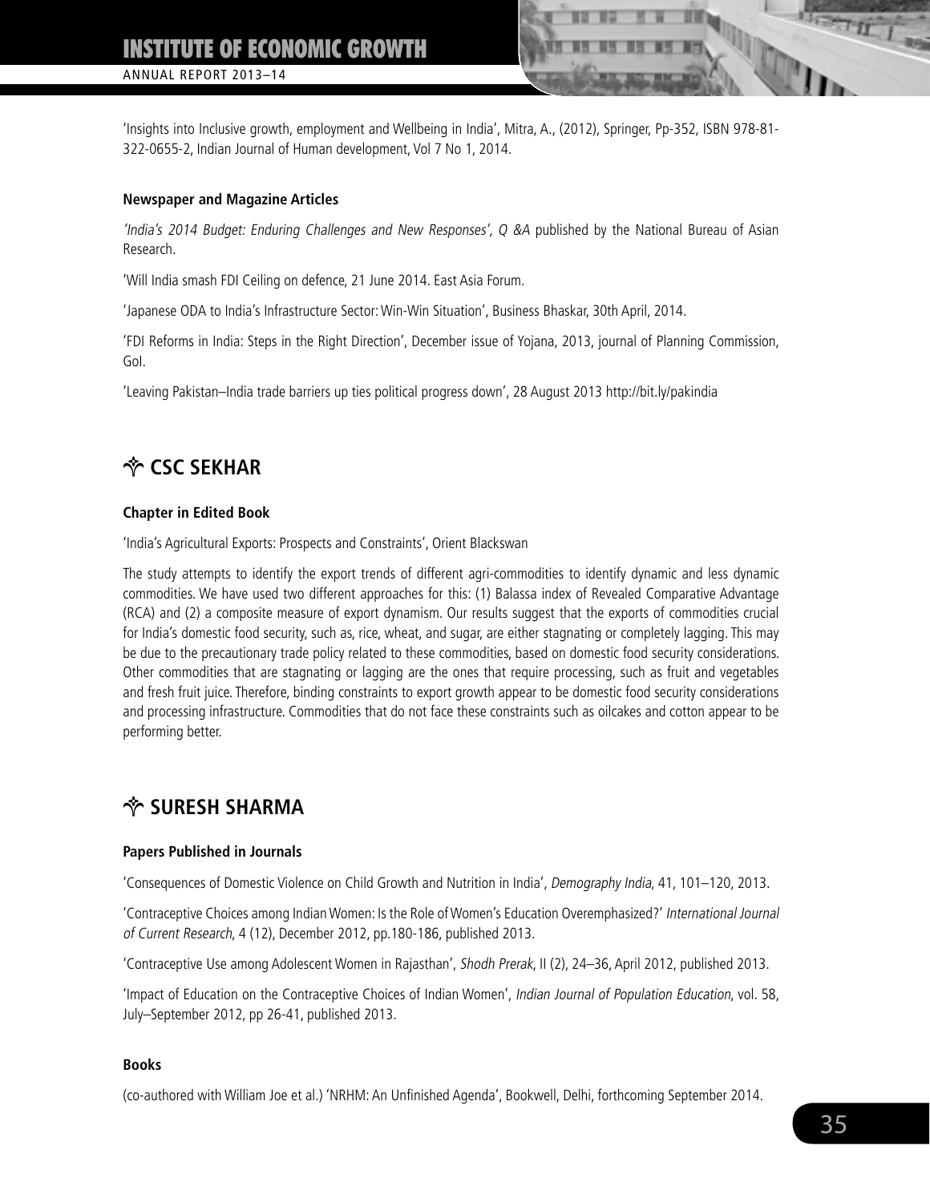'Insights into Inclusive growth, employment and Wellbeing in India', Mitra, A., (2012), Springer, Pp-352, ISBN 978-81-322-0655-2, Indian Journal of Human development, Vol 7 No 1, 2014.

**Newspaper and Magazine Articles**

*'India's 2014 Budget: Enduring Challenges and New Responses', Q &A* published by the National Bureau of Asian Research.

'Will India smash FDI Ceiling on defence, 21 June 2014. East Asia Forum.

'Japanese ODA to India's Infrastructure Sector: Win-Win Situation', Business Bhaskar, 30th April, 2014.

'FDI Reforms in India: Steps in the Right Direction', December issue of Yojana, 2013, journal of Planning Commission, GoI.

'Leaving Pakistan–India trade barriers up ties political progress down', 28 August 2013 http://bit.ly/pakindia

## CSC SEKHAR

**Chapter in Edited Book**

'India's Agricultural Exports: Prospects and Constraints', Orient Blackswan

The study attempts to identify the export trends of different agri-commodities to identify dynamic and less dynamic commodities. We have used two different approaches for this: (1) Balassa index of Revealed Comparative Advantage (RCA) and (2) a composite measure of export dynamism. Our results suggest that the exports of commodities crucial for India's domestic food security, such as, rice, wheat, and sugar, are either stagnating or completely lagging. This may be due to the precautionary trade policy related to these commodities, based on domestic food security considerations. Other commodities that are stagnating or lagging are the ones that require processing, such as fruit and vegetables and fresh fruit juice. Therefore, binding constraints to export growth appear to be domestic food security considerations and processing infrastructure. Commodities that do not face these constraints such as oilcakes and cotton appear to be performing better.

## SURESH SHARMA

**Papers Published in Journals**

'Consequences of Domestic Violence on Child Growth and Nutrition in India', *Demography India*, 41, 101–120, 2013.

'Contraceptive Choices among Indian Women: Is the Role of Women's Education Overemphasized?' *International Journal of Current Research*, 4 (12), December 2012, pp.180-186, published 2013.

'Contraceptive Use among Adolescent Women in Rajasthan', *Shodh Prerak*, II (2), 24–36, April 2012, published 2013.

'Impact of Education on the Contraceptive Choices of Indian Women', *Indian Journal of Population Education*, vol. 58, July–September 2012, pp 26-41, published 2013.

**Books**

(co-authored with William Joe et al.) 'NRHM: An Unfinished Agenda', Bookwell, Delhi, forthcoming September 2014.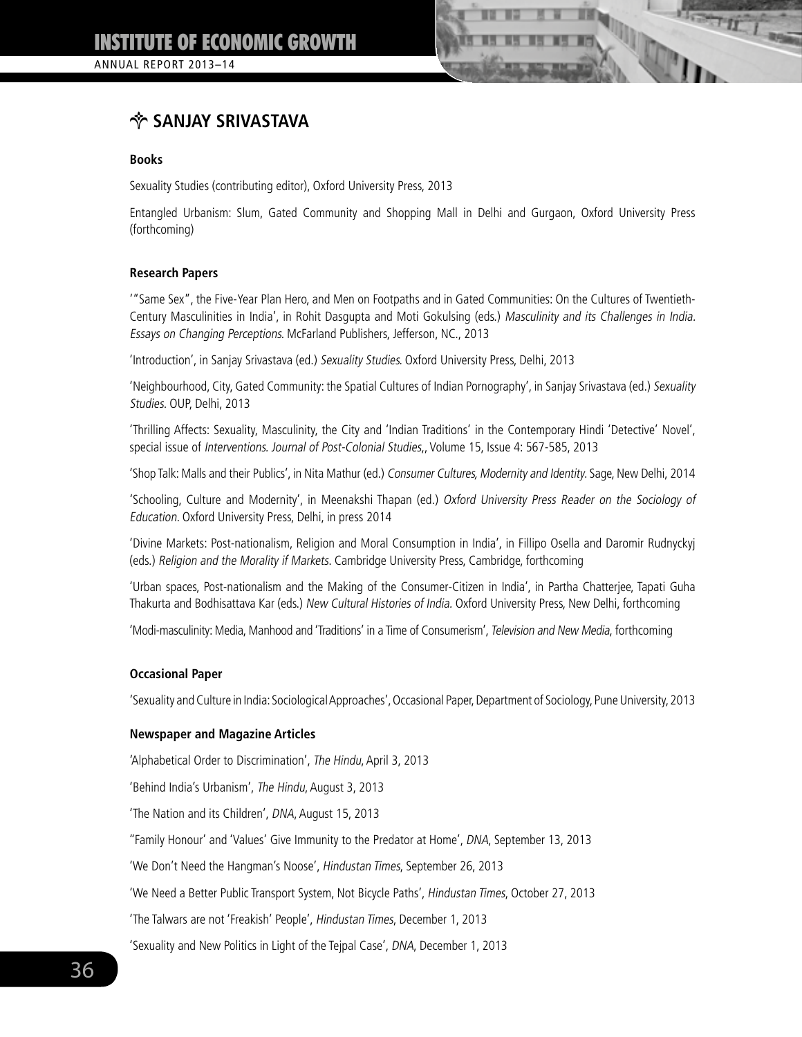## ✧ SANJAY SRIVASTAVA

### Books

Sexuality Studies (contributing editor), Oxford University Press, 2013

Entangled Urbanism: Slum, Gated Community and Shopping Mall in Delhi and Gurgaon, Oxford University Press (forthcoming)

### Research Papers

'"Same Sex", the Five-Year Plan Hero, and Men on Footpaths and in Gated Communities: On the Cultures of Twentieth-Century Masculinities in India', in Rohit Dasgupta and Moti Gokulsing (eds.) *Masculinity and its Challenges in India. Essays on Changing Perceptions.* McFarland Publishers, Jefferson, NC., 2013

'Introduction', in Sanjay Srivastava (ed.) *Sexuality Studies.* Oxford University Press, Delhi, 2013

'Neighbourhood, City, Gated Community: the Spatial Cultures of Indian Pornography', in Sanjay Srivastava (ed.) *Sexuality Studies.* OUP, Delhi, 2013

'Thrilling Affects: Sexuality, Masculinity, the City and 'Indian Traditions' in the Contemporary Hindi 'Detective' Novel', special issue of *Interventions. Journal of Post-Colonial Studies*,, Volume 15, Issue 4: 567-585, 2013

'Shop Talk: Malls and their Publics', in Nita Mathur (ed.) *Consumer Cultures, Modernity and Identity.* Sage, New Delhi, 2014

'Schooling, Culture and Modernity', in Meenakshi Thapan (ed.) *Oxford University Press Reader on the Sociology of Education.* Oxford University Press, Delhi, in press 2014

'Divine Markets: Post-nationalism, Religion and Moral Consumption in India', in Fillipo Osella and Daromir Rudnyckyj (eds.) *Religion and the Morality if Markets.* Cambridge University Press, Cambridge, forthcoming

'Urban spaces, Post-nationalism and the Making of the Consumer-Citizen in India', in Partha Chatterjee, Tapati Guha Thakurta and Bodhisattava Kar (eds.) *New Cultural Histories of India.* Oxford University Press, New Delhi, forthcoming

'Modi-masculinity: Media, Manhood and 'Traditions' in a Time of Consumerism', *Television and New Media*, forthcoming

### Occasional Paper

'Sexuality and Culture in India: Sociological Approaches', Occasional Paper, Department of Sociology, Pune University, 2013

### Newspaper and Magazine Articles

'Alphabetical Order to Discrimination', *The Hindu*, April 3, 2013

'Behind India's Urbanism', *The Hindu*, August 3, 2013

'The Nation and its Children', *DNA*, August 15, 2013

"Family Honour' and 'Values' Give Immunity to the Predator at Home', *DNA*, September 13, 2013

'We Don't Need the Hangman's Noose', *Hindustan Times*, September 26, 2013

'We Need a Better Public Transport System, Not Bicycle Paths', *Hindustan Times*, October 27, 2013

'The Talwars are not 'Freakish' People', *Hindustan Times*, December 1, 2013

'Sexuality and New Politics in Light of the Tejpal Case', *DNA*, December 1, 2013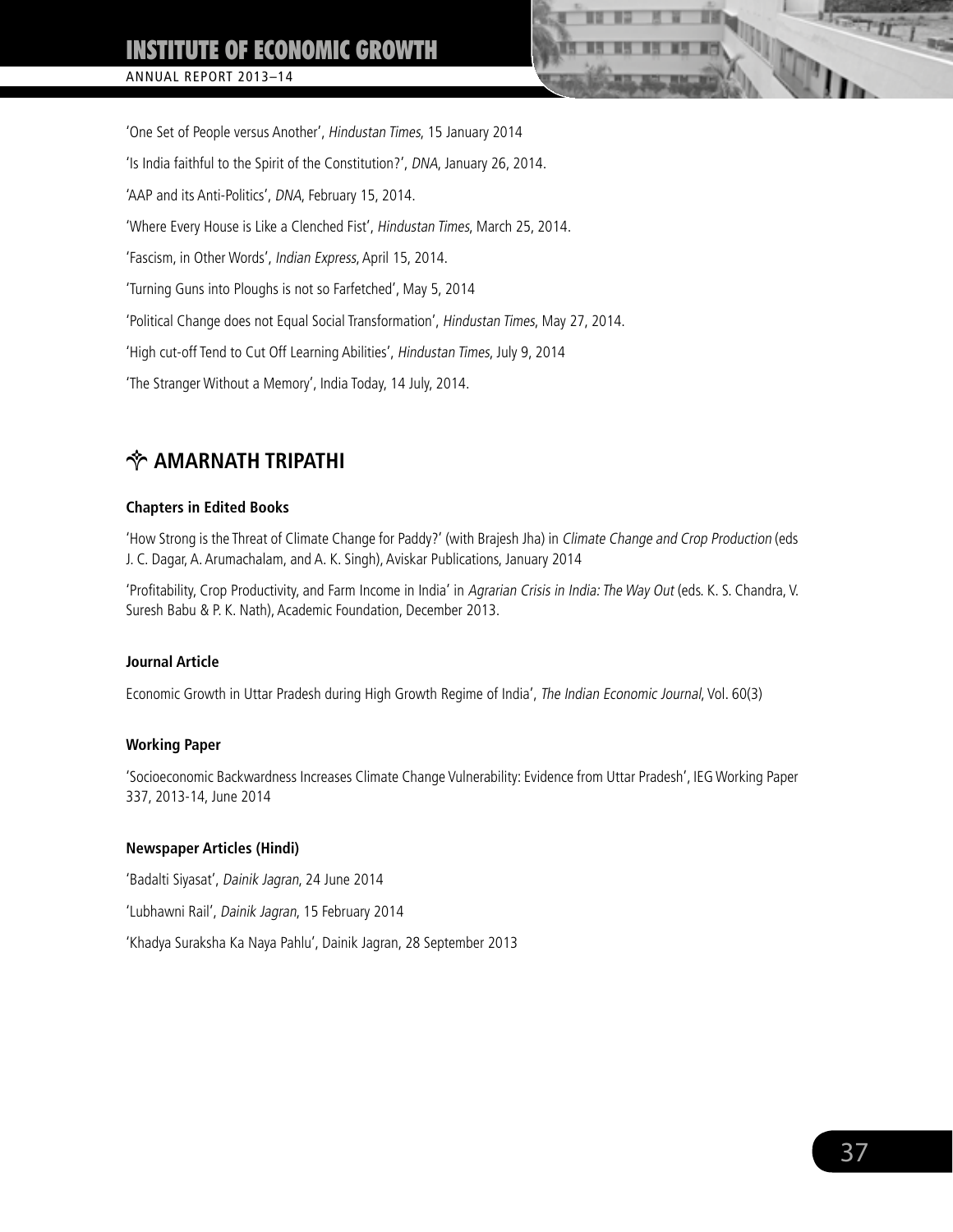'One Set of People versus Another', *Hindustan Times*, 15 January 2014

'Is India faithful to the Spirit of the Constitution?', *DNA*, January 26, 2014.

'AAP and its Anti-Politics', *DNA*, February 15, 2014.

'Where Every House is Like a Clenched Fist', *Hindustan Times*, March 25, 2014.

'Fascism, in Other Words', *Indian Express*, April 15, 2014.

'Turning Guns into Ploughs is not so Farfetched', May 5, 2014

'Political Change does not Equal Social Transformation', *Hindustan Times*, May 27, 2014.

'High cut-off Tend to Cut Off Learning Abilities', *Hindustan Times*, July 9, 2014

'The Stranger Without a Memory', India Today, 14 July, 2014.

## AMARNATH TRIPATHI

**Chapters in Edited Books**

'How Strong is the Threat of Climate Change for Paddy?' (with Brajesh Jha) in *Climate Change and Crop Production* (eds J. C. Dagar, A. Arumachalam, and A. K. Singh), Aviskar Publications, January 2014

'Profitability, Crop Productivity, and Farm Income in India' in *Agrarian Crisis in India: The Way Out* (eds. K. S. Chandra, V. Suresh Babu & P. K. Nath), Academic Foundation, December 2013.

**Journal Article**

Economic Growth in Uttar Pradesh during High Growth Regime of India', *The Indian Economic Journal*, Vol. 60(3)

**Working Paper**

'Socioeconomic Backwardness Increases Climate Change Vulnerability: Evidence from Uttar Pradesh', IEG Working Paper 337, 2013-14, June 2014

**Newspaper Articles (Hindi)**

'Badalti Siyasat', *Dainik Jagran*, 24 June 2014

'Lubhawni Rail', *Dainik Jagran*, 15 February 2014

'Khadya Suraksha Ka Naya Pahlu', Dainik Jagran, 28 September 2013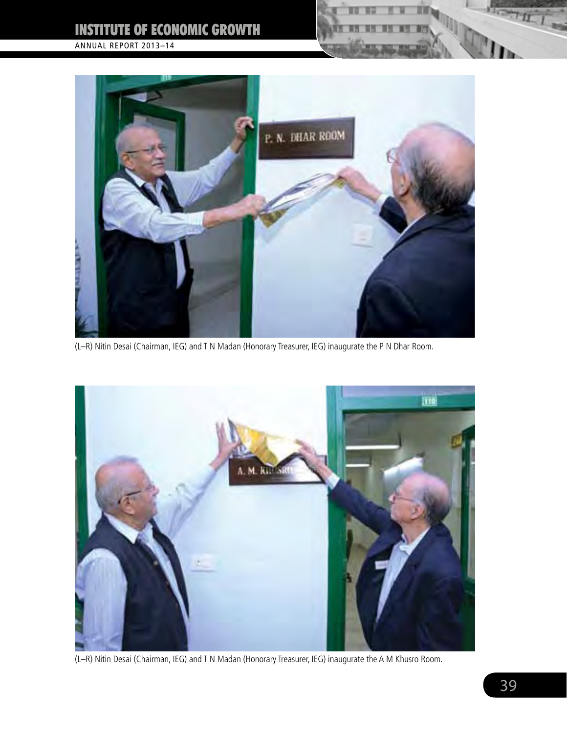(L–R) Nitin Desai (Chairman, IEG) and T N Madan (Honorary Treasurer, IEG) inaugurate the P N Dhar Room.

(L–R) Nitin Desai (Chairman, IEG) and T N Madan (Honorary Treasurer, IEG) inaugurate the A M Khusro Room.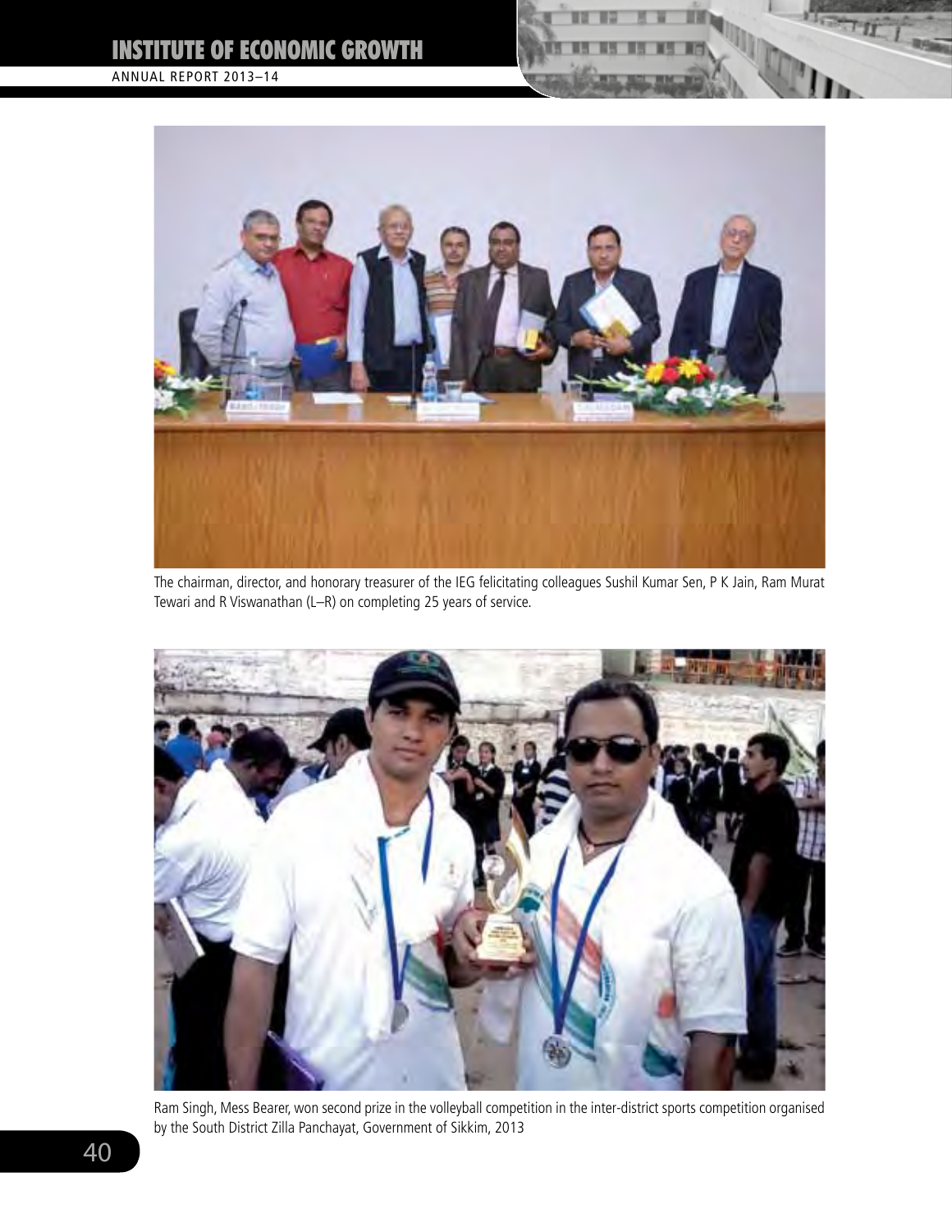The chairman, director, and honorary treasurer of the IEG felicitating colleagues Sushil Kumar Sen, P K Jain, Ram Murat Tewari and R Viswanathan (L–R) on completing 25 years of service.

Ram Singh, Mess Bearer, won second prize in the volleyball competition in the inter-district sports competition organised by the South District Zilla Panchayat, Government of Sikkim, 2013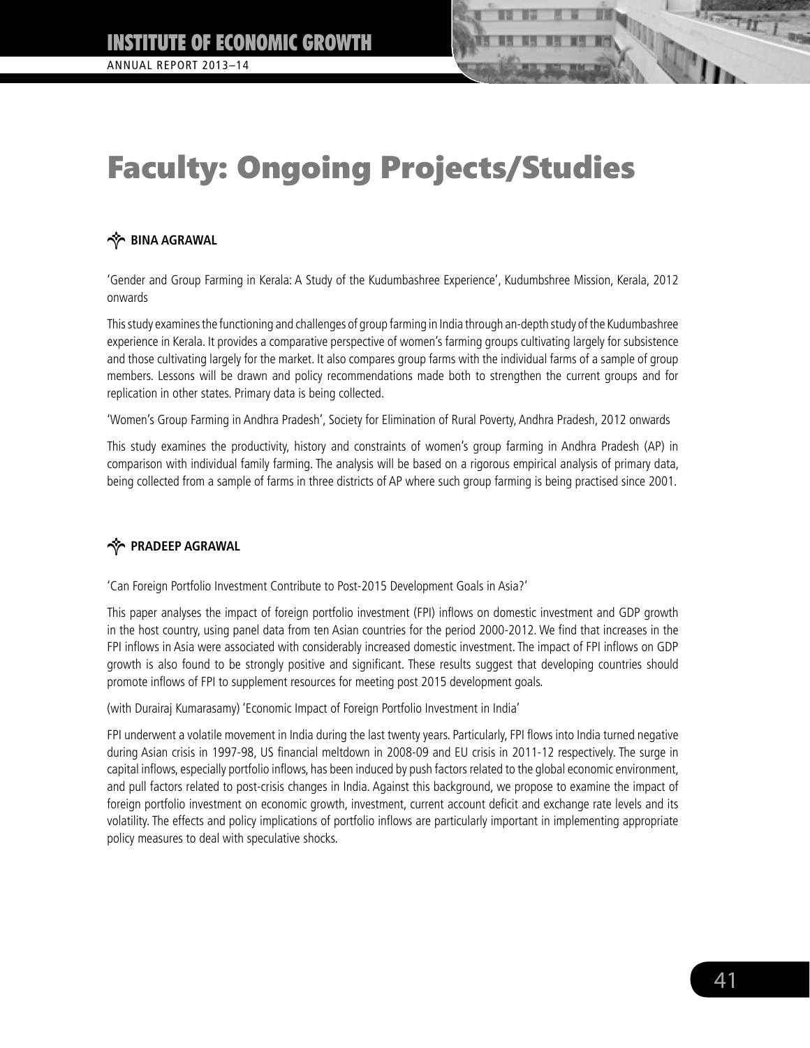# Faculty: Ongoing Projects/Studies

## BINA AGRAWAL

'Gender and Group Farming in Kerala: A Study of the Kudumbashree Experience', Kudumbshree Mission, Kerala, 2012 onwards

This study examines the functioning and challenges of group farming in India through an-depth study of the Kudumbashree experience in Kerala. It provides a comparative perspective of women's farming groups cultivating largely for subsistence and those cultivating largely for the market. It also compares group farms with the individual farms of a sample of group members. Lessons will be drawn and policy recommendations made both to strengthen the current groups and for replication in other states. Primary data is being collected.

'Women's Group Farming in Andhra Pradesh', Society for Elimination of Rural Poverty, Andhra Pradesh, 2012 onwards

This study examines the productivity, history and constraints of women's group farming in Andhra Pradesh (AP) in comparison with individual family farming. The analysis will be based on a rigorous empirical analysis of primary data, being collected from a sample of farms in three districts of AP where such group farming is being practised since 2001.

## PRADEEP AGRAWAL

'Can Foreign Portfolio Investment Contribute to Post-2015 Development Goals in Asia?'

This paper analyses the impact of foreign portfolio investment (FPI) inflows on domestic investment and GDP growth in the host country, using panel data from ten Asian countries for the period 2000-2012. We find that increases in the FPI inflows in Asia were associated with considerably increased domestic investment. The impact of FPI inflows on GDP growth is also found to be strongly positive and significant. These results suggest that developing countries should promote inflows of FPI to supplement resources for meeting post 2015 development goals.

(with Durairaj Kumarasamy) 'Economic Impact of Foreign Portfolio Investment in India'

FPI underwent a volatile movement in India during the last twenty years. Particularly, FPI flows into India turned negative during Asian crisis in 1997-98, US financial meltdown in 2008-09 and EU crisis in 2011-12 respectively. The surge in capital inflows, especially portfolio inflows, has been induced by push factors related to the global economic environment, and pull factors related to post-crisis changes in India. Against this background, we propose to examine the impact of foreign portfolio investment on economic growth, investment, current account deficit and exchange rate levels and its volatility. The effects and policy implications of portfolio inflows are particularly important in implementing appropriate policy measures to deal with speculative shocks.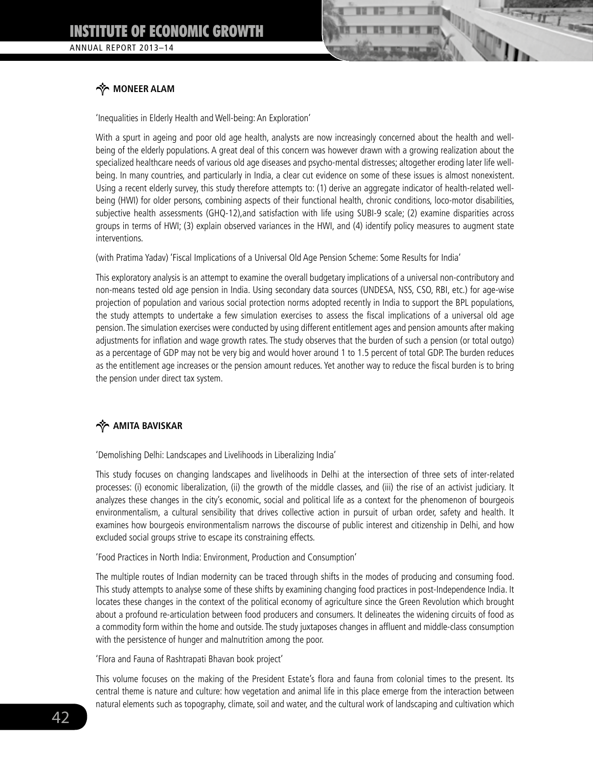## MONEER ALAM

'Inequalities in Elderly Health and Well-being: An Exploration'

With a spurt in ageing and poor old age health, analysts are now increasingly concerned about the health and well-being of the elderly populations. A great deal of this concern was however drawn with a growing realization about the specialized healthcare needs of various old age diseases and psycho-mental distresses; altogether eroding later life well-being. In many countries, and particularly in India, a clear cut evidence on some of these issues is almost nonexistent. Using a recent elderly survey, this study therefore attempts to: (1) derive an aggregate indicator of health-related well-being (HWI) for older persons, combining aspects of their functional health, chronic conditions, loco-motor disabilities, subjective health assessments (GHQ-12),and satisfaction with life using SUBI-9 scale; (2) examine disparities across groups in terms of HWI; (3) explain observed variances in the HWI, and (4) identify policy measures to augment state interventions.

(with Pratima Yadav) 'Fiscal Implications of a Universal Old Age Pension Scheme: Some Results for India'

This exploratory analysis is an attempt to examine the overall budgetary implications of a universal non-contributory and non-means tested old age pension in India. Using secondary data sources (UNDESA, NSS, CSO, RBI, etc.) for age-wise projection of population and various social protection norms adopted recently in India to support the BPL populations, the study attempts to undertake a few simulation exercises to assess the fiscal implications of a universal old age pension. The simulation exercises were conducted by using different entitlement ages and pension amounts after making adjustments for inflation and wage growth rates. The study observes that the burden of such a pension (or total outgo) as a percentage of GDP may not be very big and would hover around 1 to 1.5 percent of total GDP. The burden reduces as the entitlement age increases or the pension amount reduces. Yet another way to reduce the fiscal burden is to bring the pension under direct tax system.

## AMITA BAVISKAR

'Demolishing Delhi: Landscapes and Livelihoods in Liberalizing India'

This study focuses on changing landscapes and livelihoods in Delhi at the intersection of three sets of inter-related processes: (i) economic liberalization, (ii) the growth of the middle classes, and (iii) the rise of an activist judiciary. It analyzes these changes in the city's economic, social and political life as a context for the phenomenon of bourgeois environmentalism, a cultural sensibility that drives collective action in pursuit of urban order, safety and health. It examines how bourgeois environmentalism narrows the discourse of public interest and citizenship in Delhi, and how excluded social groups strive to escape its constraining effects.

'Food Practices in North India: Environment, Production and Consumption'

The multiple routes of Indian modernity can be traced through shifts in the modes of producing and consuming food. This study attempts to analyse some of these shifts by examining changing food practices in post-Independence India. It locates these changes in the context of the political economy of agriculture since the Green Revolution which brought about a profound re-articulation between food producers and consumers. It delineates the widening circuits of food as a commodity form within the home and outside. The study juxtaposes changes in affluent and middle-class consumption with the persistence of hunger and malnutrition among the poor.

'Flora and Fauna of Rashtrapati Bhavan book project'

This volume focuses on the making of the President Estate's flora and fauna from colonial times to the present. Its central theme is nature and culture: how vegetation and animal life in this place emerge from the interaction between natural elements such as topography, climate, soil and water, and the cultural work of landscaping and cultivation which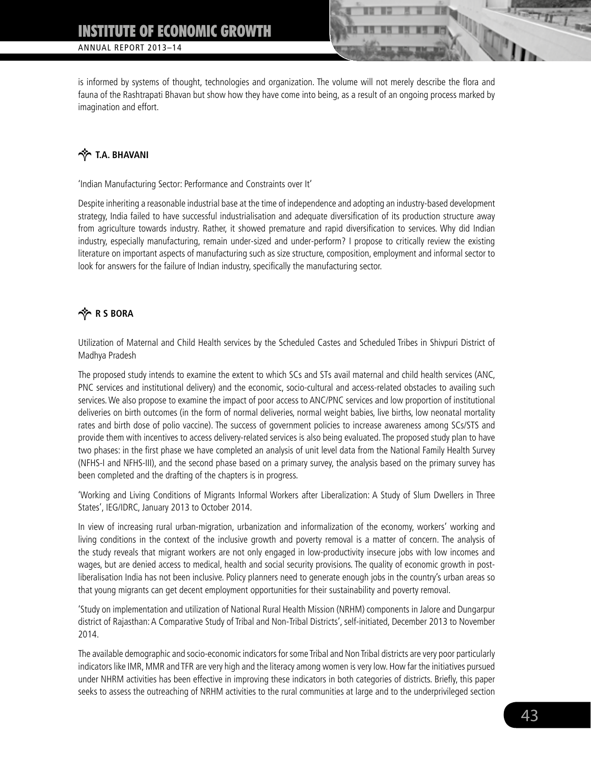is informed by systems of thought, technologies and organization. The volume will not merely describe the flora and fauna of the Rashtrapati Bhavan but show how they have come into being, as a result of an ongoing process marked by imagination and effort.

### T.A. BHAVANI

'Indian Manufacturing Sector: Performance and Constraints over It'

Despite inheriting a reasonable industrial base at the time of independence and adopting an industry-based development strategy, India failed to have successful industrialisation and adequate diversification of its production structure away from agriculture towards industry. Rather, it showed premature and rapid diversification to services. Why did Indian industry, especially manufacturing, remain under-sized and under-perform? I propose to critically review the existing literature on important aspects of manufacturing such as size structure, composition, employment and informal sector to look for answers for the failure of Indian industry, specifically the manufacturing sector.

### R S BORA

Utilization of Maternal and Child Health services by the Scheduled Castes and Scheduled Tribes in Shivpuri District of Madhya Pradesh

The proposed study intends to examine the extent to which SCs and STs avail maternal and child health services (ANC, PNC services and institutional delivery) and the economic, socio-cultural and access-related obstacles to availing such services. We also propose to examine the impact of poor access to ANC/PNC services and low proportion of institutional deliveries on birth outcomes (in the form of normal deliveries, normal weight babies, live births, low neonatal mortality rates and birth dose of polio vaccine). The success of government policies to increase awareness among SCs/STS and provide them with incentives to access delivery-related services is also being evaluated. The proposed study plan to have two phases: in the first phase we have completed an analysis of unit level data from the National Family Health Survey (NFHS-I and NFHS-III), and the second phase based on a primary survey, the analysis based on the primary survey has been completed and the drafting of the chapters is in progress.

'Working and Living Conditions of Migrants Informal Workers after Liberalization: A Study of Slum Dwellers in Three States', IEG/IDRC, January 2013 to October 2014.

In view of increasing rural urban-migration, urbanization and informalization of the economy, workers' working and living conditions in the context of the inclusive growth and poverty removal is a matter of concern. The analysis of the study reveals that migrant workers are not only engaged in low-productivity insecure jobs with low incomes and wages, but are denied access to medical, health and social security provisions. The quality of economic growth in post-liberalisation India has not been inclusive. Policy planners need to generate enough jobs in the country's urban areas so that young migrants can get decent employment opportunities for their sustainability and poverty removal.

'Study on implementation and utilization of National Rural Health Mission (NRHM) components in Jalore and Dungarpur district of Rajasthan: A Comparative Study of Tribal and Non-Tribal Districts', self-initiated, December 2013 to November 2014.

The available demographic and socio-economic indicators for some Tribal and Non Tribal districts are very poor particularly indicators like IMR, MMR and TFR are very high and the literacy among women is very low. How far the initiatives pursued under NHRM activities has been effective in improving these indicators in both categories of districts. Briefly, this paper seeks to assess the outreaching of NRHM activities to the rural communities at large and to the underprivileged section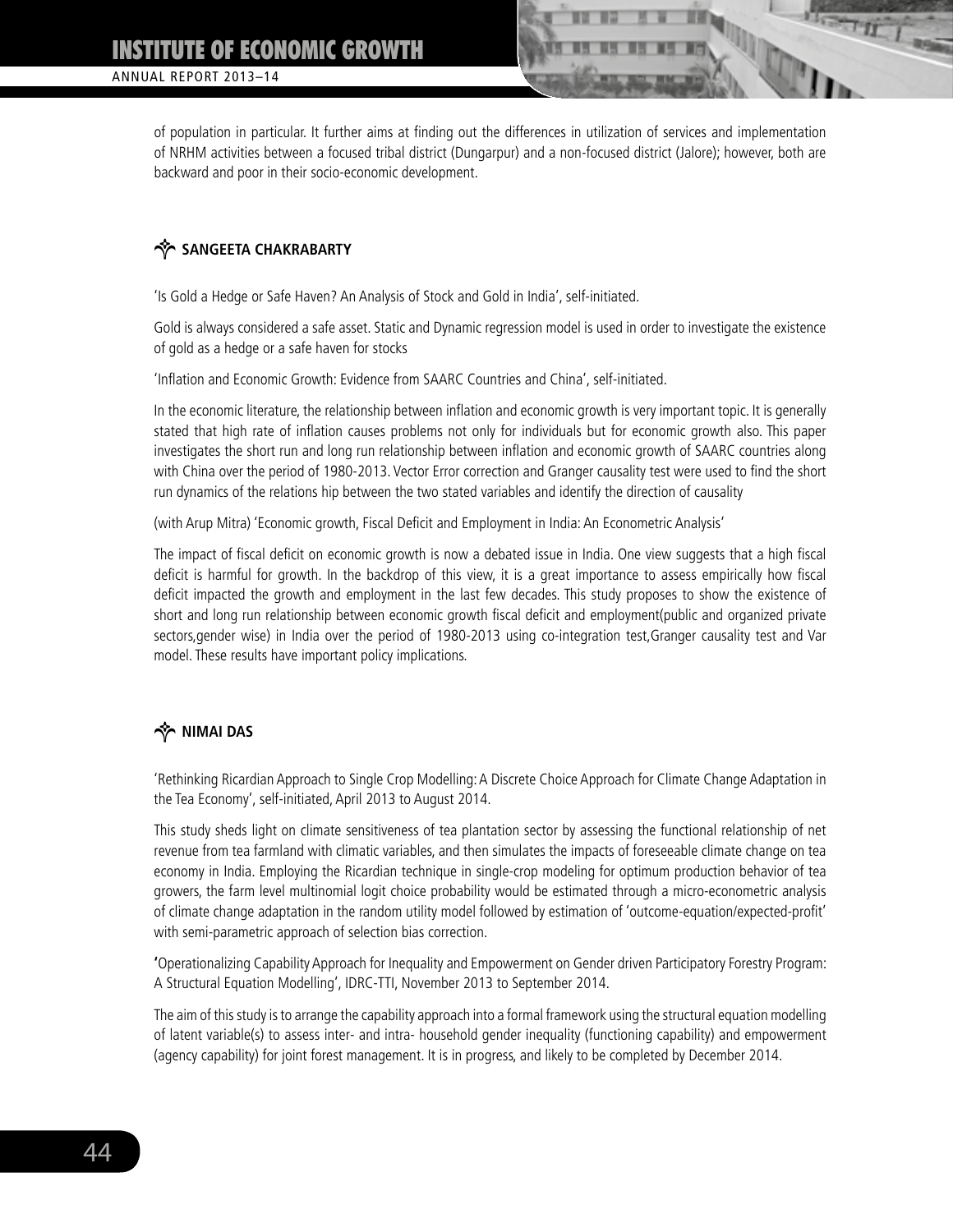of population in particular. It further aims at finding out the differences in utilization of services and implementation of NRHM activities between a focused tribal district (Dungarpur) and a non-focused district (Jalore); however, both are backward and poor in their socio-economic development.

### SANGEETA CHAKRABARTY

'Is Gold a Hedge or Safe Haven? An Analysis of Stock and Gold in India', self-initiated.

Gold is always considered a safe asset. Static and Dynamic regression model is used in order to investigate the existence of gold as a hedge or a safe haven for stocks

'Inflation and Economic Growth: Evidence from SAARC Countries and China', self-initiated.

In the economic literature, the relationship between inflation and economic growth is very important topic. It is generally stated that high rate of inflation causes problems not only for individuals but for economic growth also. This paper investigates the short run and long run relationship between inflation and economic growth of SAARC countries along with China over the period of 1980-2013. Vector Error correction and Granger causality test were used to find the short run dynamics of the relations hip between the two stated variables and identify the direction of causality

(with Arup Mitra) 'Economic growth, Fiscal Deficit and Employment in India: An Econometric Analysis'

The impact of fiscal deficit on economic growth is now a debated issue in India. One view suggests that a high fiscal deficit is harmful for growth. In the backdrop of this view, it is a great importance to assess empirically how fiscal deficit impacted the growth and employment in the last few decades. This study proposes to show the existence of short and long run relationship between economic growth fiscal deficit and employment(public and organized private sectors,gender wise) in India over the period of 1980-2013 using co-integration test,Granger causality test and Var model. These results have important policy implications.

### NIMAI DAS

'Rethinking Ricardian Approach to Single Crop Modelling: A Discrete Choice Approach for Climate Change Adaptation in the Tea Economy', self-initiated, April 2013 to August 2014.

This study sheds light on climate sensitiveness of tea plantation sector by assessing the functional relationship of net revenue from tea farmland with climatic variables, and then simulates the impacts of foreseeable climate change on tea economy in India. Employing the Ricardian technique in single-crop modeling for optimum production behavior of tea growers, the farm level multinomial logit choice probability would be estimated through a micro-econometric analysis of climate change adaptation in the random utility model followed by estimation of 'outcome-equation/expected-profit' with semi-parametric approach of selection bias correction.

'Operationalizing Capability Approach for Inequality and Empowerment on Gender driven Participatory Forestry Program: A Structural Equation Modelling', IDRC-TTI, November 2013 to September 2014.

The aim of this study is to arrange the capability approach into a formal framework using the structural equation modelling of latent variable(s) to assess inter- and intra- household gender inequality (functioning capability) and empowerment (agency capability) for joint forest management. It is in progress, and likely to be completed by December 2014.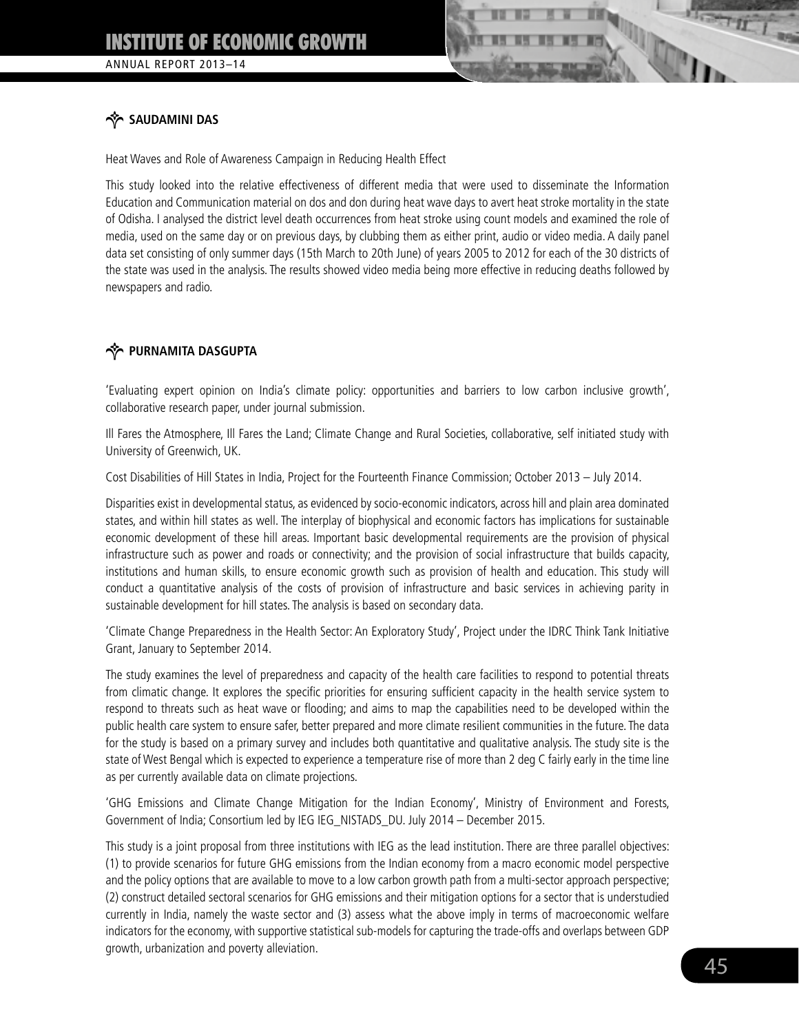## SAUDAMINI DAS

Heat Waves and Role of Awareness Campaign in Reducing Health Effect

This study looked into the relative effectiveness of different media that were used to disseminate the Information Education and Communication material on dos and don during heat wave days to avert heat stroke mortality in the state of Odisha. I analysed the district level death occurrences from heat stroke using count models and examined the role of media, used on the same day or on previous days, by clubbing them as either print, audio or video media. A daily panel data set consisting of only summer days (15th March to 20th June) of years 2005 to 2012 for each of the 30 districts of the state was used in the analysis. The results showed video media being more effective in reducing deaths followed by newspapers and radio.

## PURNAMITA DASGUPTA

'Evaluating expert opinion on India's climate policy: opportunities and barriers to low carbon inclusive growth', collaborative research paper, under journal submission.

Ill Fares the Atmosphere, Ill Fares the Land; Climate Change and Rural Societies, collaborative, self initiated study with University of Greenwich, UK.

Cost Disabilities of Hill States in India, Project for the Fourteenth Finance Commission; October 2013 – July 2014.

Disparities exist in developmental status, as evidenced by socio-economic indicators, across hill and plain area dominated states, and within hill states as well. The interplay of biophysical and economic factors has implications for sustainable economic development of these hill areas. Important basic developmental requirements are the provision of physical infrastructure such as power and roads or connectivity; and the provision of social infrastructure that builds capacity, institutions and human skills, to ensure economic growth such as provision of health and education. This study will conduct a quantitative analysis of the costs of provision of infrastructure and basic services in achieving parity in sustainable development for hill states. The analysis is based on secondary data.

'Climate Change Preparedness in the Health Sector: An Exploratory Study', Project under the IDRC Think Tank Initiative Grant, January to September 2014.

The study examines the level of preparedness and capacity of the health care facilities to respond to potential threats from climatic change. It explores the specific priorities for ensuring sufficient capacity in the health service system to respond to threats such as heat wave or flooding; and aims to map the capabilities need to be developed within the public health care system to ensure safer, better prepared and more climate resilient communities in the future. The data for the study is based on a primary survey and includes both quantitative and qualitative analysis. The study site is the state of West Bengal which is expected to experience a temperature rise of more than 2 deg C fairly early in the time line as per currently available data on climate projections.

'GHG Emissions and Climate Change Mitigation for the Indian Economy', Ministry of Environment and Forests, Government of India; Consortium led by IEG IEG_NISTADS_DU. July 2014 – December 2015.

This study is a joint proposal from three institutions with IEG as the lead institution. There are three parallel objectives: (1) to provide scenarios for future GHG emissions from the Indian economy from a macro economic model perspective and the policy options that are available to move to a low carbon growth path from a multi-sector approach perspective; (2) construct detailed sectoral scenarios for GHG emissions and their mitigation options for a sector that is understudied currently in India, namely the waste sector and (3) assess what the above imply in terms of macroeconomic welfare indicators for the economy, with supportive statistical sub-models for capturing the trade-offs and overlaps between GDP growth, urbanization and poverty alleviation.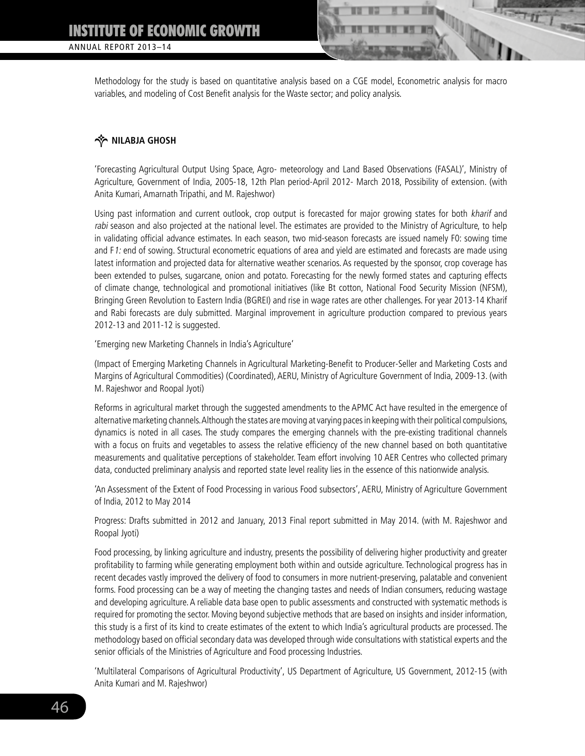Methodology for the study is based on quantitative analysis based on a CGE model, Econometric analysis for macro variables, and modeling of Cost Benefit analysis for the Waste sector; and policy analysis.

## NILABJA GHOSH

'Forecasting Agricultural Output Using Space, Agro- meteorology and Land Based Observations (FASAL)', Ministry of Agriculture, Government of India, 2005-18, 12th Plan period-April 2012- March 2018, Possibility of extension. (with Anita Kumari, Amarnath Tripathi, and M. Rajeshwor)

Using past information and current outlook, crop output is forecasted for major growing states for both *kharif* and *rabi* season and also projected at the national level. The estimates are provided to the Ministry of Agriculture, to help in validating official advance estimates. In each season, two mid-season forecasts are issued namely F0: sowing time and F*1:* end of sowing. Structural econometric equations of area and yield are estimated and forecasts are made using latest information and projected data for alternative weather scenarios. As requested by the sponsor, crop coverage has been extended to pulses, sugarcane, onion and potato. Forecasting for the newly formed states and capturing effects of climate change, technological and promotional initiatives (like Bt cotton, National Food Security Mission (NFSM), Bringing Green Revolution to Eastern India (BGREI) and rise in wage rates are other challenges. For year 2013-14 Kharif and Rabi forecasts are duly submitted. Marginal improvement in agriculture production compared to previous years 2012-13 and 2011-12 is suggested.

'Emerging new Marketing Channels in India's Agriculture'

(Impact of Emerging Marketing Channels in Agricultural Marketing-Benefit to Producer-Seller and Marketing Costs and Margins of Agricultural Commodities) (Coordinated), AERU, Ministry of Agriculture Government of India, 2009-13. (with M. Rajeshwor and Roopal Jyoti)

Reforms in agricultural market through the suggested amendments to the APMC Act have resulted in the emergence of alternative marketing channels. Although the states are moving at varying paces in keeping with their political compulsions, dynamics is noted in all cases. The study compares the emerging channels with the pre-existing traditional channels with a focus on fruits and vegetables to assess the relative efficiency of the new channel based on both quantitative measurements and qualitative perceptions of stakeholder. Team effort involving 10 AER Centres who collected primary data, conducted preliminary analysis and reported state level reality lies in the essence of this nationwide analysis.

'An Assessment of the Extent of Food Processing in various Food subsectors', AERU, Ministry of Agriculture Government of India, 2012 to May 2014

Progress: Drafts submitted in 2012 and January, 2013 Final report submitted in May 2014. (with M. Rajeshwor and Roopal Jyoti)

Food processing, by linking agriculture and industry, presents the possibility of delivering higher productivity and greater profitability to farming while generating employment both within and outside agriculture. Technological progress has in recent decades vastly improved the delivery of food to consumers in more nutrient-preserving, palatable and convenient forms. Food processing can be a way of meeting the changing tastes and needs of Indian consumers, reducing wastage and developing agriculture. A reliable data base open to public assessments and constructed with systematic methods is required for promoting the sector. Moving beyond subjective methods that are based on insights and insider information, this study is a first of its kind to create estimates of the extent to which India's agricultural products are processed. The methodology based on official secondary data was developed through wide consultations with statistical experts and the senior officials of the Ministries of Agriculture and Food processing Industries.

'Multilateral Comparisons of Agricultural Productivity', US Department of Agriculture, US Government, 2012-15 (with Anita Kumari and M. Rajeshwor)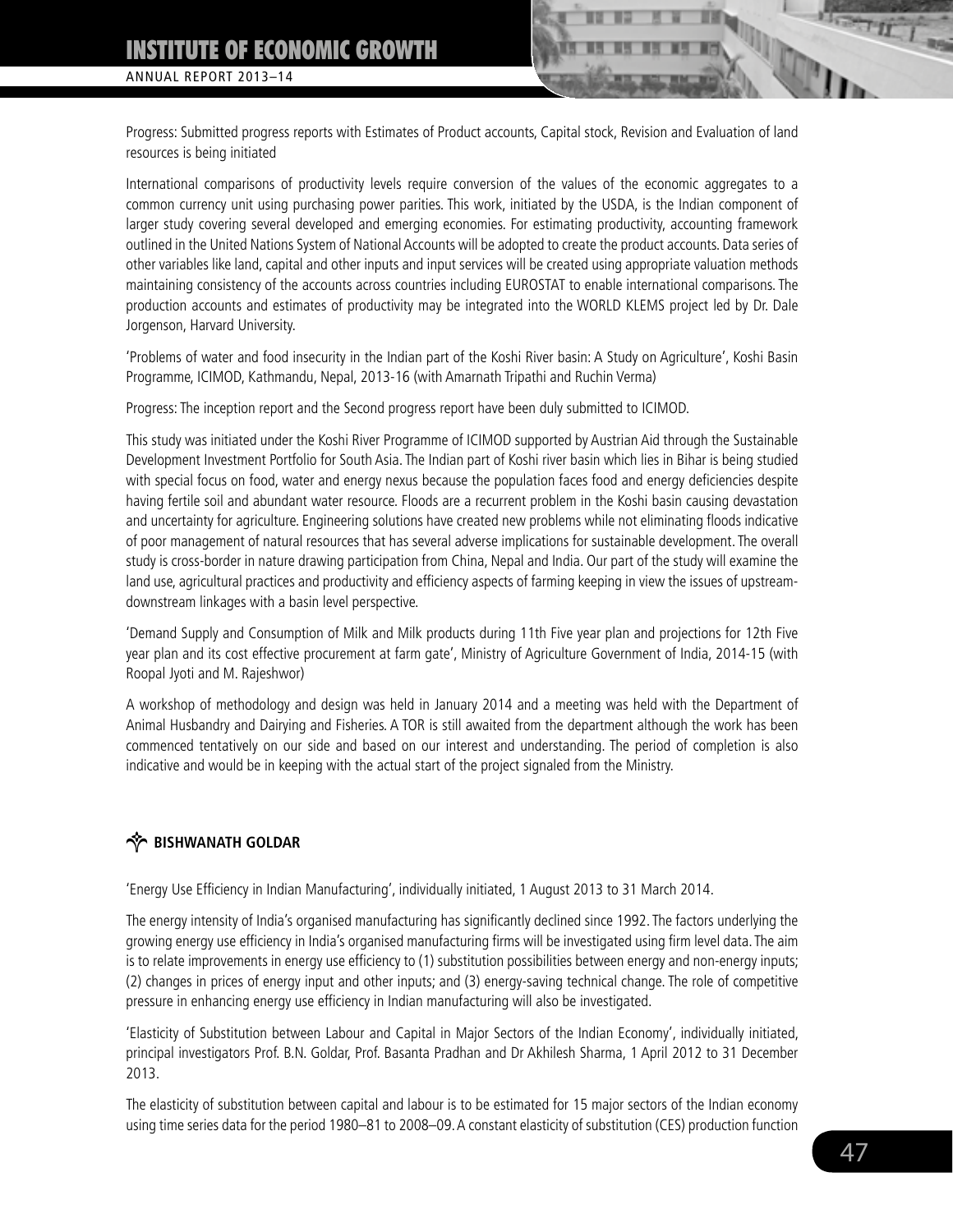Progress: Submitted progress reports with Estimates of Product accounts, Capital stock, Revision and Evaluation of land resources is being initiated

International comparisons of productivity levels require conversion of the values of the economic aggregates to a common currency unit using purchasing power parities. This work, initiated by the USDA, is the Indian component of larger study covering several developed and emerging economies. For estimating productivity, accounting framework outlined in the United Nations System of National Accounts will be adopted to create the product accounts. Data series of other variables like land, capital and other inputs and input services will be created using appropriate valuation methods maintaining consistency of the accounts across countries including EUROSTAT to enable international comparisons. The production accounts and estimates of productivity may be integrated into the WORLD KLEMS project led by Dr. Dale Jorgenson, Harvard University.

'Problems of water and food insecurity in the Indian part of the Koshi River basin: A Study on Agriculture', Koshi Basin Programme, ICIMOD, Kathmandu, Nepal, 2013-16 (with Amarnath Tripathi and Ruchin Verma)

Progress: The inception report and the Second progress report have been duly submitted to ICIMOD.

This study was initiated under the Koshi River Programme of ICIMOD supported by Austrian Aid through the Sustainable Development Investment Portfolio for South Asia. The Indian part of Koshi river basin which lies in Bihar is being studied with special focus on food, water and energy nexus because the population faces food and energy deficiencies despite having fertile soil and abundant water resource. Floods are a recurrent problem in the Koshi basin causing devastation and uncertainty for agriculture. Engineering solutions have created new problems while not eliminating floods indicative of poor management of natural resources that has several adverse implications for sustainable development. The overall study is cross-border in nature drawing participation from China, Nepal and India. Our part of the study will examine the land use, agricultural practices and productivity and efficiency aspects of farming keeping in view the issues of upstream-downstream linkages with a basin level perspective.

'Demand Supply and Consumption of Milk and Milk products during 11th Five year plan and projections for 12th Five year plan and its cost effective procurement at farm gate', Ministry of Agriculture Government of India, 2014-15 (with Roopal Jyoti and M. Rajeshwor)

A workshop of methodology and design was held in January 2014 and a meeting was held with the Department of Animal Husbandry and Dairying and Fisheries. A TOR is still awaited from the department although the work has been commenced tentatively on our side and based on our interest and understanding. The period of completion is also indicative and would be in keeping with the actual start of the project signaled from the Ministry.

### BISHWANATH GOLDAR

'Energy Use Efficiency in Indian Manufacturing', individually initiated, 1 August 2013 to 31 March 2014.

The energy intensity of India's organised manufacturing has significantly declined since 1992. The factors underlying the growing energy use efficiency in India's organised manufacturing firms will be investigated using firm level data. The aim is to relate improvements in energy use efficiency to (1) substitution possibilities between energy and non-energy inputs; (2) changes in prices of energy input and other inputs; and (3) energy-saving technical change. The role of competitive pressure in enhancing energy use efficiency in Indian manufacturing will also be investigated.

'Elasticity of Substitution between Labour and Capital in Major Sectors of the Indian Economy', individually initiated, principal investigators Prof. B.N. Goldar, Prof. Basanta Pradhan and Dr Akhilesh Sharma, 1 April 2012 to 31 December 2013.

The elasticity of substitution between capital and labour is to be estimated for 15 major sectors of the Indian economy using time series data for the period 1980–81 to 2008–09. A constant elasticity of substitution (CES) production function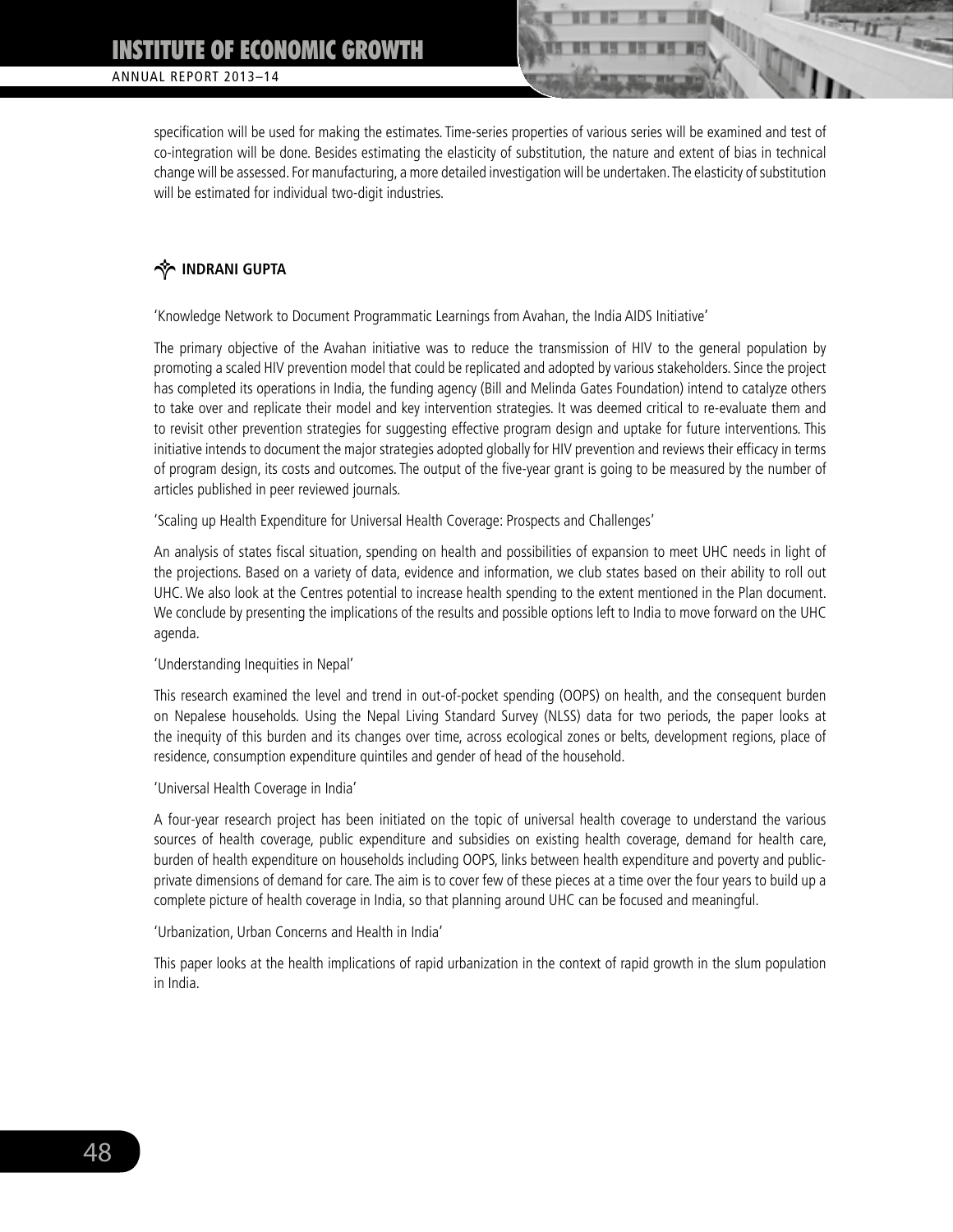specification will be used for making the estimates. Time-series properties of various series will be examined and test of co-integration will be done. Besides estimating the elasticity of substitution, the nature and extent of bias in technical change will be assessed. For manufacturing, a more detailed investigation will be undertaken. The elasticity of substitution will be estimated for individual two-digit industries.

### INDRANI GUPTA

'Knowledge Network to Document Programmatic Learnings from Avahan, the India AIDS Initiative'

The primary objective of the Avahan initiative was to reduce the transmission of HIV to the general population by promoting a scaled HIV prevention model that could be replicated and adopted by various stakeholders. Since the project has completed its operations in India, the funding agency (Bill and Melinda Gates Foundation) intend to catalyze others to take over and replicate their model and key intervention strategies. It was deemed critical to re-evaluate them and to revisit other prevention strategies for suggesting effective program design and uptake for future interventions. This initiative intends to document the major strategies adopted globally for HIV prevention and reviews their efficacy in terms of program design, its costs and outcomes. The output of the five-year grant is going to be measured by the number of articles published in peer reviewed journals.

'Scaling up Health Expenditure for Universal Health Coverage: Prospects and Challenges'

An analysis of states fiscal situation, spending on health and possibilities of expansion to meet UHC needs in light of the projections. Based on a variety of data, evidence and information, we club states based on their ability to roll out UHC. We also look at the Centres potential to increase health spending to the extent mentioned in the Plan document. We conclude by presenting the implications of the results and possible options left to India to move forward on the UHC agenda.

'Understanding Inequities in Nepal'

This research examined the level and trend in out-of-pocket spending (OOPS) on health, and the consequent burden on Nepalese households. Using the Nepal Living Standard Survey (NLSS) data for two periods, the paper looks at the inequity of this burden and its changes over time, across ecological zones or belts, development regions, place of residence, consumption expenditure quintiles and gender of head of the household.

'Universal Health Coverage in India'

A four-year research project has been initiated on the topic of universal health coverage to understand the various sources of health coverage, public expenditure and subsidies on existing health coverage, demand for health care, burden of health expenditure on households including OOPS, links between health expenditure and poverty and public-private dimensions of demand for care. The aim is to cover few of these pieces at a time over the four years to build up a complete picture of health coverage in India, so that planning around UHC can be focused and meaningful.

'Urbanization, Urban Concerns and Health in India'

This paper looks at the health implications of rapid urbanization in the context of rapid growth in the slum population in India.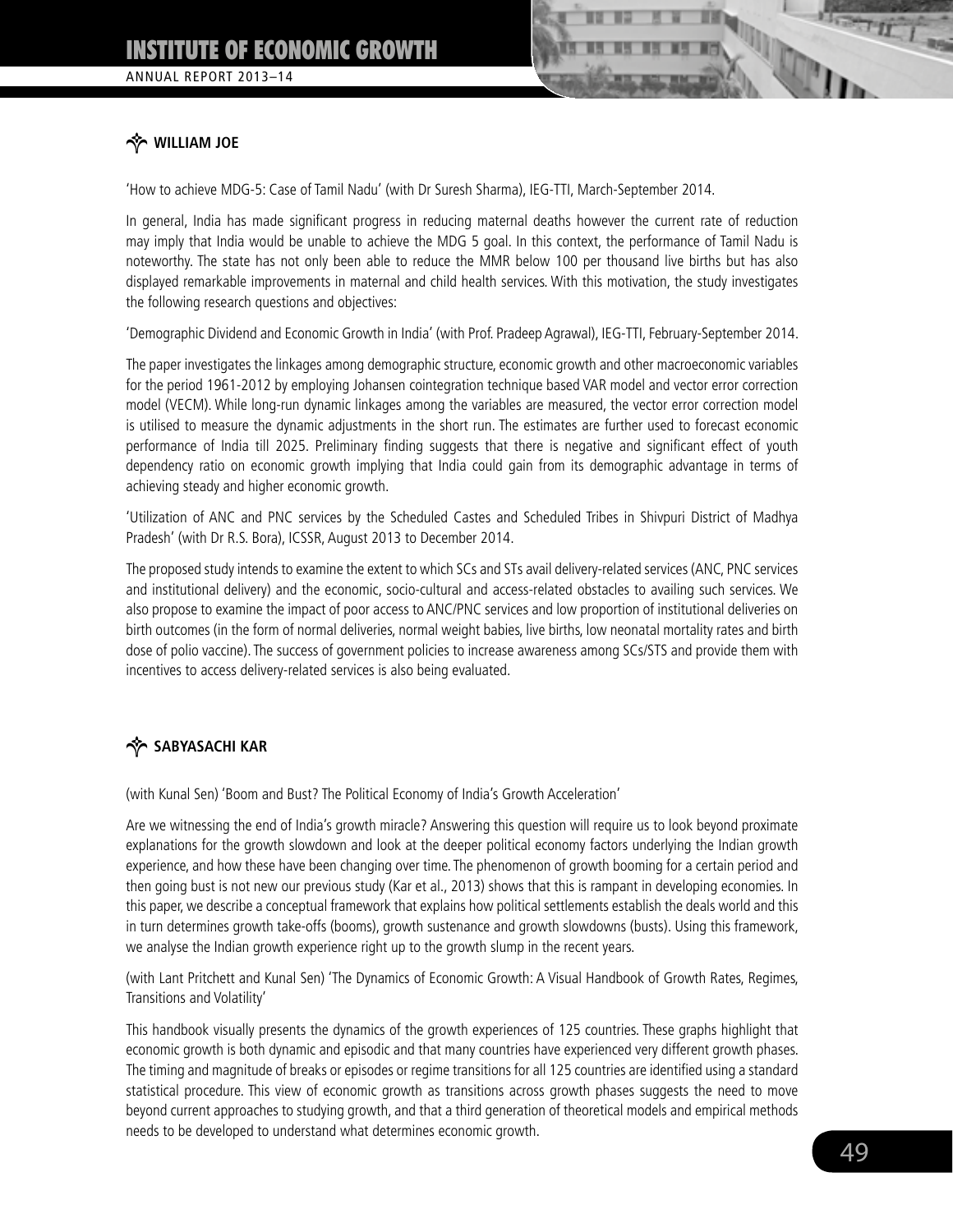### WILLIAM JOE

'How to achieve MDG-5: Case of Tamil Nadu' (with Dr Suresh Sharma), IEG-TTI, March-September 2014.

In general, India has made significant progress in reducing maternal deaths however the current rate of reduction may imply that India would be unable to achieve the MDG 5 goal. In this context, the performance of Tamil Nadu is noteworthy. The state has not only been able to reduce the MMR below 100 per thousand live births but has also displayed remarkable improvements in maternal and child health services. With this motivation, the study investigates the following research questions and objectives:

'Demographic Dividend and Economic Growth in India' (with Prof. Pradeep Agrawal), IEG-TTI, February-September 2014.

The paper investigates the linkages among demographic structure, economic growth and other macroeconomic variables for the period 1961-2012 by employing Johansen cointegration technique based VAR model and vector error correction model (VECM). While long-run dynamic linkages among the variables are measured, the vector error correction model is utilised to measure the dynamic adjustments in the short run. The estimates are further used to forecast economic performance of India till 2025. Preliminary finding suggests that there is negative and significant effect of youth dependency ratio on economic growth implying that India could gain from its demographic advantage in terms of achieving steady and higher economic growth.

'Utilization of ANC and PNC services by the Scheduled Castes and Scheduled Tribes in Shivpuri District of Madhya Pradesh' (with Dr R.S. Bora), ICSSR, August 2013 to December 2014.

The proposed study intends to examine the extent to which SCs and STs avail delivery-related services (ANC, PNC services and institutional delivery) and the economic, socio-cultural and access-related obstacles to availing such services. We also propose to examine the impact of poor access to ANC/PNC services and low proportion of institutional deliveries on birth outcomes (in the form of normal deliveries, normal weight babies, live births, low neonatal mortality rates and birth dose of polio vaccine). The success of government policies to increase awareness among SCs/STS and provide them with incentives to access delivery-related services is also being evaluated.

### SABYASACHI KAR

(with Kunal Sen) 'Boom and Bust? The Political Economy of India's Growth Acceleration'

Are we witnessing the end of India's growth miracle? Answering this question will require us to look beyond proximate explanations for the growth slowdown and look at the deeper political economy factors underlying the Indian growth experience, and how these have been changing over time. The phenomenon of growth booming for a certain period and then going bust is not new our previous study (Kar et al., 2013) shows that this is rampant in developing economies. In this paper, we describe a conceptual framework that explains how political settlements establish the deals world and this in turn determines growth take-offs (booms), growth sustenance and growth slowdowns (busts). Using this framework, we analyse the Indian growth experience right up to the growth slump in the recent years.

(with Lant Pritchett and Kunal Sen) 'The Dynamics of Economic Growth: A Visual Handbook of Growth Rates, Regimes, Transitions and Volatility'

This handbook visually presents the dynamics of the growth experiences of 125 countries. These graphs highlight that economic growth is both dynamic and episodic and that many countries have experienced very different growth phases. The timing and magnitude of breaks or episodes or regime transitions for all 125 countries are identified using a standard statistical procedure. This view of economic growth as transitions across growth phases suggests the need to move beyond current approaches to studying growth, and that a third generation of theoretical models and empirical methods needs to be developed to understand what determines economic growth.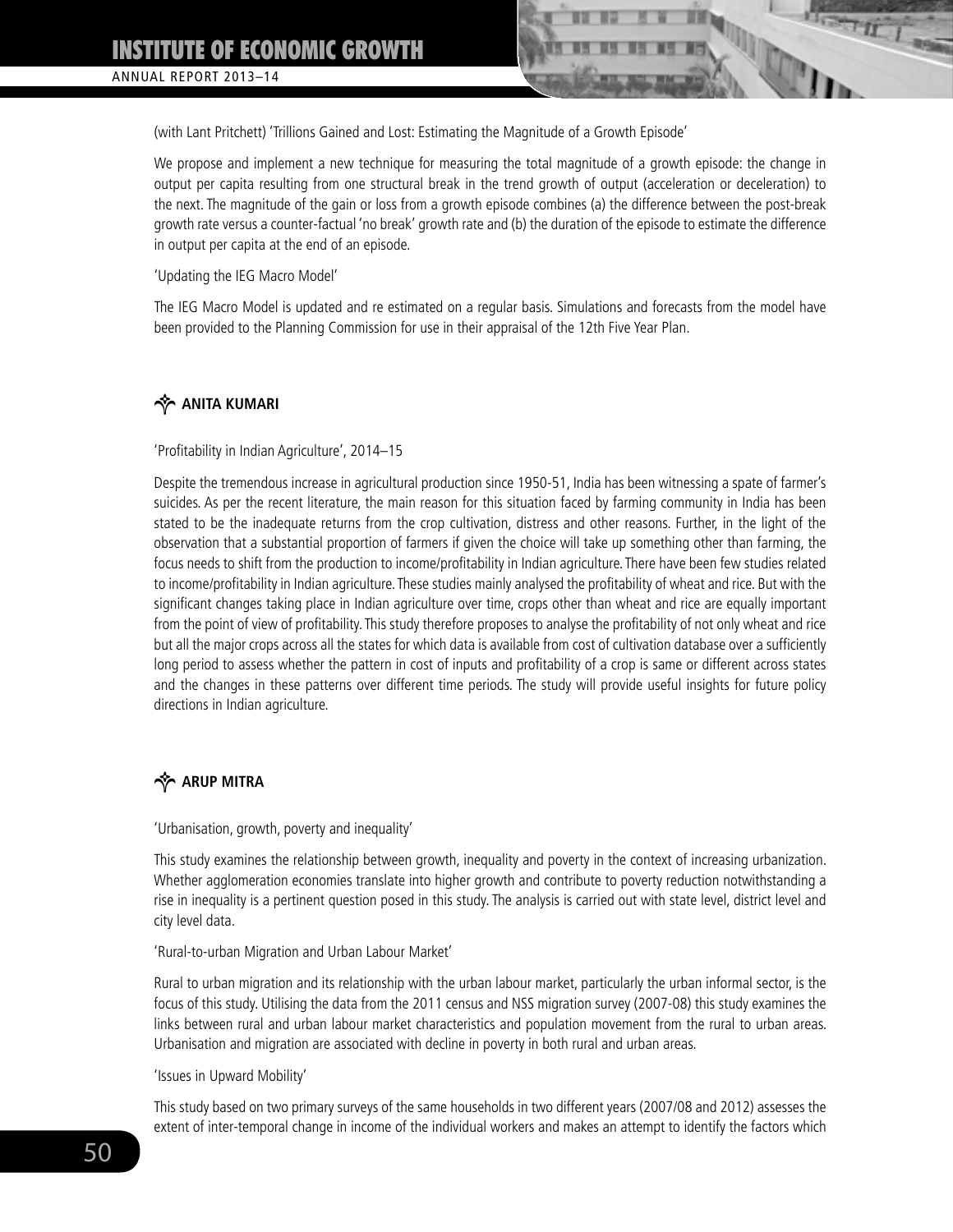(with Lant Pritchett) 'Trillions Gained and Lost: Estimating the Magnitude of a Growth Episode'

We propose and implement a new technique for measuring the total magnitude of a growth episode: the change in output per capita resulting from one structural break in the trend growth of output (acceleration or deceleration) to the next. The magnitude of the gain or loss from a growth episode combines (a) the difference between the post-break growth rate versus a counter-factual 'no break' growth rate and (b) the duration of the episode to estimate the difference in output per capita at the end of an episode.

'Updating the IEG Macro Model'

The IEG Macro Model is updated and re estimated on a regular basis. Simulations and forecasts from the model have been provided to the Planning Commission for use in their appraisal of the 12th Five Year Plan.

## ANITA KUMARI

'Profitability in Indian Agriculture', 2014–15

Despite the tremendous increase in agricultural production since 1950-51, India has been witnessing a spate of farmer's suicides. As per the recent literature, the main reason for this situation faced by farming community in India has been stated to be the inadequate returns from the crop cultivation, distress and other reasons. Further, in the light of the observation that a substantial proportion of farmers if given the choice will take up something other than farming, the focus needs to shift from the production to income/profitability in Indian agriculture. There have been few studies related to income/profitability in Indian agriculture. These studies mainly analysed the profitability of wheat and rice. But with the significant changes taking place in Indian agriculture over time, crops other than wheat and rice are equally important from the point of view of profitability. This study therefore proposes to analyse the profitability of not only wheat and rice but all the major crops across all the states for which data is available from cost of cultivation database over a sufficiently long period to assess whether the pattern in cost of inputs and profitability of a crop is same or different across states and the changes in these patterns over different time periods. The study will provide useful insights for future policy directions in Indian agriculture.

## ARUP MITRA

'Urbanisation, growth, poverty and inequality'

This study examines the relationship between growth, inequality and poverty in the context of increasing urbanization. Whether agglomeration economies translate into higher growth and contribute to poverty reduction notwithstanding a rise in inequality is a pertinent question posed in this study. The analysis is carried out with state level, district level and city level data.

'Rural-to-urban Migration and Urban Labour Market'

Rural to urban migration and its relationship with the urban labour market, particularly the urban informal sector, is the focus of this study. Utilising the data from the 2011 census and NSS migration survey (2007-08) this study examines the links between rural and urban labour market characteristics and population movement from the rural to urban areas. Urbanisation and migration are associated with decline in poverty in both rural and urban areas.

'Issues in Upward Mobility'

This study based on two primary surveys of the same households in two different years (2007/08 and 2012) assesses the extent of inter-temporal change in income of the individual workers and makes an attempt to identify the factors which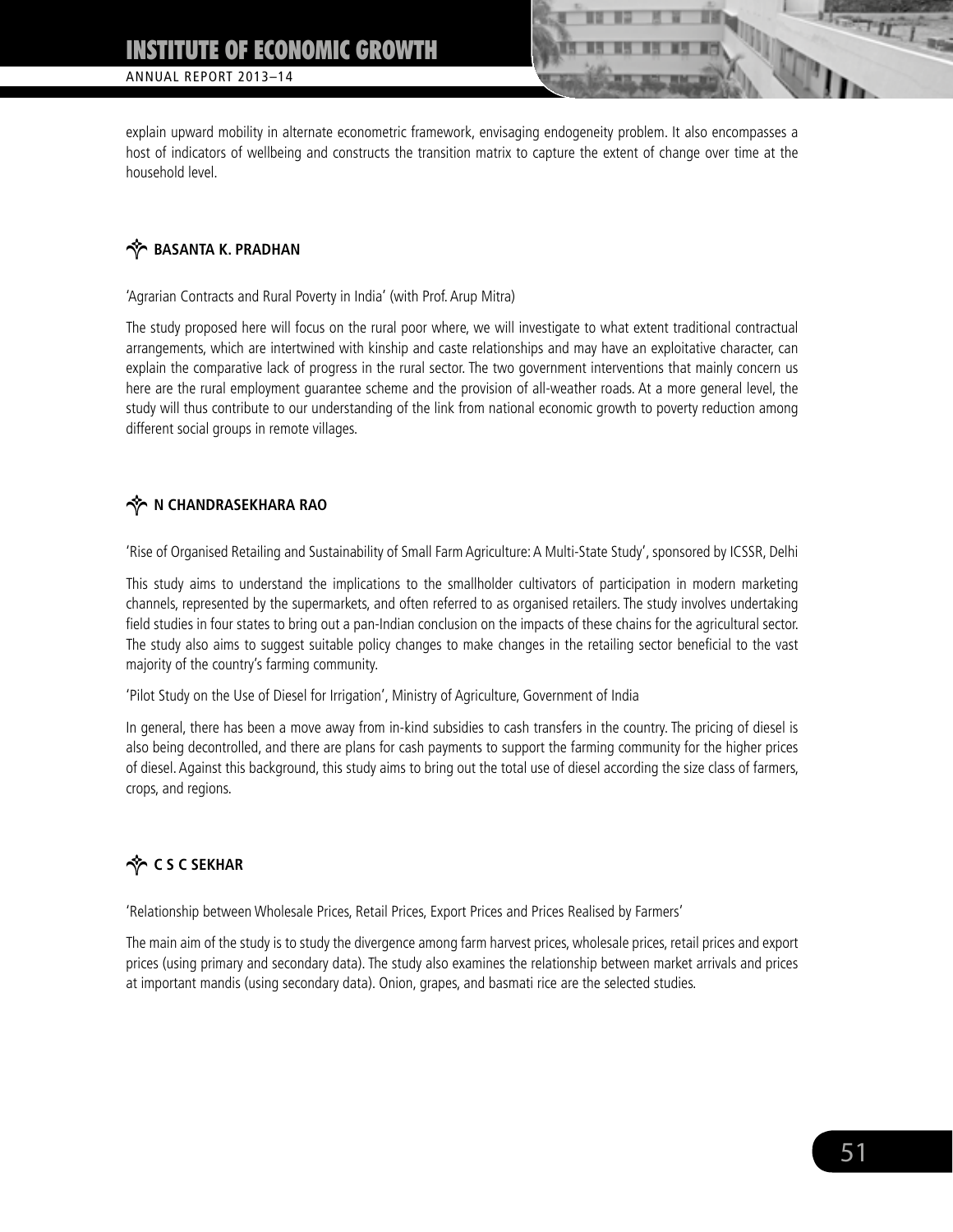explain upward mobility in alternate econometric framework, envisaging endogeneity problem. It also encompasses a host of indicators of wellbeing and constructs the transition matrix to capture the extent of change over time at the household level.

### BASANTA K. PRADHAN

'Agrarian Contracts and Rural Poverty in India' (with Prof. Arup Mitra)

The study proposed here will focus on the rural poor where, we will investigate to what extent traditional contractual arrangements, which are intertwined with kinship and caste relationships and may have an exploitative character, can explain the comparative lack of progress in the rural sector. The two government interventions that mainly concern us here are the rural employment guarantee scheme and the provision of all-weather roads. At a more general level, the study will thus contribute to our understanding of the link from national economic growth to poverty reduction among different social groups in remote villages.

### N CHANDRASEKHARA RAO

'Rise of Organised Retailing and Sustainability of Small Farm Agriculture: A Multi-State Study', sponsored by ICSSR, Delhi

This study aims to understand the implications to the smallholder cultivators of participation in modern marketing channels, represented by the supermarkets, and often referred to as organised retailers. The study involves undertaking field studies in four states to bring out a pan-Indian conclusion on the impacts of these chains for the agricultural sector. The study also aims to suggest suitable policy changes to make changes in the retailing sector beneficial to the vast majority of the country's farming community.

'Pilot Study on the Use of Diesel for Irrigation', Ministry of Agriculture, Government of India

In general, there has been a move away from in-kind subsidies to cash transfers in the country. The pricing of diesel is also being decontrolled, and there are plans for cash payments to support the farming community for the higher prices of diesel. Against this background, this study aims to bring out the total use of diesel according the size class of farmers, crops, and regions.

### C S C SEKHAR

'Relationship between Wholesale Prices, Retail Prices, Export Prices and Prices Realised by Farmers'

The main aim of the study is to study the divergence among farm harvest prices, wholesale prices, retail prices and export prices (using primary and secondary data). The study also examines the relationship between market arrivals and prices at important mandis (using secondary data). Onion, grapes, and basmati rice are the selected studies.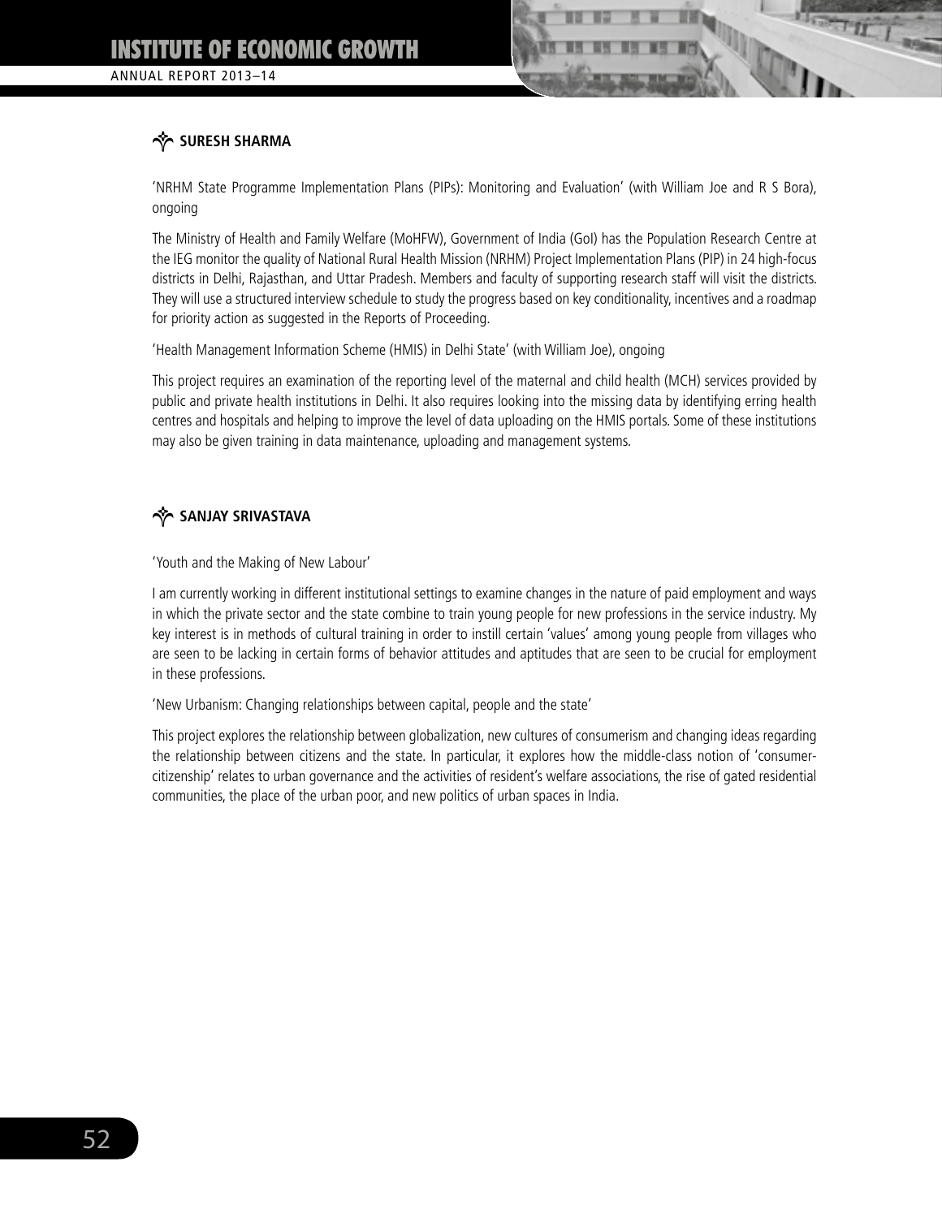### SURESH SHARMA

'NRHM State Programme Implementation Plans (PIPs): Monitoring and Evaluation' (with William Joe and R S Bora), ongoing

The Ministry of Health and Family Welfare (MoHFW), Government of India (GoI) has the Population Research Centre at the IEG monitor the quality of National Rural Health Mission (NRHM) Project Implementation Plans (PIP) in 24 high-focus districts in Delhi, Rajasthan, and Uttar Pradesh. Members and faculty of supporting research staff will visit the districts. They will use a structured interview schedule to study the progress based on key conditionality, incentives and a roadmap for priority action as suggested in the Reports of Proceeding.

'Health Management Information Scheme (HMIS) in Delhi State' (with William Joe), ongoing

This project requires an examination of the reporting level of the maternal and child health (MCH) services provided by public and private health institutions in Delhi. It also requires looking into the missing data by identifying erring health centres and hospitals and helping to improve the level of data uploading on the HMIS portals. Some of these institutions may also be given training in data maintenance, uploading and management systems.

### SANJAY SRIVASTAVA

'Youth and the Making of New Labour'

I am currently working in different institutional settings to examine changes in the nature of paid employment and ways in which the private sector and the state combine to train young people for new professions in the service industry. My key interest is in methods of cultural training in order to instill certain 'values' among young people from villages who are seen to be lacking in certain forms of behavior attitudes and aptitudes that are seen to be crucial for employment in these professions.

'New Urbanism: Changing relationships between capital, people and the state'

This project explores the relationship between globalization, new cultures of consumerism and changing ideas regarding the relationship between citizens and the state. In particular, it explores how the middle-class notion of 'consumer-citizenship' relates to urban governance and the activities of resident's welfare associations, the rise of gated residential communities, the place of the urban poor, and new politics of urban spaces in India.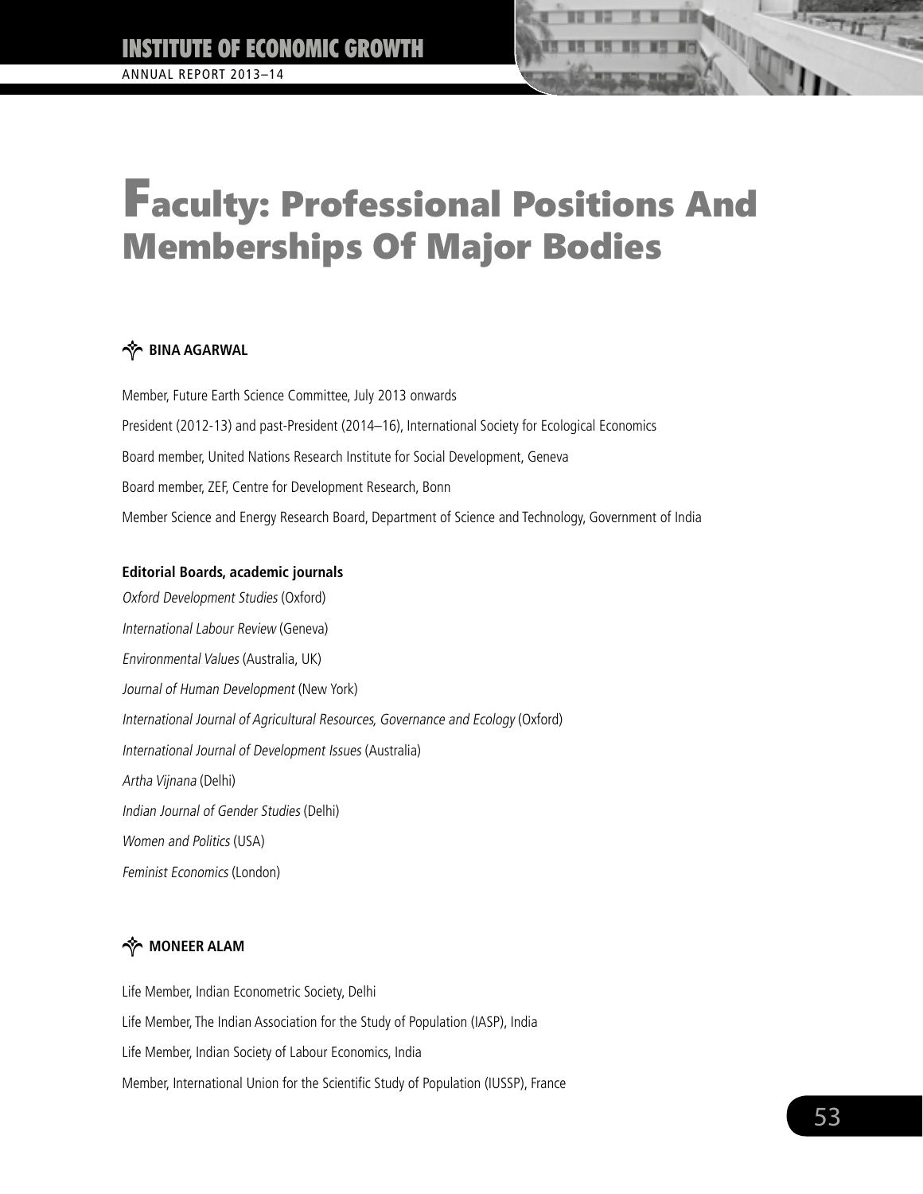# Faculty: Professional Positions And Memberships Of Major Bodies

## BINA AGARWAL

Member, Future Earth Science Committee, July 2013 onwards

President (2012-13) and past-President (2014–16), International Society for Ecological Economics

Board member, United Nations Research Institute for Social Development, Geneva

Board member, ZEF, Centre for Development Research, Bonn

Member Science and Energy Research Board, Department of Science and Technology, Government of India

**Editorial Boards, academic journals**

*Oxford Development Studies* (Oxford)

*International Labour Review* (Geneva)

*Environmental Values* (Australia, UK)

*Journal of Human Development* (New York)

*International Journal of Agricultural Resources, Governance and Ecology* (Oxford)

*International Journal of Development Issues* (Australia)

*Artha Vijnana* (Delhi)

*Indian Journal of Gender Studies* (Delhi)

*Women and Politics* (USA)

*Feminist Economics* (London)

## MONEER ALAM

Life Member, Indian Econometric Society, Delhi

Life Member, The Indian Association for the Study of Population (IASP), India

Life Member, Indian Society of Labour Economics, India

Member, International Union for the Scientific Study of Population (IUSSP), France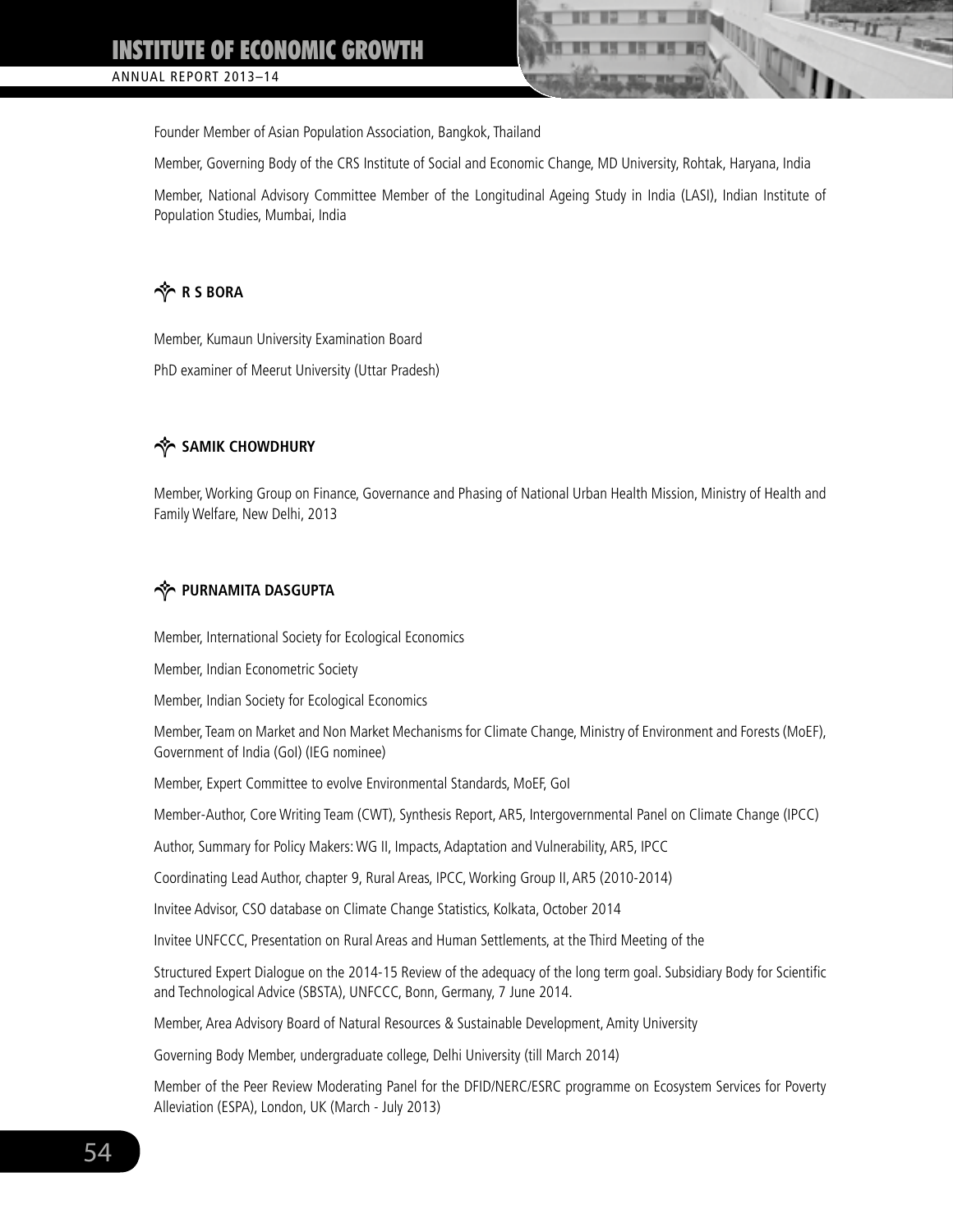Founder Member of Asian Population Association, Bangkok, Thailand

Member, Governing Body of the CRS Institute of Social and Economic Change, MD University, Rohtak, Haryana, India

Member, National Advisory Committee Member of the Longitudinal Ageing Study in India (LASI), Indian Institute of Population Studies, Mumbai, India

### R S BORA

Member, Kumaun University Examination Board

PhD examiner of Meerut University (Uttar Pradesh)

### SAMIK CHOWDHURY

Member, Working Group on Finance, Governance and Phasing of National Urban Health Mission, Ministry of Health and Family Welfare, New Delhi, 2013

### PURNAMITA DASGUPTA

Member, International Society for Ecological Economics

Member, Indian Econometric Society

Member, Indian Society for Ecological Economics

Member, Team on Market and Non Market Mechanisms for Climate Change, Ministry of Environment and Forests (MoEF), Government of India (GoI) (IEG nominee)

Member, Expert Committee to evolve Environmental Standards, MoEF, GoI

Member-Author, Core Writing Team (CWT), Synthesis Report, AR5, Intergovernmental Panel on Climate Change (IPCC)

Author, Summary for Policy Makers: WG II, Impacts, Adaptation and Vulnerability, AR5, IPCC

Coordinating Lead Author, chapter 9, Rural Areas, IPCC, Working Group II, AR5 (2010-2014)

Invitee Advisor, CSO database on Climate Change Statistics, Kolkata, October 2014

Invitee UNFCCC, Presentation on Rural Areas and Human Settlements, at the Third Meeting of the

Structured Expert Dialogue on the 2014-15 Review of the adequacy of the long term goal. Subsidiary Body for Scientific and Technological Advice (SBSTA), UNFCCC, Bonn, Germany, 7 June 2014.

Member, Area Advisory Board of Natural Resources & Sustainable Development, Amity University

Governing Body Member, undergraduate college, Delhi University (till March 2014)

Member of the Peer Review Moderating Panel for the DFID/NERC/ESRC programme on Ecosystem Services for Poverty Alleviation (ESPA), London, UK (March - July 2013)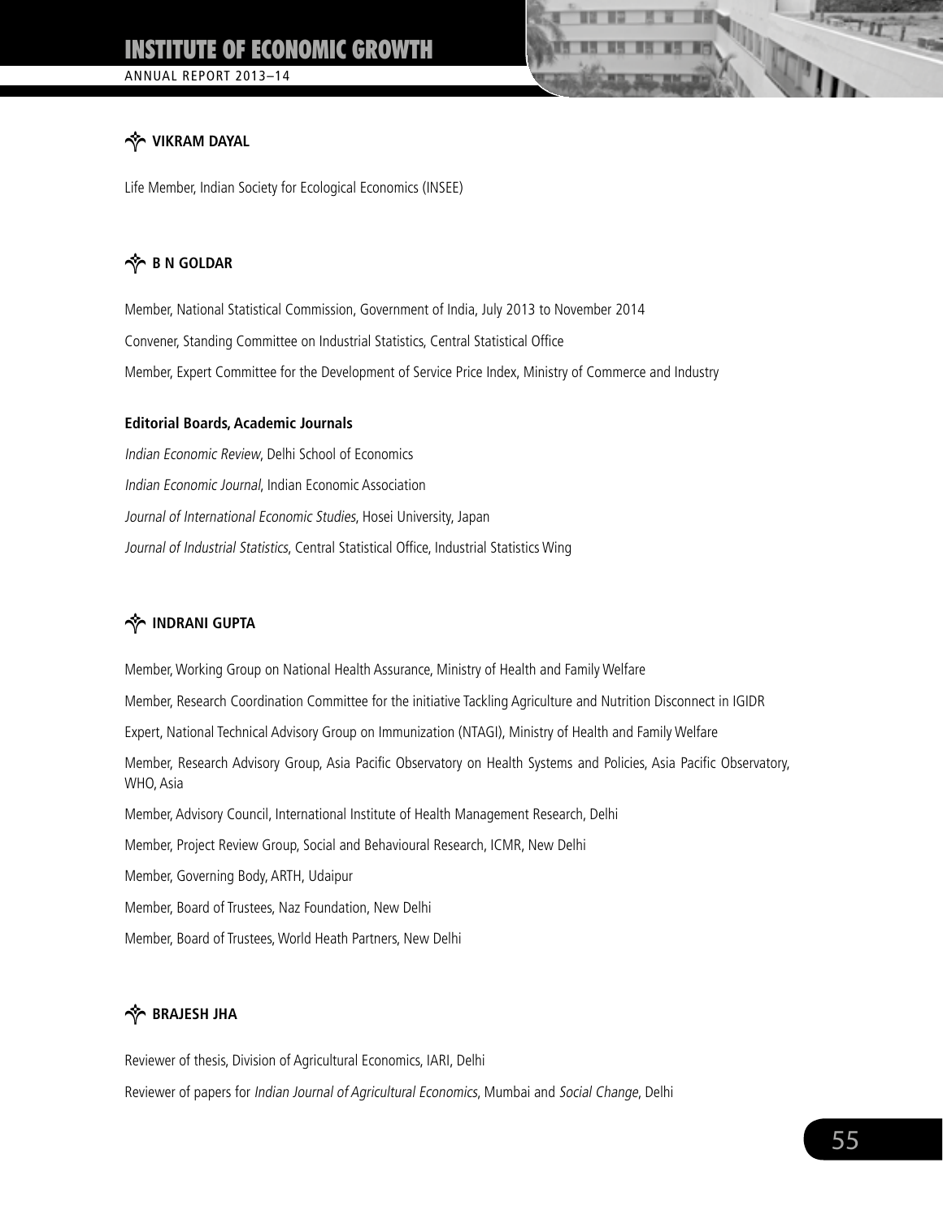## VIKRAM DAYAL

Life Member, Indian Society for Ecological Economics (INSEE)

## B N GOLDAR

Member, National Statistical Commission, Government of India, July 2013 to November 2014

Convener, Standing Committee on Industrial Statistics, Central Statistical Office

Member, Expert Committee for the Development of Service Price Index, Ministry of Commerce and Industry

**Editorial Boards, Academic Journals**

*Indian Economic Review*, Delhi School of Economics

*Indian Economic Journal*, Indian Economic Association

*Journal of International Economic Studies*, Hosei University, Japan

*Journal of Industrial Statistics*, Central Statistical Office, Industrial Statistics Wing

## INDRANI GUPTA

Member, Working Group on National Health Assurance, Ministry of Health and Family Welfare

Member, Research Coordination Committee for the initiative Tackling Agriculture and Nutrition Disconnect in IGIDR

Expert, National Technical Advisory Group on Immunization (NTAGI), Ministry of Health and Family Welfare

Member, Research Advisory Group, Asia Pacific Observatory on Health Systems and Policies, Asia Pacific Observatory, WHO, Asia

Member, Advisory Council, International Institute of Health Management Research, Delhi

Member, Project Review Group, Social and Behavioural Research, ICMR, New Delhi

Member, Governing Body, ARTH, Udaipur

Member, Board of Trustees, Naz Foundation, New Delhi

Member, Board of Trustees, World Heath Partners, New Delhi

## BRAJESH JHA

Reviewer of thesis, Division of Agricultural Economics, IARI, Delhi

Reviewer of papers for *Indian Journal of Agricultural Economics*, Mumbai and *Social Change*, Delhi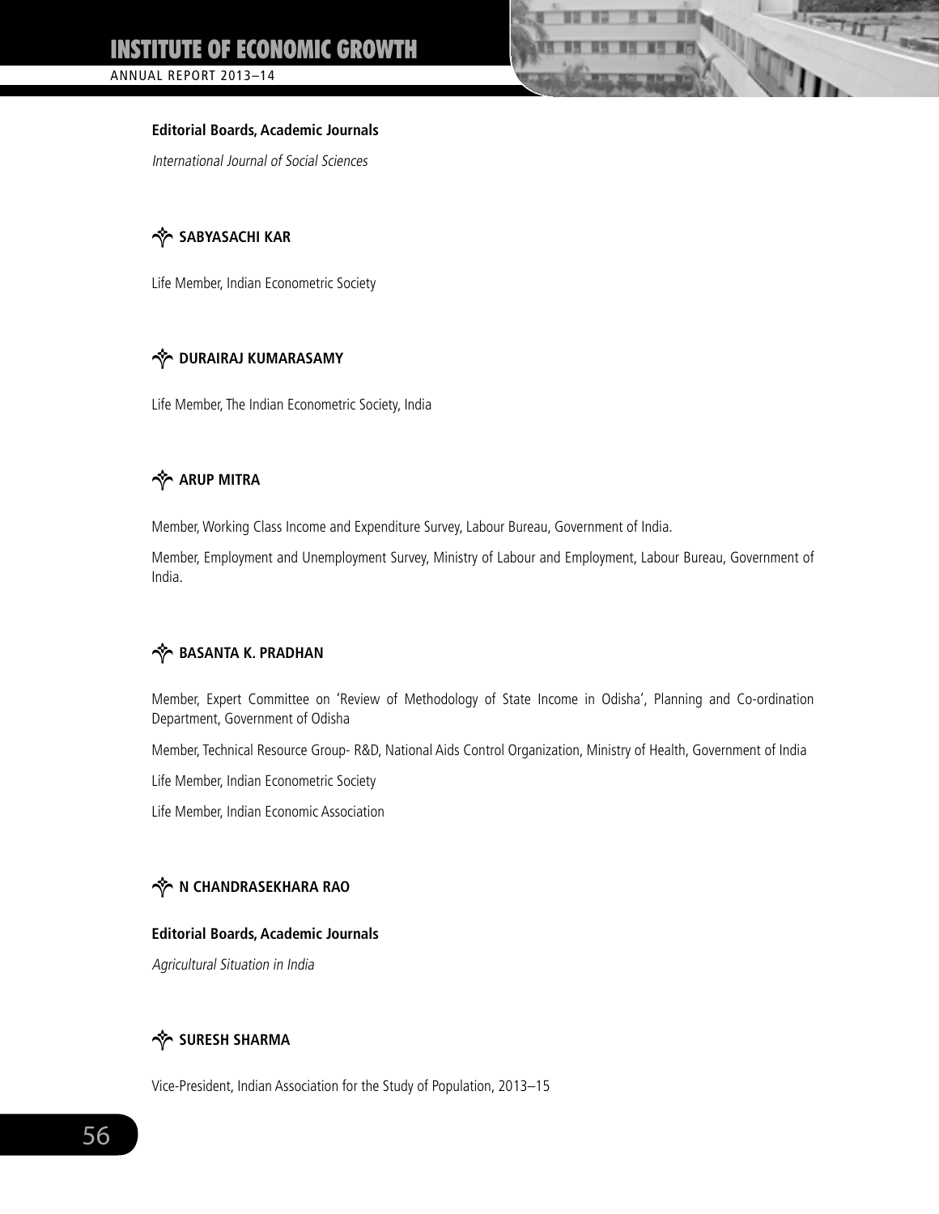**Editorial Boards, Academic Journals**

*International Journal of Social Sciences*

### SABYASACHI KAR

Life Member, Indian Econometric Society

### DURAIRAJ KUMARASAMY

Life Member, The Indian Econometric Society, India

### ARUP MITRA

Member, Working Class Income and Expenditure Survey, Labour Bureau, Government of India.

Member, Employment and Unemployment Survey, Ministry of Labour and Employment, Labour Bureau, Government of India.

### BASANTA K. PRADHAN

Member, Expert Committee on 'Review of Methodology of State Income in Odisha', Planning and Co-ordination Department, Government of Odisha

Member, Technical Resource Group- R&D, National Aids Control Organization, Ministry of Health, Government of India

Life Member, Indian Econometric Society

Life Member, Indian Economic Association

### N CHANDRASEKHARA RAO

**Editorial Boards, Academic Journals**

*Agricultural Situation in India*

### SURESH SHARMA

Vice-President, Indian Association for the Study of Population, 2013–15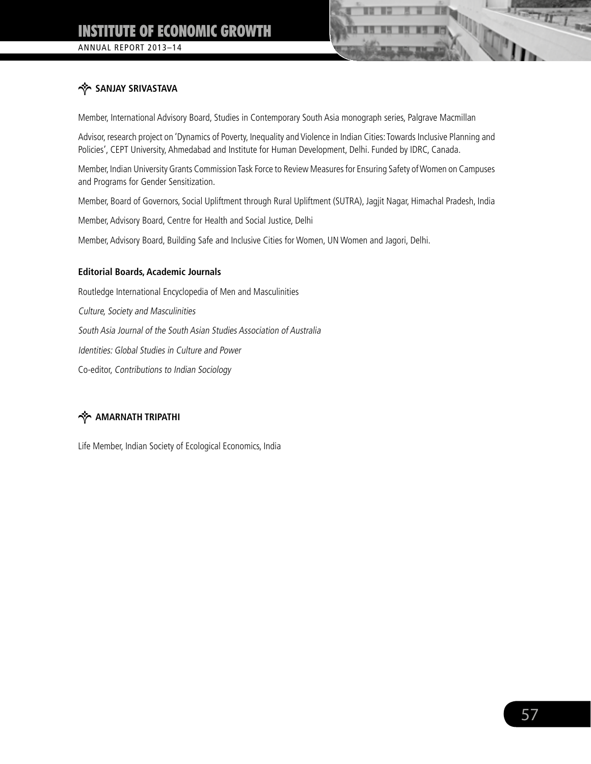### SANJAY SRIVASTAVA

Member, International Advisory Board, Studies in Contemporary South Asia monograph series, Palgrave Macmillan

Advisor, research project on 'Dynamics of Poverty, Inequality and Violence in Indian Cities: Towards Inclusive Planning and Policies', CEPT University, Ahmedabad and Institute for Human Development, Delhi. Funded by IDRC, Canada.

Member, Indian University Grants Commission Task Force to Review Measures for Ensuring Safety of Women on Campuses and Programs for Gender Sensitization.

Member, Board of Governors, Social Upliftment through Rural Upliftment (SUTRA), Jagjit Nagar, Himachal Pradesh, India

Member, Advisory Board, Centre for Health and Social Justice, Delhi

Member, Advisory Board, Building Safe and Inclusive Cities for Women, UN Women and Jagori, Delhi.

**Editorial Boards, Academic Journals**

Routledge International Encyclopedia of Men and Masculinities

*Culture, Society and Masculinities*

*South Asia Journal of the South Asian Studies Association of Australia*

*Identities: Global Studies in Culture and Power*

Co-editor, *Contributions to Indian Sociology*

### AMARNATH TRIPATHI

Life Member, Indian Society of Ecological Economics, India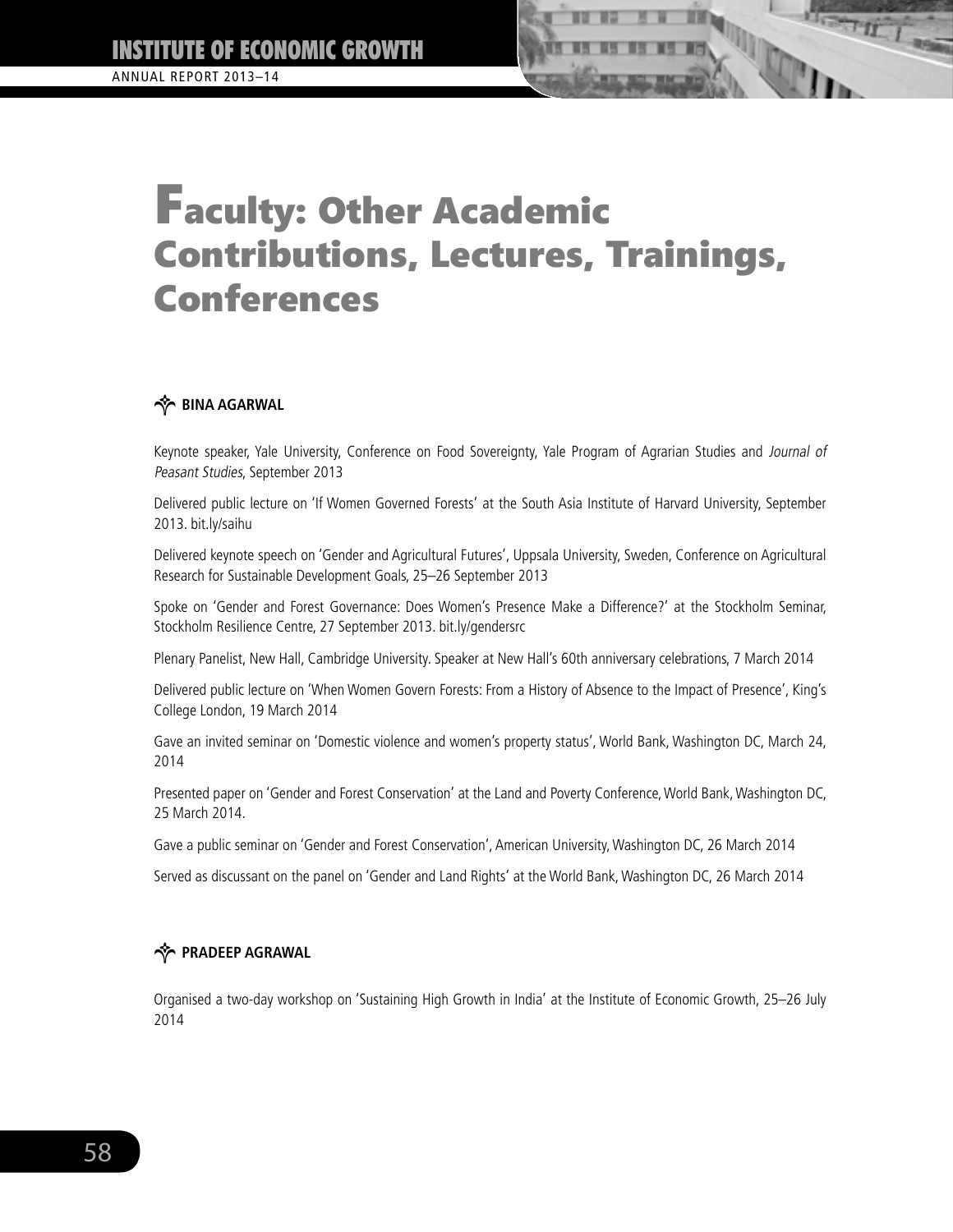# Faculty: Other Academic Contributions, Lectures, Trainings, Conferences

## BINA AGARWAL

Keynote speaker, Yale University, Conference on Food Sovereignty, Yale Program of Agrarian Studies and *Journal of Peasant Studies*, September 2013

Delivered public lecture on 'If Women Governed Forests' at the South Asia Institute of Harvard University, September 2013. bit.ly/saihu

Delivered keynote speech on 'Gender and Agricultural Futures', Uppsala University, Sweden, Conference on Agricultural Research for Sustainable Development Goals, 25–26 September 2013

Spoke on 'Gender and Forest Governance: Does Women's Presence Make a Difference?' at the Stockholm Seminar, Stockholm Resilience Centre, 27 September 2013. bit.ly/gendersrc

Plenary Panelist, New Hall, Cambridge University. Speaker at New Hall's 60th anniversary celebrations, 7 March 2014

Delivered public lecture on 'When Women Govern Forests: From a History of Absence to the Impact of Presence', King's College London, 19 March 2014

Gave an invited seminar on 'Domestic violence and women's property status', World Bank, Washington DC, March 24, 2014

Presented paper on 'Gender and Forest Conservation' at the Land and Poverty Conference, World Bank, Washington DC, 25 March 2014.

Gave a public seminar on 'Gender and Forest Conservation', American University, Washington DC, 26 March 2014

Served as discussant on the panel on 'Gender and Land Rights' at the World Bank, Washington DC, 26 March 2014

## PRADEEP AGRAWAL

Organised a two-day workshop on 'Sustaining High Growth in India' at the Institute of Economic Growth, 25–26 July 2014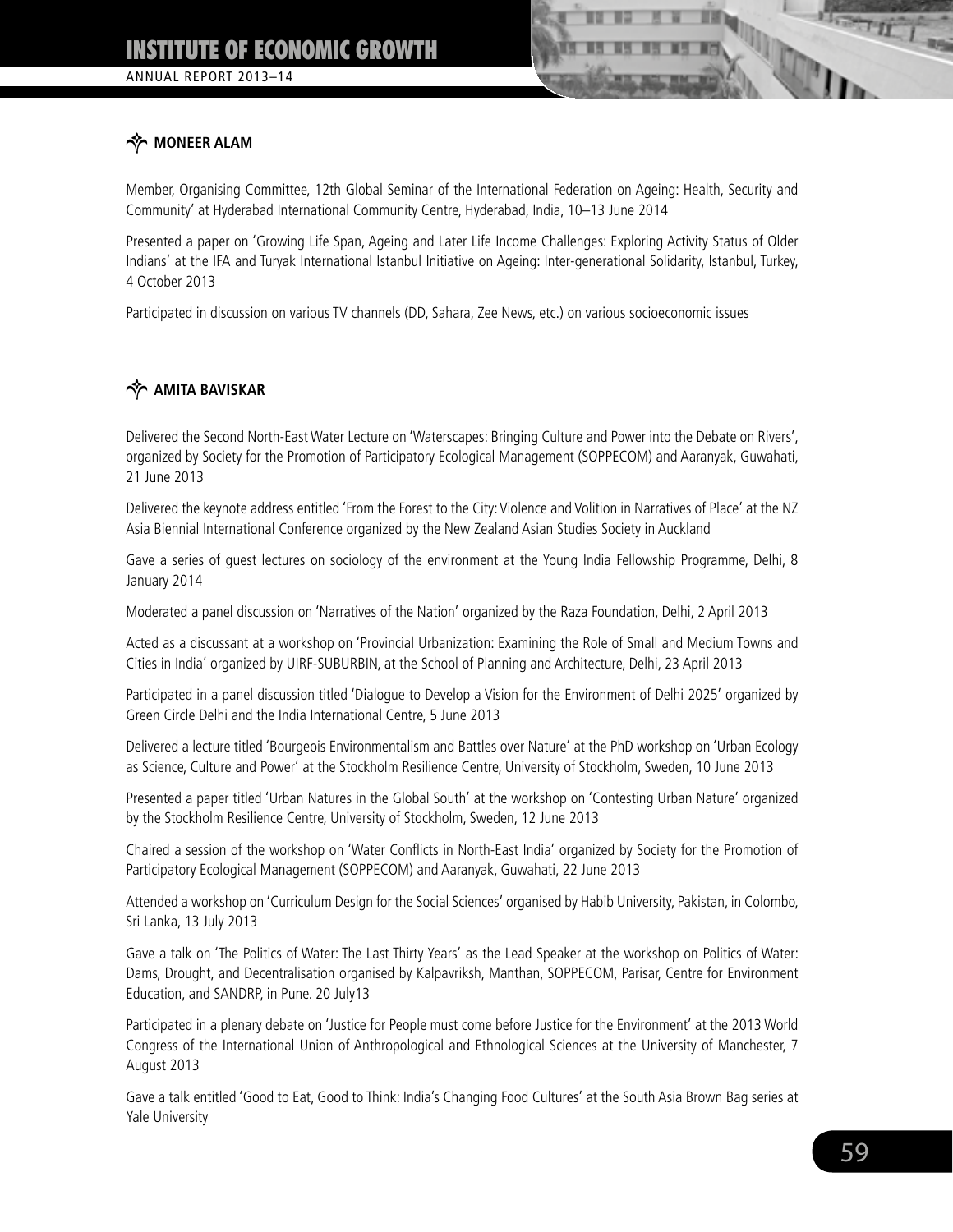### MONEER ALAM

Member, Organising Committee, 12th Global Seminar of the International Federation on Ageing: Health, Security and Community' at Hyderabad International Community Centre, Hyderabad, India, 10–13 June 2014

Presented a paper on 'Growing Life Span, Ageing and Later Life Income Challenges: Exploring Activity Status of Older Indians' at the IFA and Turyak International Istanbul Initiative on Ageing: Inter-generational Solidarity, Istanbul, Turkey, 4 October 2013

Participated in discussion on various TV channels (DD, Sahara, Zee News, etc.) on various socioeconomic issues

### AMITA BAVISKAR

Delivered the Second North-East Water Lecture on 'Waterscapes: Bringing Culture and Power into the Debate on Rivers', organized by Society for the Promotion of Participatory Ecological Management (SOPPECOM) and Aaranyak, Guwahati, 21 June 2013

Delivered the keynote address entitled 'From the Forest to the City: Violence and Volition in Narratives of Place' at the NZ Asia Biennial International Conference organized by the New Zealand Asian Studies Society in Auckland

Gave a series of guest lectures on sociology of the environment at the Young India Fellowship Programme, Delhi, 8 January 2014

Moderated a panel discussion on 'Narratives of the Nation' organized by the Raza Foundation, Delhi, 2 April 2013

Acted as a discussant at a workshop on 'Provincial Urbanization: Examining the Role of Small and Medium Towns and Cities in India' organized by UIRF-SUBURBIN, at the School of Planning and Architecture, Delhi, 23 April 2013

Participated in a panel discussion titled 'Dialogue to Develop a Vision for the Environment of Delhi 2025' organized by Green Circle Delhi and the India International Centre, 5 June 2013

Delivered a lecture titled 'Bourgeois Environmentalism and Battles over Nature' at the PhD workshop on 'Urban Ecology as Science, Culture and Power' at the Stockholm Resilience Centre, University of Stockholm, Sweden, 10 June 2013

Presented a paper titled 'Urban Natures in the Global South' at the workshop on 'Contesting Urban Nature' organized by the Stockholm Resilience Centre, University of Stockholm, Sweden, 12 June 2013

Chaired a session of the workshop on 'Water Conflicts in North-East India' organized by Society for the Promotion of Participatory Ecological Management (SOPPECOM) and Aaranyak, Guwahati, 22 June 2013

Attended a workshop on 'Curriculum Design for the Social Sciences' organised by Habib University, Pakistan, in Colombo, Sri Lanka, 13 July 2013

Gave a talk on 'The Politics of Water: The Last Thirty Years' as the Lead Speaker at the workshop on Politics of Water: Dams, Drought, and Decentralisation organised by Kalpavriksh, Manthan, SOPPECOM, Parisar, Centre for Environment Education, and SANDRP, in Pune. 20 July13

Participated in a plenary debate on 'Justice for People must come before Justice for the Environment' at the 2013 World Congress of the International Union of Anthropological and Ethnological Sciences at the University of Manchester, 7 August 2013

Gave a talk entitled 'Good to Eat, Good to Think: India's Changing Food Cultures' at the South Asia Brown Bag series at Yale University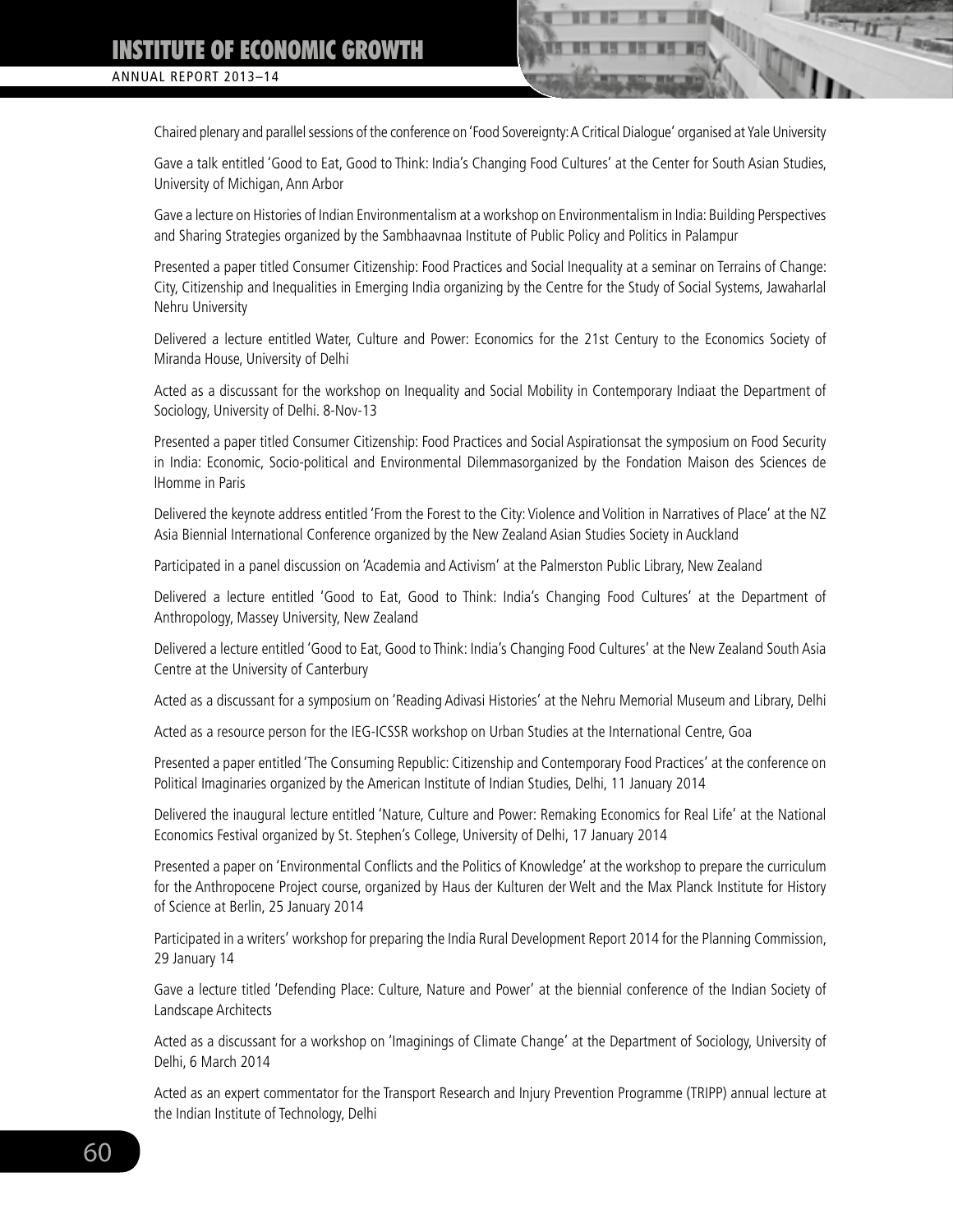Chaired plenary and parallel sessions of the conference on 'Food Sovereignty: A Critical Dialogue' organised at Yale University

Gave a talk entitled 'Good to Eat, Good to Think: India's Changing Food Cultures' at the Center for South Asian Studies, University of Michigan, Ann Arbor

Gave a lecture on Histories of Indian Environmentalism at a workshop on Environmentalism in India: Building Perspectives and Sharing Strategies organized by the Sambhaavnaa Institute of Public Policy and Politics in Palampur

Presented a paper titled Consumer Citizenship: Food Practices and Social Inequality at a seminar on Terrains of Change: City, Citizenship and Inequalities in Emerging India organizing by the Centre for the Study of Social Systems, Jawaharlal Nehru University

Delivered a lecture entitled Water, Culture and Power: Economics for the 21st Century to the Economics Society of Miranda House, University of Delhi

Acted as a discussant for the workshop on Inequality and Social Mobility in Contemporary Indiaat the Department of Sociology, University of Delhi. 8-Nov-13

Presented a paper titled Consumer Citizenship: Food Practices and Social Aspirationsat the symposium on Food Security in India: Economic, Socio-political and Environmental Dilemmasorganized by the Fondation Maison des Sciences de lHomme in Paris

Delivered the keynote address entitled 'From the Forest to the City: Violence and Volition in Narratives of Place' at the NZ Asia Biennial International Conference organized by the New Zealand Asian Studies Society in Auckland

Participated in a panel discussion on 'Academia and Activism' at the Palmerston Public Library, New Zealand

Delivered a lecture entitled 'Good to Eat, Good to Think: India's Changing Food Cultures' at the Department of Anthropology, Massey University, New Zealand

Delivered a lecture entitled 'Good to Eat, Good to Think: India's Changing Food Cultures' at the New Zealand South Asia Centre at the University of Canterbury

Acted as a discussant for a symposium on 'Reading Adivasi Histories' at the Nehru Memorial Museum and Library, Delhi

Acted as a resource person for the IEG-ICSSR workshop on Urban Studies at the International Centre, Goa

Presented a paper entitled 'The Consuming Republic: Citizenship and Contemporary Food Practices' at the conference on Political Imaginaries organized by the American Institute of Indian Studies, Delhi, 11 January 2014

Delivered the inaugural lecture entitled 'Nature, Culture and Power: Remaking Economics for Real Life' at the National Economics Festival organized by St. Stephen's College, University of Delhi, 17 January 2014

Presented a paper on 'Environmental Conflicts and the Politics of Knowledge' at the workshop to prepare the curriculum for the Anthropocene Project course, organized by Haus der Kulturen der Welt and the Max Planck Institute for History of Science at Berlin, 25 January 2014

Participated in a writers' workshop for preparing the India Rural Development Report 2014 for the Planning Commission, 29 January 14

Gave a lecture titled 'Defending Place: Culture, Nature and Power' at the biennial conference of the Indian Society of Landscape Architects

Acted as a discussant for a workshop on 'Imaginings of Climate Change' at the Department of Sociology, University of Delhi, 6 March 2014

Acted as an expert commentator for the Transport Research and Injury Prevention Programme (TRIPP) annual lecture at the Indian Institute of Technology, Delhi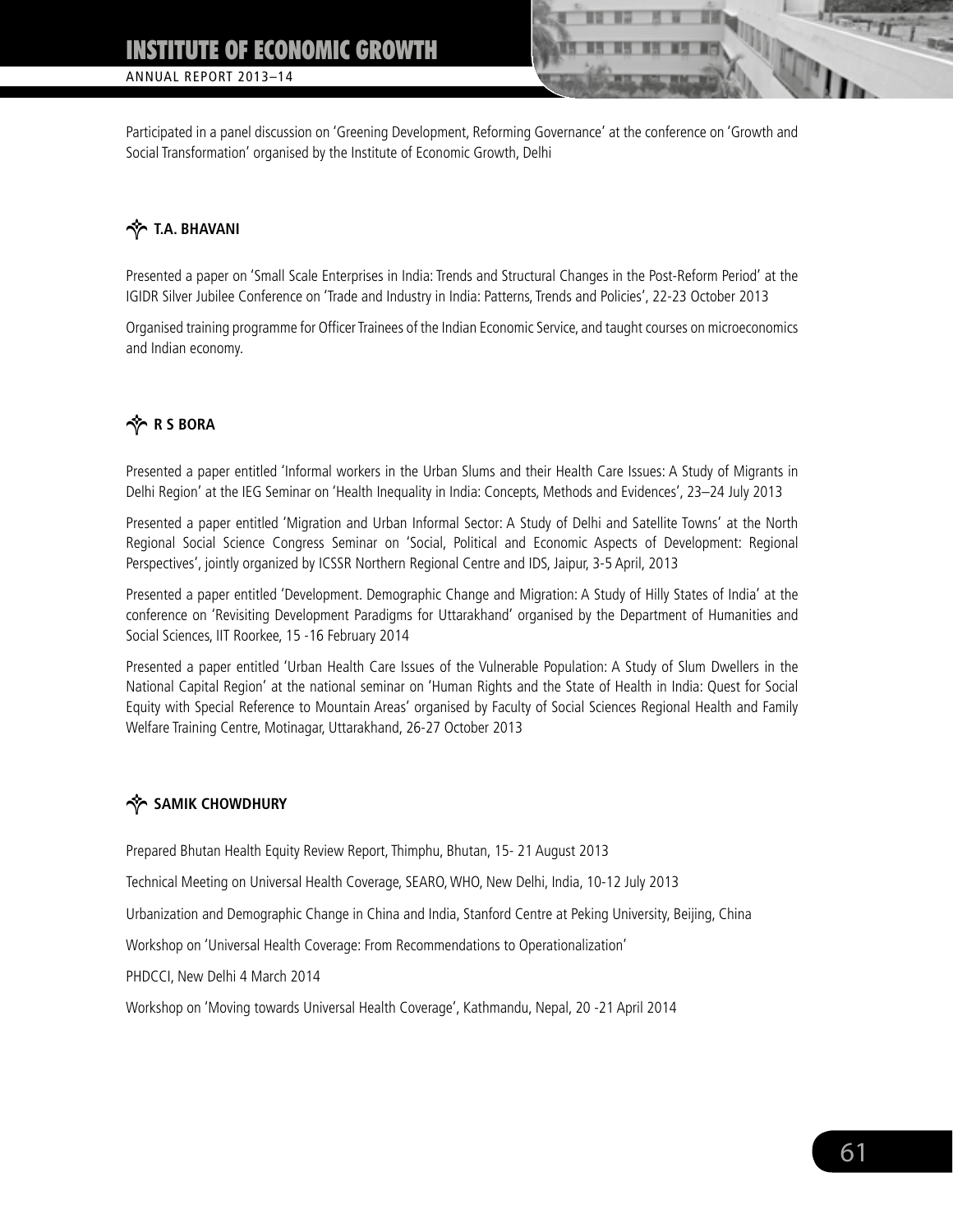Participated in a panel discussion on 'Greening Development, Reforming Governance' at the conference on 'Growth and Social Transformation' organised by the Institute of Economic Growth, Delhi

### T.A. BHAVANI

Presented a paper on 'Small Scale Enterprises in India: Trends and Structural Changes in the Post-Reform Period' at the IGIDR Silver Jubilee Conference on 'Trade and Industry in India: Patterns, Trends and Policies', 22-23 October 2013

Organised training programme for Officer Trainees of the Indian Economic Service, and taught courses on microeconomics and Indian economy.

### R S BORA

Presented a paper entitled 'Informal workers in the Urban Slums and their Health Care Issues: A Study of Migrants in Delhi Region' at the IEG Seminar on 'Health Inequality in India: Concepts, Methods and Evidences', 23–24 July 2013

Presented a paper entitled 'Migration and Urban Informal Sector: A Study of Delhi and Satellite Towns' at the North Regional Social Science Congress Seminar on 'Social, Political and Economic Aspects of Development: Regional Perspectives', jointly organized by ICSSR Northern Regional Centre and IDS, Jaipur, 3-5 April, 2013

Presented a paper entitled 'Development. Demographic Change and Migration: A Study of Hilly States of India' at the conference on 'Revisiting Development Paradigms for Uttarakhand' organised by the Department of Humanities and Social Sciences, IIT Roorkee, 15 -16 February 2014

Presented a paper entitled 'Urban Health Care Issues of the Vulnerable Population: A Study of Slum Dwellers in the National Capital Region' at the national seminar on 'Human Rights and the State of Health in India: Quest for Social Equity with Special Reference to Mountain Areas' organised by Faculty of Social Sciences Regional Health and Family Welfare Training Centre, Motinagar, Uttarakhand, 26-27 October 2013

### SAMIK CHOWDHURY

Prepared Bhutan Health Equity Review Report, Thimphu, Bhutan, 15- 21 August 2013

Technical Meeting on Universal Health Coverage, SEARO, WHO, New Delhi, India, 10-12 July 2013

Urbanization and Demographic Change in China and India, Stanford Centre at Peking University, Beijing, China

Workshop on 'Universal Health Coverage: From Recommendations to Operationalization'

PHDCCI, New Delhi 4 March 2014

Workshop on 'Moving towards Universal Health Coverage', Kathmandu, Nepal, 20 -21 April 2014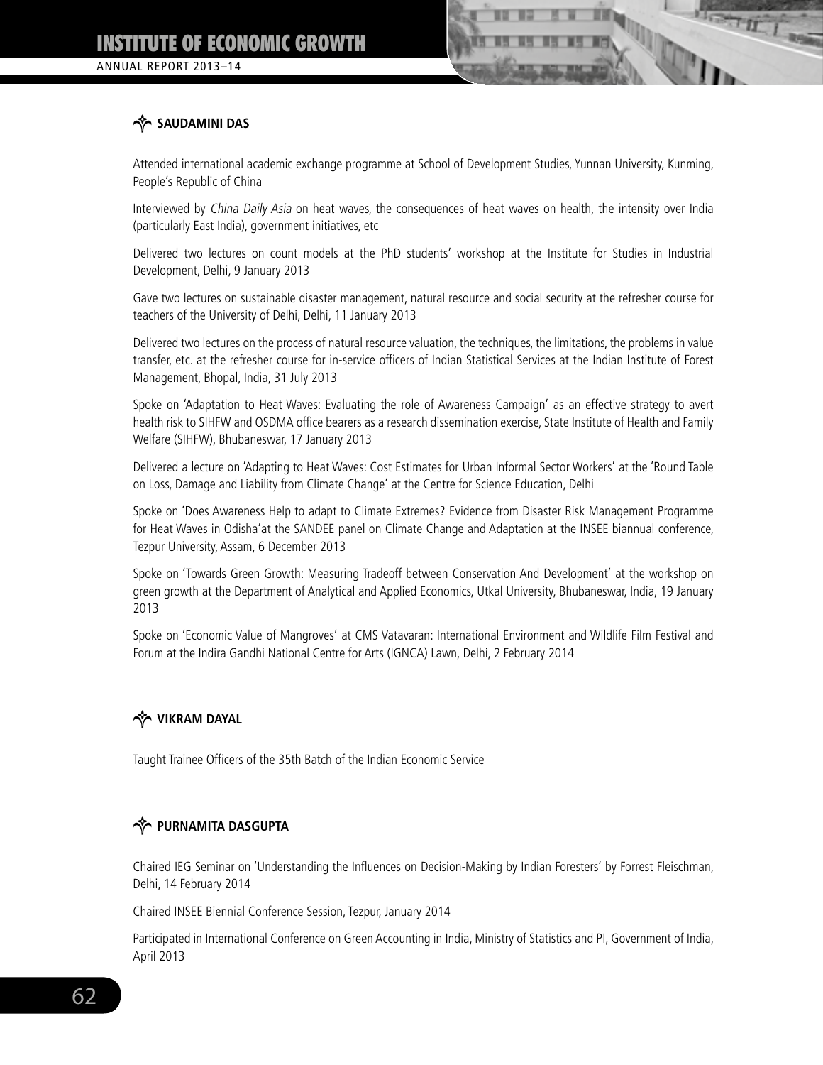### SAUDAMINI DAS

Attended international academic exchange programme at School of Development Studies, Yunnan University, Kunming, People's Republic of China

Interviewed by *China Daily Asia* on heat waves, the consequences of heat waves on health, the intensity over India (particularly East India), government initiatives, etc

Delivered two lectures on count models at the PhD students' workshop at the Institute for Studies in Industrial Development, Delhi, 9 January 2013

Gave two lectures on sustainable disaster management, natural resource and social security at the refresher course for teachers of the University of Delhi, Delhi, 11 January 2013

Delivered two lectures on the process of natural resource valuation, the techniques, the limitations, the problems in value transfer, etc. at the refresher course for in-service officers of Indian Statistical Services at the Indian Institute of Forest Management, Bhopal, India, 31 July 2013

Spoke on 'Adaptation to Heat Waves: Evaluating the role of Awareness Campaign' as an effective strategy to avert health risk to SIHFW and OSDMA office bearers as a research dissemination exercise, State Institute of Health and Family Welfare (SIHFW), Bhubaneswar, 17 January 2013

Delivered a lecture on 'Adapting to Heat Waves: Cost Estimates for Urban Informal Sector Workers' at the 'Round Table on Loss, Damage and Liability from Climate Change' at the Centre for Science Education, Delhi

Spoke on 'Does Awareness Help to adapt to Climate Extremes? Evidence from Disaster Risk Management Programme for Heat Waves in Odisha' at the SANDEE panel on Climate Change and Adaptation at the INSEE biannual conference, Tezpur University, Assam, 6 December 2013

Spoke on 'Towards Green Growth: Measuring Tradeoff between Conservation And Development' at the workshop on green growth at the Department of Analytical and Applied Economics, Utkal University, Bhubaneswar, India, 19 January 2013

Spoke on 'Economic Value of Mangroves' at CMS Vatavaran: International Environment and Wildlife Film Festival and Forum at the Indira Gandhi National Centre for Arts (IGNCA) Lawn, Delhi, 2 February 2014

### VIKRAM DAYAL

Taught Trainee Officers of the 35th Batch of the Indian Economic Service

### PURNAMITA DASGUPTA

Chaired IEG Seminar on 'Understanding the Influences on Decision-Making by Indian Foresters' by Forrest Fleischman, Delhi, 14 February 2014

Chaired INSEE Biennial Conference Session, Tezpur, January 2014

Participated in International Conference on Green Accounting in India, Ministry of Statistics and PI, Government of India, April 2013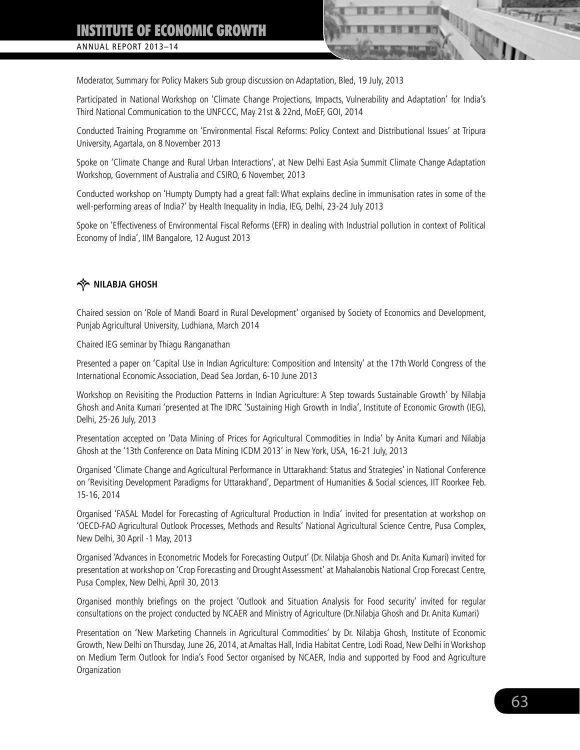Moderator, Summary for Policy Makers Sub group discussion on Adaptation, Bled, 19 July, 2013

Participated in National Workshop on 'Climate Change Projections, Impacts, Vulnerability and Adaptation' for India's Third National Communication to the UNFCCC, May 21st & 22nd, MoEF, GOI, 2014

Conducted Training Programme on 'Environmental Fiscal Reforms: Policy Context and Distributional Issues' at Tripura University, Agartala, on 8 November 2013

Spoke on 'Climate Change and Rural Urban Interactions', at New Delhi East Asia Summit Climate Change Adaptation Workshop, Government of Australia and CSIRO, 6 November, 2013

Conducted workshop on 'Humpty Dumpty had a great fall: What explains decline in immunisation rates in some of the well-performing areas of India?' by Health Inequality in India, IEG, Delhi, 23-24 July 2013

Spoke on 'Effectiveness of Environmental Fiscal Reforms (EFR) in dealing with Industrial pollution in context of Political Economy of India', IIM Bangalore, 12 August 2013

### NILABJA GHOSH

Chaired session on 'Role of Mandi Board in Rural Development' organised by Society of Economics and Development, Punjab Agricultural University, Ludhiana, March 2014

Chaired IEG seminar by Thiagu Ranganathan

Presented a paper on 'Capital Use in Indian Agriculture: Composition and Intensity' at the 17th World Congress of the International Economic Association, Dead Sea Jordan, 6-10 June 2013

Workshop on Revisiting the Production Patterns in Indian Agriculture: A Step towards Sustainable Growth' by Nilabja Ghosh and Anita Kumari 'presented at The IDRC 'Sustaining High Growth in India', Institute of Economic Growth (IEG), Delhi, 25-26 July, 2013

Presentation accepted on 'Data Mining of Prices for Agricultural Commodities in India' by Anita Kumari and Nilabja Ghosh at the '13th Conference on Data Mining ICDM 2013' in New York, USA, 16-21 July, 2013

Organised 'Climate Change and Agricultural Performance in Uttarakhand: Status and Strategies' in National Conference on 'Revisiting Development Paradigms for Uttarakhand', Department of Humanities & Social sciences, IIT Roorkee Feb. 15-16, 2014

Organised 'FASAL Model for Forecasting of Agricultural Production in India' invited for presentation at workshop on 'OECD-FAO Agricultural Outlook Processes, Methods and Results' National Agricultural Science Centre, Pusa Complex, New Delhi, 30 April -1 May, 2013

Organised 'Advances in Econometric Models for Forecasting Output' (Dr. Nilabja Ghosh and Dr. Anita Kumari) invited for presentation at workshop on 'Crop Forecasting and Drought Assessment' at Mahalanobis National Crop Forecast Centre, Pusa Complex, New Delhi, April 30, 2013

Organised monthly briefings on the project 'Outlook and Situation Analysis for Food security' invited for regular consultations on the project conducted by NCAER and Ministry of Agriculture (Dr.Nilabja Ghosh and Dr. Anita Kumari)

Presentation on 'New Marketing Channels in Agricultural Commodities' by Dr. Nilabja Ghosh, Institute of Economic Growth, New Delhi on Thursday, June 26, 2014, at Amaltas Hall, India Habitat Centre, Lodi Road, New Delhi in Workshop on Medium Term Outlook for India's Food Sector organised by NCAER, India and supported by Food and Agriculture Organization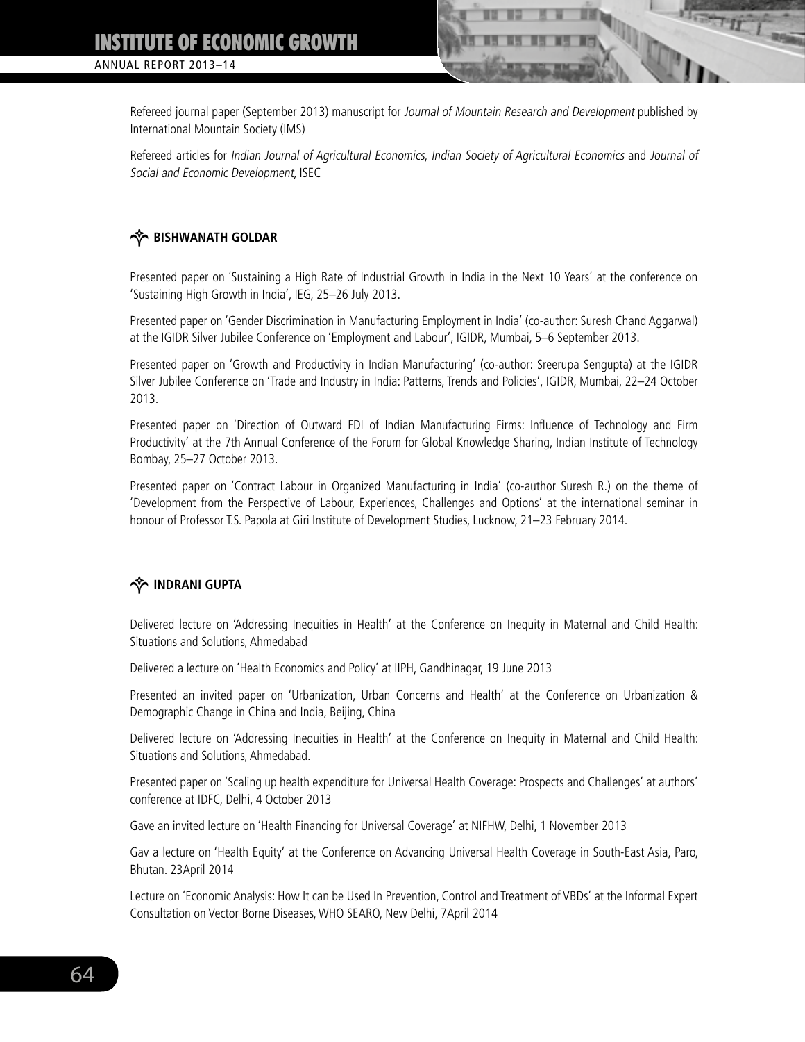Refereed journal paper (September 2013) manuscript for *Journal of Mountain Research and Development* published by International Mountain Society (IMS)

Refereed articles for *Indian Journal of Agricultural Economics*, *Indian Society of Agricultural Economics* and *Journal of Social and Economic Development*, ISEC

### BISHWANATH GOLDAR

Presented paper on 'Sustaining a High Rate of Industrial Growth in India in the Next 10 Years' at the conference on 'Sustaining High Growth in India', IEG, 25–26 July 2013.

Presented paper on 'Gender Discrimination in Manufacturing Employment in India' (co-author: Suresh Chand Aggarwal) at the IGIDR Silver Jubilee Conference on 'Employment and Labour', IGIDR, Mumbai, 5–6 September 2013.

Presented paper on 'Growth and Productivity in Indian Manufacturing' (co-author: Sreerupa Sengupta) at the IGIDR Silver Jubilee Conference on 'Trade and Industry in India: Patterns, Trends and Policies', IGIDR, Mumbai, 22–24 October 2013.

Presented paper on 'Direction of Outward FDI of Indian Manufacturing Firms: Influence of Technology and Firm Productivity' at the 7th Annual Conference of the Forum for Global Knowledge Sharing, Indian Institute of Technology Bombay, 25–27 October 2013.

Presented paper on 'Contract Labour in Organized Manufacturing in India' (co-author Suresh R.) on the theme of 'Development from the Perspective of Labour, Experiences, Challenges and Options' at the international seminar in honour of Professor T.S. Papola at Giri Institute of Development Studies, Lucknow, 21–23 February 2014.

### INDRANI GUPTA

Delivered lecture on 'Addressing Inequities in Health' at the Conference on Inequity in Maternal and Child Health: Situations and Solutions, Ahmedabad

Delivered a lecture on 'Health Economics and Policy' at IIPH, Gandhinagar, 19 June 2013

Presented an invited paper on 'Urbanization, Urban Concerns and Health' at the Conference on Urbanization & Demographic Change in China and India, Beijing, China

Delivered lecture on 'Addressing Inequities in Health' at the Conference on Inequity in Maternal and Child Health: Situations and Solutions, Ahmedabad.

Presented paper on 'Scaling up health expenditure for Universal Health Coverage: Prospects and Challenges' at authors' conference at IDFC, Delhi, 4 October 2013

Gave an invited lecture on 'Health Financing for Universal Coverage' at NIFHW, Delhi, 1 November 2013

Gav a lecture on 'Health Equity' at the Conference on Advancing Universal Health Coverage in South-East Asia, Paro, Bhutan. 23April 2014

Lecture on 'Economic Analysis: How It can be Used In Prevention, Control and Treatment of VBDs' at the Informal Expert Consultation on Vector Borne Diseases, WHO SEARO, New Delhi, 7April 2014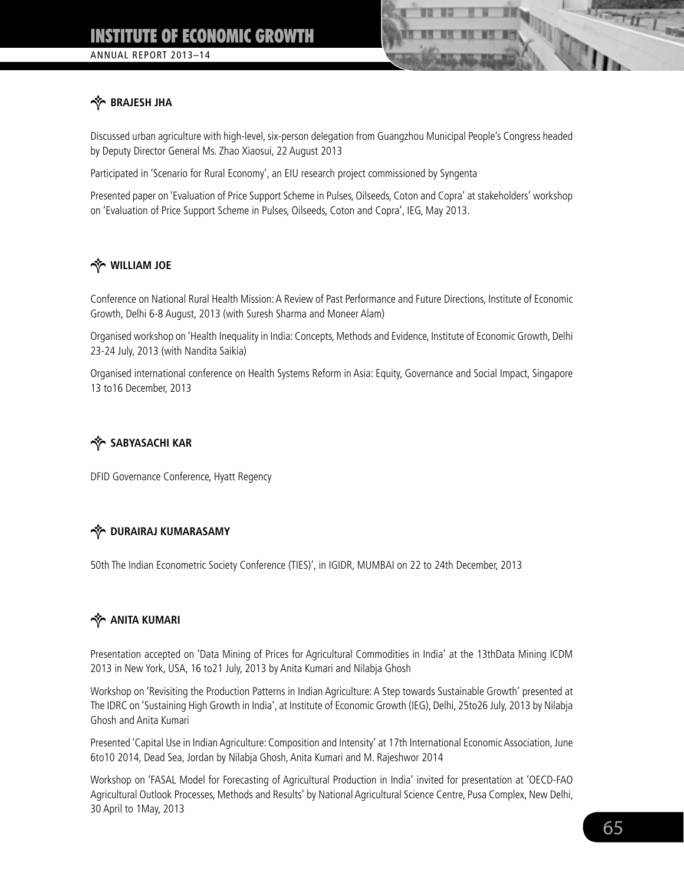### BRAJESH JHA

Discussed urban agriculture with high-level, six-person delegation from Guangzhou Municipal People's Congress headed by Deputy Director General Ms. Zhao Xiaosui, 22 August 2013

Participated in 'Scenario for Rural Economy', an EIU research project commissioned by Syngenta

Presented paper on 'Evaluation of Price Support Scheme in Pulses, Oilseeds, Coton and Copra' at stakeholders' workshop on 'Evaluation of Price Support Scheme in Pulses, Oilseeds, Coton and Copra', IEG, May 2013.

### WILLIAM JOE

Conference on National Rural Health Mission: A Review of Past Performance and Future Directions, Institute of Economic Growth, Delhi 6-8 August, 2013 (with Suresh Sharma and Moneer Alam)

Organised workshop on 'Health Inequality in India: Concepts, Methods and Evidence, Institute of Economic Growth, Delhi 23-24 July, 2013 (with Nandita Saikia)

Organised international conference on Health Systems Reform in Asia: Equity, Governance and Social Impact, Singapore 13 to16 December, 2013

### SABYASACHI KAR

DFID Governance Conference, Hyatt Regency

### DURAIRAJ KUMARASAMY

50th The Indian Econometric Society Conference (TIES)', in IGIDR, MUMBAI on 22 to 24th December, 2013

### ANITA KUMARI

Presentation accepted on 'Data Mining of Prices for Agricultural Commodities in India' at the 13thData Mining ICDM 2013 in New York, USA, 16 to21 July, 2013 by Anita Kumari and Nilabja Ghosh

Workshop on 'Revisiting the Production Patterns in Indian Agriculture: A Step towards Sustainable Growth' presented at The IDRC on 'Sustaining High Growth in India', at Institute of Economic Growth (IEG), Delhi, 25to26 July, 2013 by Nilabja Ghosh and Anita Kumari

Presented 'Capital Use in Indian Agriculture: Composition and Intensity' at 17th International Economic Association, June 6to10 2014, Dead Sea, Jordan by Nilabja Ghosh, Anita Kumari and M. Rajeshwor 2014

Workshop on 'FASAL Model for Forecasting of Agricultural Production in India' invited for presentation at 'OECD-FAO Agricultural Outlook Processes, Methods and Results' by National Agricultural Science Centre, Pusa Complex, New Delhi, 30 April to 1May, 2013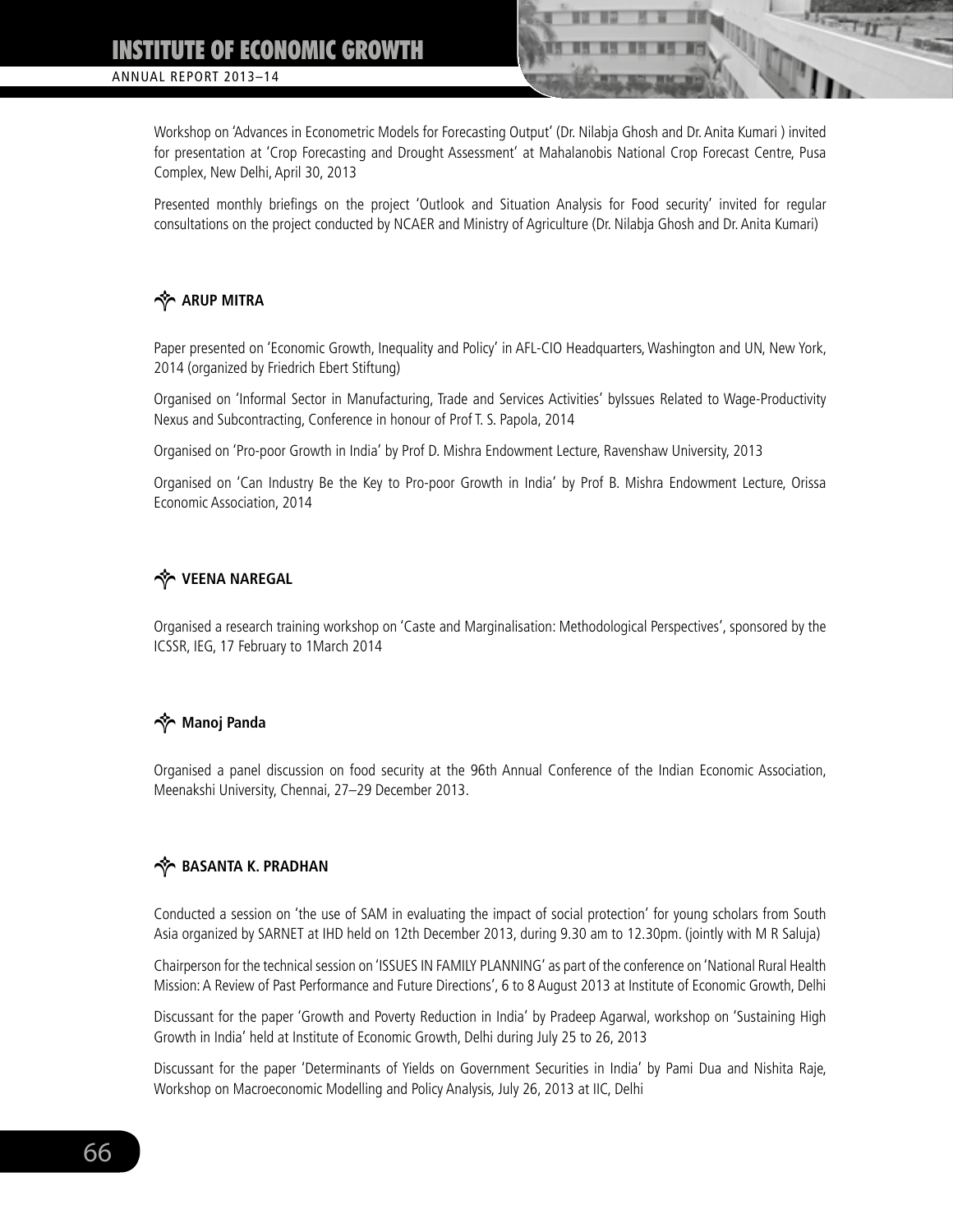Workshop on 'Advances in Econometric Models for Forecasting Output' (Dr. Nilabja Ghosh and Dr. Anita Kumari ) invited for presentation at 'Crop Forecasting and Drought Assessment' at Mahalanobis National Crop Forecast Centre, Pusa Complex, New Delhi, April 30, 2013

Presented monthly briefings on the project 'Outlook and Situation Analysis for Food security' invited for regular consultations on the project conducted by NCAER and Ministry of Agriculture (Dr. Nilabja Ghosh and Dr. Anita Kumari)

### ARUP MITRA

Paper presented on 'Economic Growth, Inequality and Policy' in AFL-CIO Headquarters, Washington and UN, New York, 2014 (organized by Friedrich Ebert Stiftung)

Organised on 'Informal Sector in Manufacturing, Trade and Services Activities' byIssues Related to Wage-Productivity Nexus and Subcontracting, Conference in honour of Prof T. S. Papola, 2014

Organised on 'Pro-poor Growth in India' by Prof D. Mishra Endowment Lecture, Ravenshaw University, 2013

Organised on 'Can Industry Be the Key to Pro-poor Growth in India' by Prof B. Mishra Endowment Lecture, Orissa Economic Association, 2014

### VEENA NAREGAL

Organised a research training workshop on 'Caste and Marginalisation: Methodological Perspectives', sponsored by the ICSSR, IEG, 17 February to 1March 2014

### Manoj Panda

Organised a panel discussion on food security at the 96th Annual Conference of the Indian Economic Association, Meenakshi University, Chennai, 27–29 December 2013.

### BASANTA K. PRADHAN

Conducted a session on 'the use of SAM in evaluating the impact of social protection' for young scholars from South Asia organized by SARNET at IHD held on 12th December 2013, during 9.30 am to 12.30pm. (jointly with M R Saluja)

Chairperson for the technical session on 'ISSUES IN FAMILY PLANNING' as part of the conference on 'National Rural Health Mission: A Review of Past Performance and Future Directions', 6 to 8 August 2013 at Institute of Economic Growth, Delhi

Discussant for the paper 'Growth and Poverty Reduction in India' by Pradeep Agarwal, workshop on 'Sustaining High Growth in India' held at Institute of Economic Growth, Delhi during July 25 to 26, 2013

Discussant for the paper 'Determinants of Yields on Government Securities in India' by Pami Dua and Nishita Raje, Workshop on Macroeconomic Modelling and Policy Analysis, July 26, 2013 at IIC, Delhi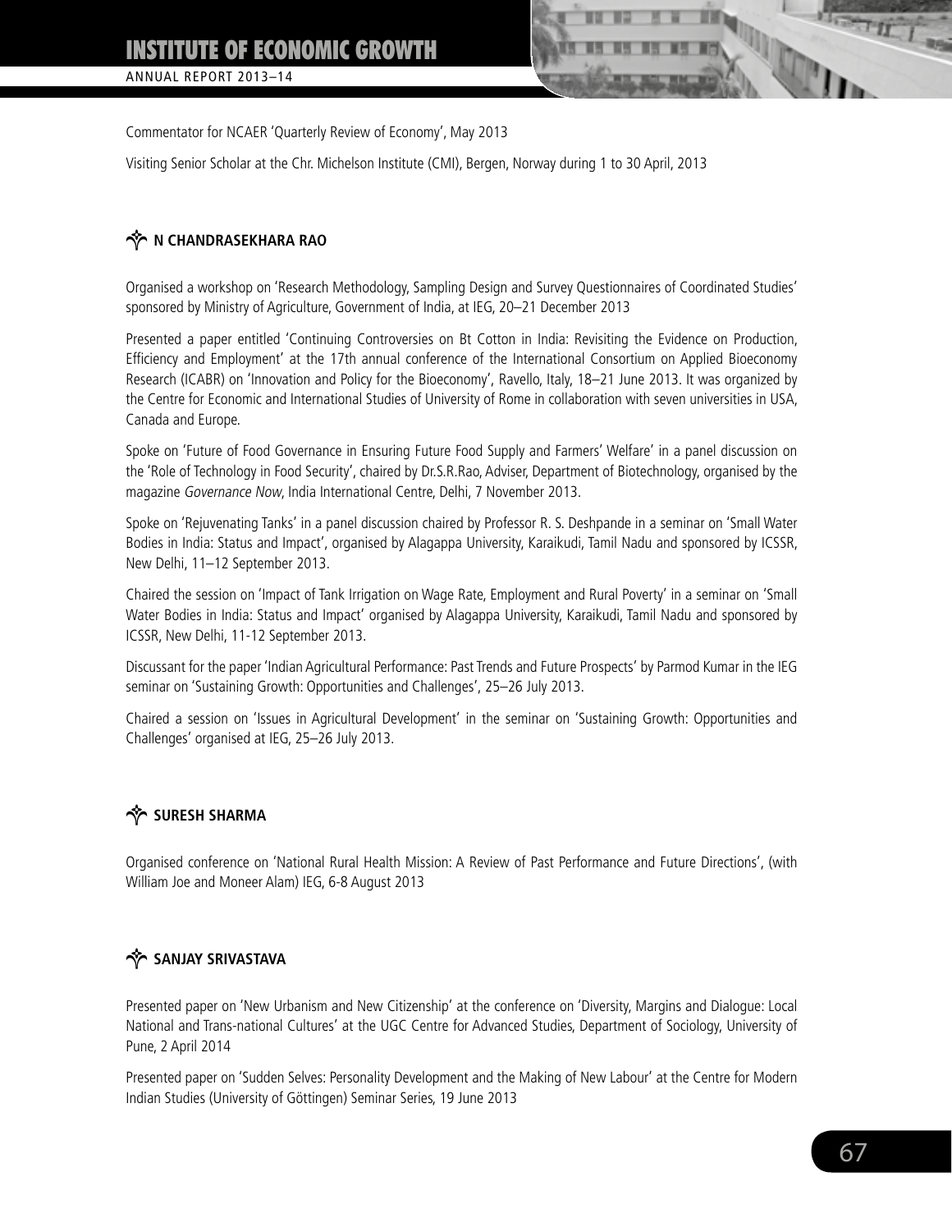Commentator for NCAER 'Quarterly Review of Economy', May 2013

Visiting Senior Scholar at the Chr. Michelson Institute (CMI), Bergen, Norway during 1 to 30 April, 2013

### N CHANDRASEKHARA RAO

Organised a workshop on 'Research Methodology, Sampling Design and Survey Questionnaires of Coordinated Studies' sponsored by Ministry of Agriculture, Government of India, at IEG, 20–21 December 2013

Presented a paper entitled 'Continuing Controversies on Bt Cotton in India: Revisiting the Evidence on Production, Efficiency and Employment' at the 17th annual conference of the International Consortium on Applied Bioeconomy Research (ICABR) on 'Innovation and Policy for the Bioeconomy', Ravello, Italy, 18–21 June 2013. It was organized by the Centre for Economic and International Studies of University of Rome in collaboration with seven universities in USA, Canada and Europe.

Spoke on 'Future of Food Governance in Ensuring Future Food Supply and Farmers' Welfare' in a panel discussion on the 'Role of Technology in Food Security', chaired by Dr.S.R.Rao, Adviser, Department of Biotechnology, organised by the magazine *Governance Now*, India International Centre, Delhi, 7 November 2013.

Spoke on 'Rejuvenating Tanks' in a panel discussion chaired by Professor R. S. Deshpande in a seminar on 'Small Water Bodies in India: Status and Impact', organised by Alagappa University, Karaikudi, Tamil Nadu and sponsored by ICSSR, New Delhi, 11–12 September 2013.

Chaired the session on 'Impact of Tank Irrigation on Wage Rate, Employment and Rural Poverty' in a seminar on 'Small Water Bodies in India: Status and Impact' organised by Alagappa University, Karaikudi, Tamil Nadu and sponsored by ICSSR, New Delhi, 11-12 September 2013.

Discussant for the paper 'Indian Agricultural Performance: Past Trends and Future Prospects' by Parmod Kumar in the IEG seminar on 'Sustaining Growth: Opportunities and Challenges', 25–26 July 2013.

Chaired a session on 'Issues in Agricultural Development' in the seminar on 'Sustaining Growth: Opportunities and Challenges' organised at IEG, 25–26 July 2013.

### SURESH SHARMA

Organised conference on 'National Rural Health Mission: A Review of Past Performance and Future Directions', (with William Joe and Moneer Alam) IEG, 6-8 August 2013

### SANJAY SRIVASTAVA

Presented paper on 'New Urbanism and New Citizenship' at the conference on 'Diversity, Margins and Dialogue: Local National and Trans-national Cultures' at the UGC Centre for Advanced Studies, Department of Sociology, University of Pune, 2 April 2014

Presented paper on 'Sudden Selves: Personality Development and the Making of New Labour' at the Centre for Modern Indian Studies (University of Göttingen) Seminar Series, 19 June 2013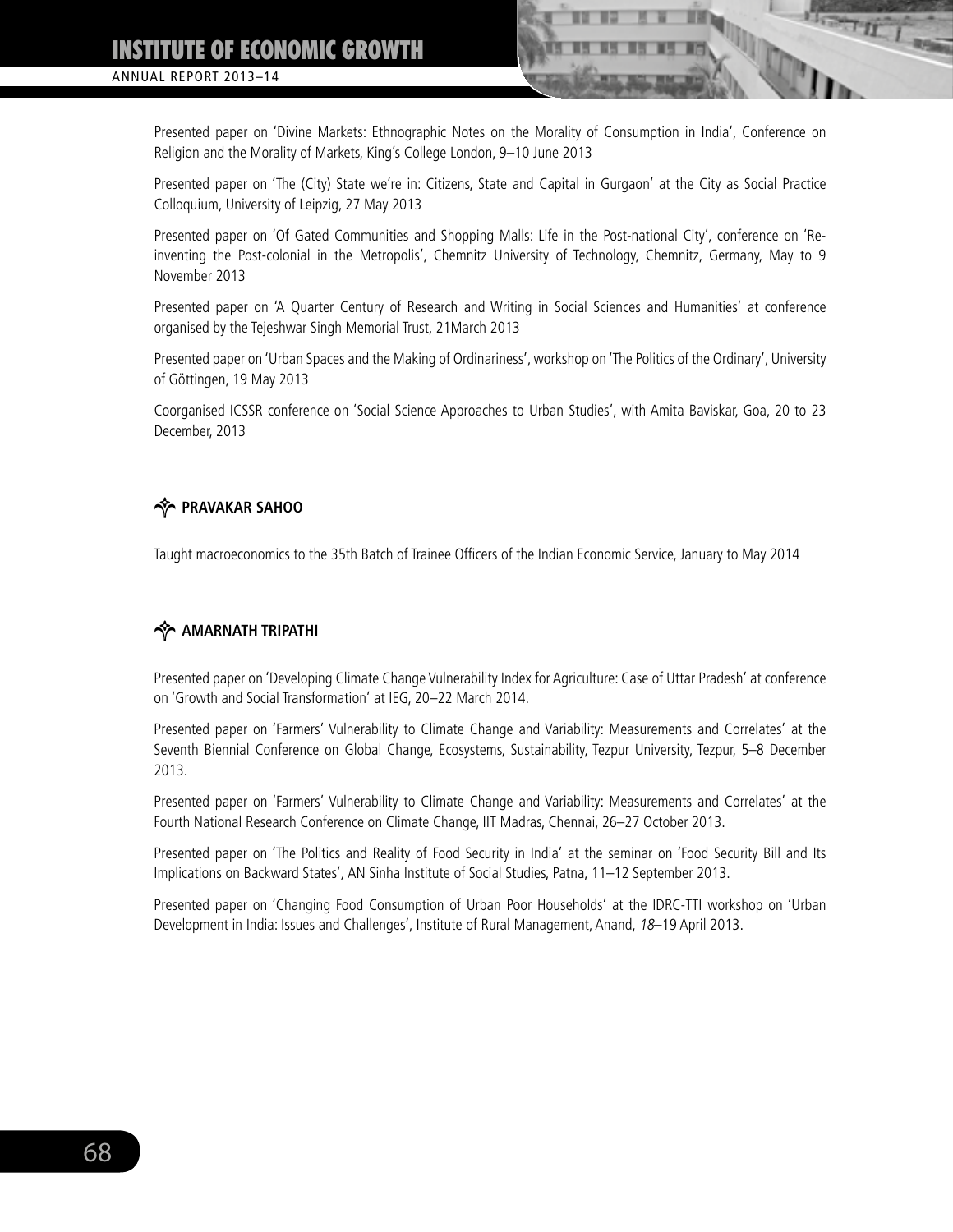Presented paper on 'Divine Markets: Ethnographic Notes on the Morality of Consumption in India', Conference on Religion and the Morality of Markets, King's College London, 9–10 June 2013

Presented paper on 'The (City) State we're in: Citizens, State and Capital in Gurgaon' at the City as Social Practice Colloquium, University of Leipzig, 27 May 2013

Presented paper on 'Of Gated Communities and Shopping Malls: Life in the Post-national City', conference on 'Re-inventing the Post-colonial in the Metropolis', Chemnitz University of Technology, Chemnitz, Germany, May to 9 November 2013

Presented paper on 'A Quarter Century of Research and Writing in Social Sciences and Humanities' at conference organised by the Tejeshwar Singh Memorial Trust, 21March 2013

Presented paper on 'Urban Spaces and the Making of Ordinariness', workshop on 'The Politics of the Ordinary', University of Göttingen, 19 May 2013

Coorganised ICSSR conference on 'Social Science Approaches to Urban Studies', with Amita Baviskar, Goa, 20 to 23 December, 2013

### PRAVAKAR SAHOO

Taught macroeconomics to the 35th Batch of Trainee Officers of the Indian Economic Service, January to May 2014

### AMARNATH TRIPATHI

Presented paper on 'Developing Climate Change Vulnerability Index for Agriculture: Case of Uttar Pradesh' at conference on 'Growth and Social Transformation' at IEG, 20–22 March 2014.

Presented paper on 'Farmers' Vulnerability to Climate Change and Variability: Measurements and Correlates' at the Seventh Biennial Conference on Global Change, Ecosystems, Sustainability, Tezpur University, Tezpur, 5–8 December 2013.

Presented paper on 'Farmers' Vulnerability to Climate Change and Variability: Measurements and Correlates' at the Fourth National Research Conference on Climate Change, IIT Madras, Chennai, 26–27 October 2013.

Presented paper on 'The Politics and Reality of Food Security in India' at the seminar on 'Food Security Bill and Its Implications on Backward States', AN Sinha Institute of Social Studies, Patna, 11–12 September 2013.

Presented paper on 'Changing Food Consumption of Urban Poor Households' at the IDRC-TTI workshop on 'Urban Development in India: Issues and Challenges', Institute of Rural Management, Anand, *18*–19 April 2013.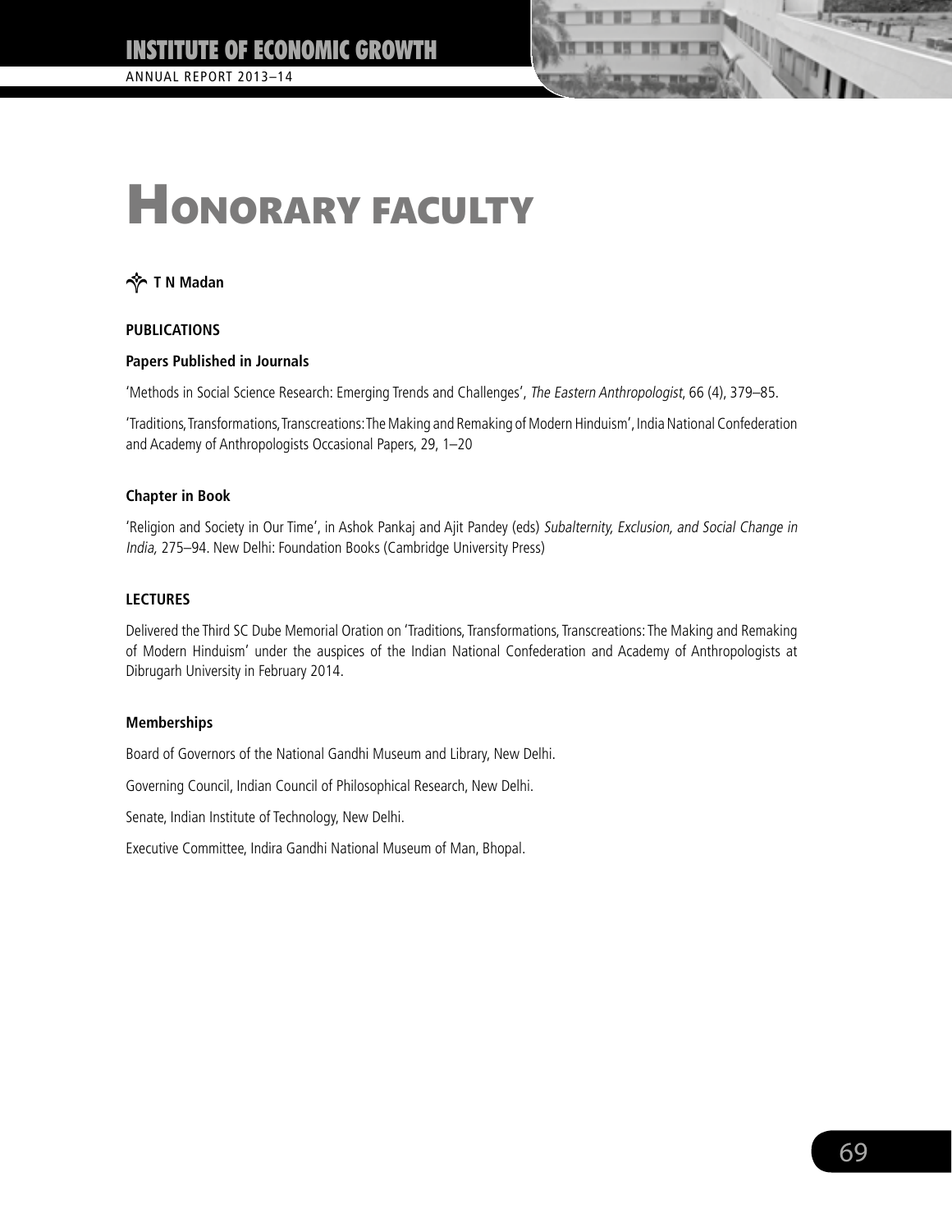# Honorary faculty

## T N Madan

### PUBLICATIONS

#### Papers Published in Journals

'Methods in Social Science Research: Emerging Trends and Challenges', *The Eastern Anthropologist*, 66 (4), 379–85.

'Traditions, Transformations, Transcreations: The Making and Remaking of Modern Hinduism', India National Confederation and Academy of Anthropologists Occasional Papers, 29, 1–20

#### Chapter in Book

'Religion and Society in Our Time', in Ashok Pankaj and Ajit Pandey (eds) *Subalternity, Exclusion, and Social Change in India*, 275–94. New Delhi: Foundation Books (Cambridge University Press)

### LECTURES

Delivered the Third SC Dube Memorial Oration on 'Traditions, Transformations, Transcreations: The Making and Remaking of Modern Hinduism' under the auspices of the Indian National Confederation and Academy of Anthropologists at Dibrugarh University in February 2014.

#### Memberships

Board of Governors of the National Gandhi Museum and Library, New Delhi.

Governing Council, Indian Council of Philosophical Research, New Delhi.

Senate, Indian Institute of Technology, New Delhi.

Executive Committee, Indira Gandhi National Museum of Man, Bhopal.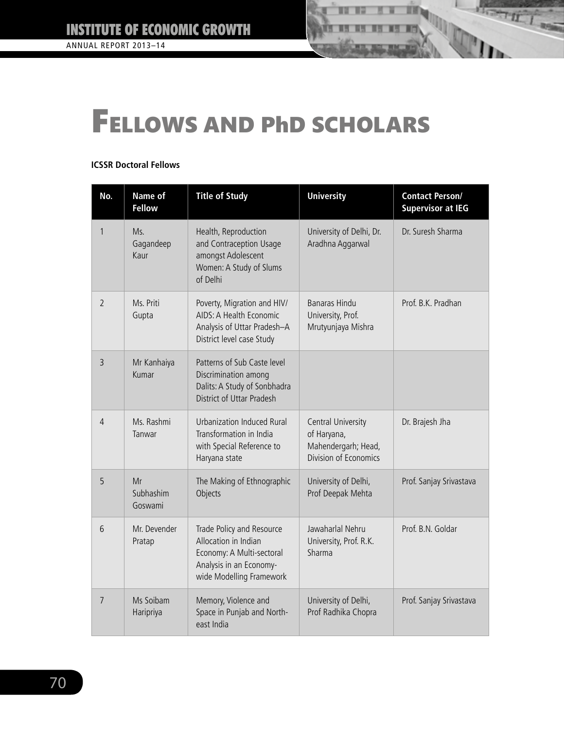# FELLOWS AND PhD SCHOLARS

**ICSSR Doctoral Fellows**

| No. | Name of Fellow | Title of Study | University | Contact Person/ Supervisor at IEG |
|---|---|---|---|---|
| 1 | Ms. Gagandeep Kaur | Health, Reproduction and Contraception Usage amongst Adolescent Women: A Study of Slums of Delhi | University of Delhi, Dr. Aradhna Aggarwal | Dr. Suresh Sharma |
| 2 | Ms. Priti Gupta | Poverty, Migration and HIV/ AIDS: A Health Economic Analysis of Uttar Pradesh–A District level case Study | Banaras Hindu University, Prof. Mrutyunjaya Mishra | Prof. B.K. Pradhan |
| 3 | Mr Kanhaiya Kumar | Patterns of Sub Caste level Discrimination among Dalits: A Study of Sonbhadra District of Uttar Pradesh | | |
| 4 | Ms. Rashmi Tanwar | Urbanization Induced Rural Transformation in India with Special Reference to Haryana state | Central University of Haryana, Mahendergarh; Head, Division of Economics | Dr. Brajesh Jha |
| 5 | Mr Subhashim Goswami | The Making of Ethnographic Objects | University of Delhi, Prof Deepak Mehta | Prof. Sanjay Srivastava |
| 6 | Mr. Devender Pratap | Trade Policy and Resource Allocation in Indian Economy: A Multi-sectoral Analysis in an Economy-wide Modelling Framework | Jawaharlal Nehru University, Prof. R.K. Sharma | Prof. B.N. Goldar |
| 7 | Ms Soibam Haripriya | Memory, Violence and Space in Punjab and North-east India | University of Delhi, Prof Radhika Chopra | Prof. Sanjay Srivastava |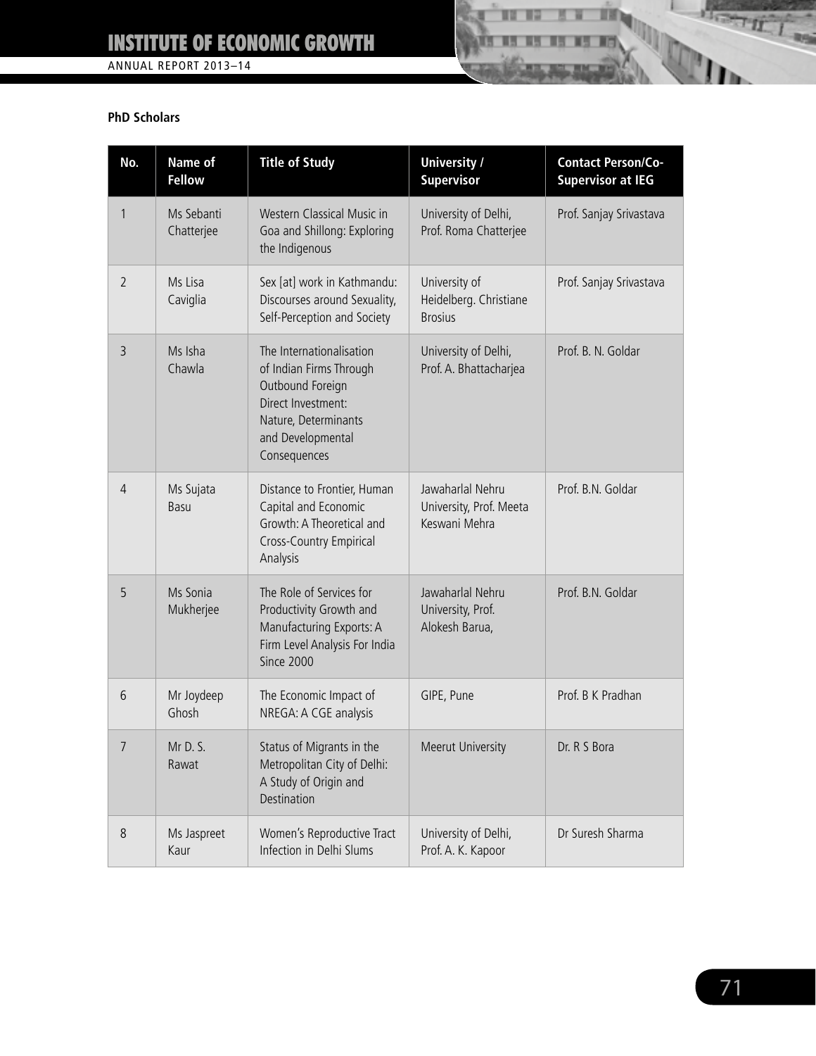**PhD Scholars**

| No. | Name of Fellow | Title of Study | University / Supervisor | Contact Person/Co-Supervisor at IEG |
|---|---|---|---|---|
| 1 | Ms Sebanti Chatterjee | Western Classical Music in Goa and Shillong: Exploring the Indigenous | University of Delhi, Prof. Roma Chatterjee | Prof. Sanjay Srivastava |
| 2 | Ms Lisa Caviglia | Sex [at] work in Kathmandu: Discourses around Sexuality, Self-Perception and Society | University of Heidelberg. Christiane Brosius | Prof. Sanjay Srivastava |
| 3 | Ms Isha Chawla | The Internationalisation of Indian Firms Through Outbound Foreign Direct Investment: Nature, Determinants and Developmental Consequences | University of Delhi, Prof. A. Bhattacharjea | Prof. B. N. Goldar |
| 4 | Ms Sujata Basu | Distance to Frontier, Human Capital and Economic Growth: A Theoretical and Cross-Country Empirical Analysis | Jawaharlal Nehru University, Prof. Meeta Keswani Mehra | Prof. B.N. Goldar |
| 5 | Ms Sonia Mukherjee | The Role of Services for Productivity Growth and Manufacturing Exports: A Firm Level Analysis For India Since 2000 | Jawaharlal Nehru University, Prof. Alokesh Barua, | Prof. B.N. Goldar |
| 6 | Mr Joydeep Ghosh | The Economic Impact of NREGA: A CGE analysis | GIPE, Pune | Prof. B K Pradhan |
| 7 | Mr D. S. Rawat | Status of Migrants in the Metropolitan City of Delhi: A Study of Origin and Destination | Meerut University | Dr. R S Bora |
| 8 | Ms Jaspreet Kaur | Women's Reproductive Tract Infection in Delhi Slums | University of Delhi, Prof. A. K. Kapoor | Dr Suresh Sharma |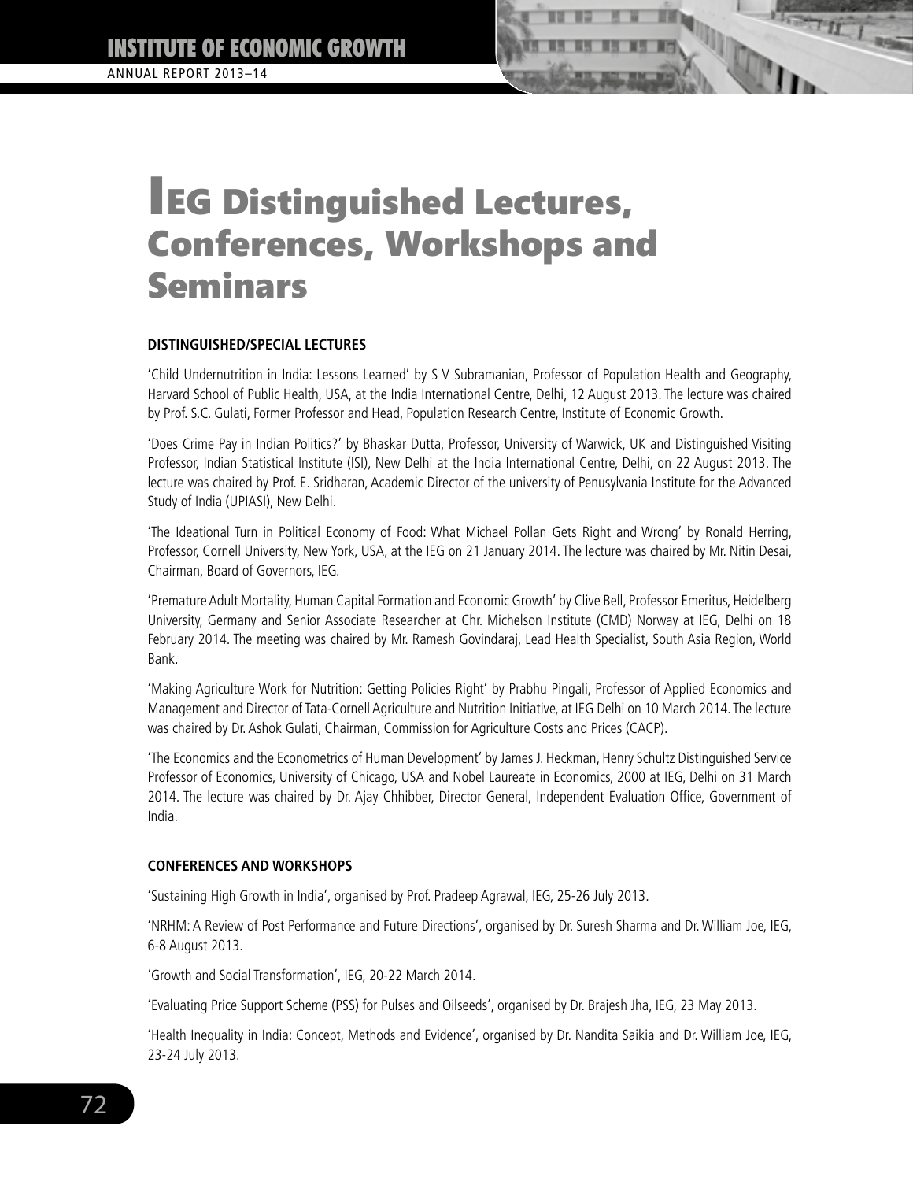# IEG Distinguished Lectures, Conferences, Workshops and Seminars

### DISTINGUISHED/SPECIAL LECTURES

'Child Undernutrition in India: Lessons Learned' by S V Subramanian, Professor of Population Health and Geography, Harvard School of Public Health, USA, at the India International Centre, Delhi, 12 August 2013. The lecture was chaired by Prof. S.C. Gulati, Former Professor and Head, Population Research Centre, Institute of Economic Growth.

'Does Crime Pay in Indian Politics?' by Bhaskar Dutta, Professor, University of Warwick, UK and Distinguished Visiting Professor, Indian Statistical Institute (ISI), New Delhi at the India International Centre, Delhi, on 22 August 2013. The lecture was chaired by Prof. E. Sridharan, Academic Director of the university of Penusylvania Institute for the Advanced Study of India (UPIASI), New Delhi.

'The Ideational Turn in Political Economy of Food: What Michael Pollan Gets Right and Wrong' by Ronald Herring, Professor, Cornell University, New York, USA, at the IEG on 21 January 2014. The lecture was chaired by Mr. Nitin Desai, Chairman, Board of Governors, IEG.

'Premature Adult Mortality, Human Capital Formation and Economic Growth' by Clive Bell, Professor Emeritus, Heidelberg University, Germany and Senior Associate Researcher at Chr. Michelson Institute (CMD) Norway at IEG, Delhi on 18 February 2014. The meeting was chaired by Mr. Ramesh Govindaraj, Lead Health Specialist, South Asia Region, World Bank.

'Making Agriculture Work for Nutrition: Getting Policies Right' by Prabhu Pingali, Professor of Applied Economics and Management and Director of Tata-Cornell Agriculture and Nutrition Initiative, at IEG Delhi on 10 March 2014. The lecture was chaired by Dr. Ashok Gulati, Chairman, Commission for Agriculture Costs and Prices (CACP).

'The Economics and the Econometrics of Human Development' by James J. Heckman, Henry Schultz Distinguished Service Professor of Economics, University of Chicago, USA and Nobel Laureate in Economics, 2000 at IEG, Delhi on 31 March 2014. The lecture was chaired by Dr. Ajay Chhibber, Director General, Independent Evaluation Office, Government of India.

### CONFERENCES AND WORKSHOPS

'Sustaining High Growth in India', organised by Prof. Pradeep Agrawal, IEG, 25-26 July 2013.

'NRHM: A Review of Post Performance and Future Directions', organised by Dr. Suresh Sharma and Dr. William Joe, IEG, 6-8 August 2013.

'Growth and Social Transformation', IEG, 20-22 March 2014.

'Evaluating Price Support Scheme (PSS) for Pulses and Oilseeds', organised by Dr. Brajesh Jha, IEG, 23 May 2013.

'Health Inequality in India: Concept, Methods and Evidence', organised by Dr. Nandita Saikia and Dr. William Joe, IEG, 23-24 July 2013.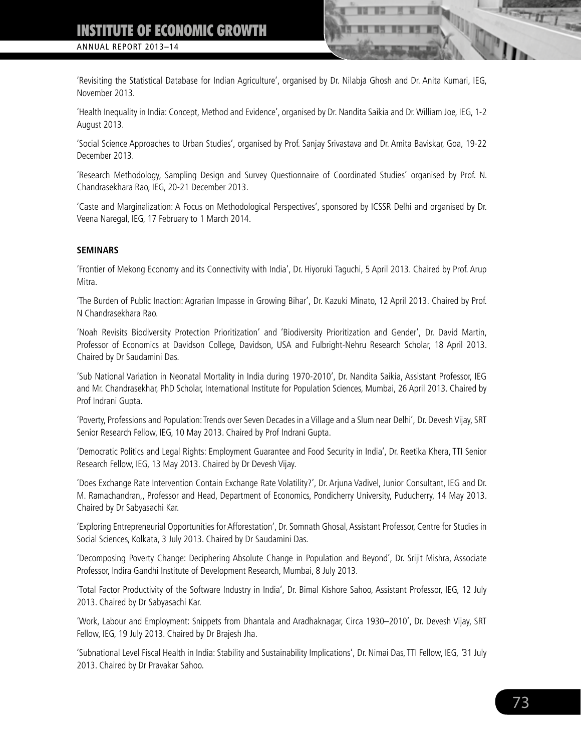'Revisiting the Statistical Database for Indian Agriculture', organised by Dr. Nilabja Ghosh and Dr. Anita Kumari, IEG, November 2013.

'Health Inequality in India: Concept, Method and Evidence', organised by Dr. Nandita Saikia and Dr. William Joe, IEG, 1-2 August 2013.

'Social Science Approaches to Urban Studies', organised by Prof. Sanjay Srivastava and Dr. Amita Baviskar, Goa, 19-22 December 2013.

'Research Methodology, Sampling Design and Survey Questionnaire of Coordinated Studies' organised by Prof. N. Chandrasekhara Rao, IEG, 20-21 December 2013.

'Caste and Marginalization: A Focus on Methodological Perspectives', sponsored by ICSSR Delhi and organised by Dr. Veena Naregal, IEG, 17 February to 1 March 2014.

**SEMINARS**

'Frontier of Mekong Economy and its Connectivity with India', Dr. Hiyoruki Taguchi, 5 April 2013. Chaired by Prof. Arup Mitra.

'The Burden of Public Inaction: Agrarian Impasse in Growing Bihar', Dr. Kazuki Minato, 12 April 2013. Chaired by Prof. N Chandrasekhara Rao.

'Noah Revisits Biodiversity Protection Prioritization' and 'Biodiversity Prioritization and Gender', Dr. David Martin, Professor of Economics at Davidson College, Davidson, USA and Fulbright-Nehru Research Scholar, 18 April 2013. Chaired by Dr Saudamini Das.

'Sub National Variation in Neonatal Mortality in India during 1970-2010', Dr. Nandita Saikia, Assistant Professor, IEG and Mr. Chandrasekhar, PhD Scholar, International Institute for Population Sciences, Mumbai, 26 April 2013. Chaired by Prof Indrani Gupta.

'Poverty, Professions and Population: Trends over Seven Decades in a Village and a Slum near Delhi', Dr. Devesh Vijay, SRT Senior Research Fellow, IEG, 10 May 2013. Chaired by Prof Indrani Gupta.

'Democratic Politics and Legal Rights: Employment Guarantee and Food Security in India', Dr. Reetika Khera, TTI Senior Research Fellow, IEG, 13 May 2013. Chaired by Dr Devesh Vijay.

'Does Exchange Rate Intervention Contain Exchange Rate Volatility?', Dr. Arjuna Vadivel, Junior Consultant, IEG and Dr. M. Ramachandran,, Professor and Head, Department of Economics, Pondicherry University, Puducherry, 14 May 2013. Chaired by Dr Sabyasachi Kar.

'Exploring Entrepreneurial Opportunities for Afforestation', Dr. Somnath Ghosal, Assistant Professor, Centre for Studies in Social Sciences, Kolkata, 3 July 2013. Chaired by Dr Saudamini Das.

'Decomposing Poverty Change: Deciphering Absolute Change in Population and Beyond', Dr. Srijit Mishra, Associate Professor, Indira Gandhi Institute of Development Research, Mumbai, 8 July 2013.

'Total Factor Productivity of the Software Industry in India', Dr. Bimal Kishore Sahoo, Assistant Professor, IEG, 12 July 2013. Chaired by Dr Sabyasachi Kar.

'Work, Labour and Employment: Snippets from Dhantala and Aradhaknagar, Circa 1930–2010', Dr. Devesh Vijay, SRT Fellow, IEG, 19 July 2013. Chaired by Dr Brajesh Jha.

'Subnational Level Fiscal Health in India: Stability and Sustainability Implications', Dr. Nimai Das, TTI Fellow, IEG, '31 July 2013. Chaired by Dr Pravakar Sahoo.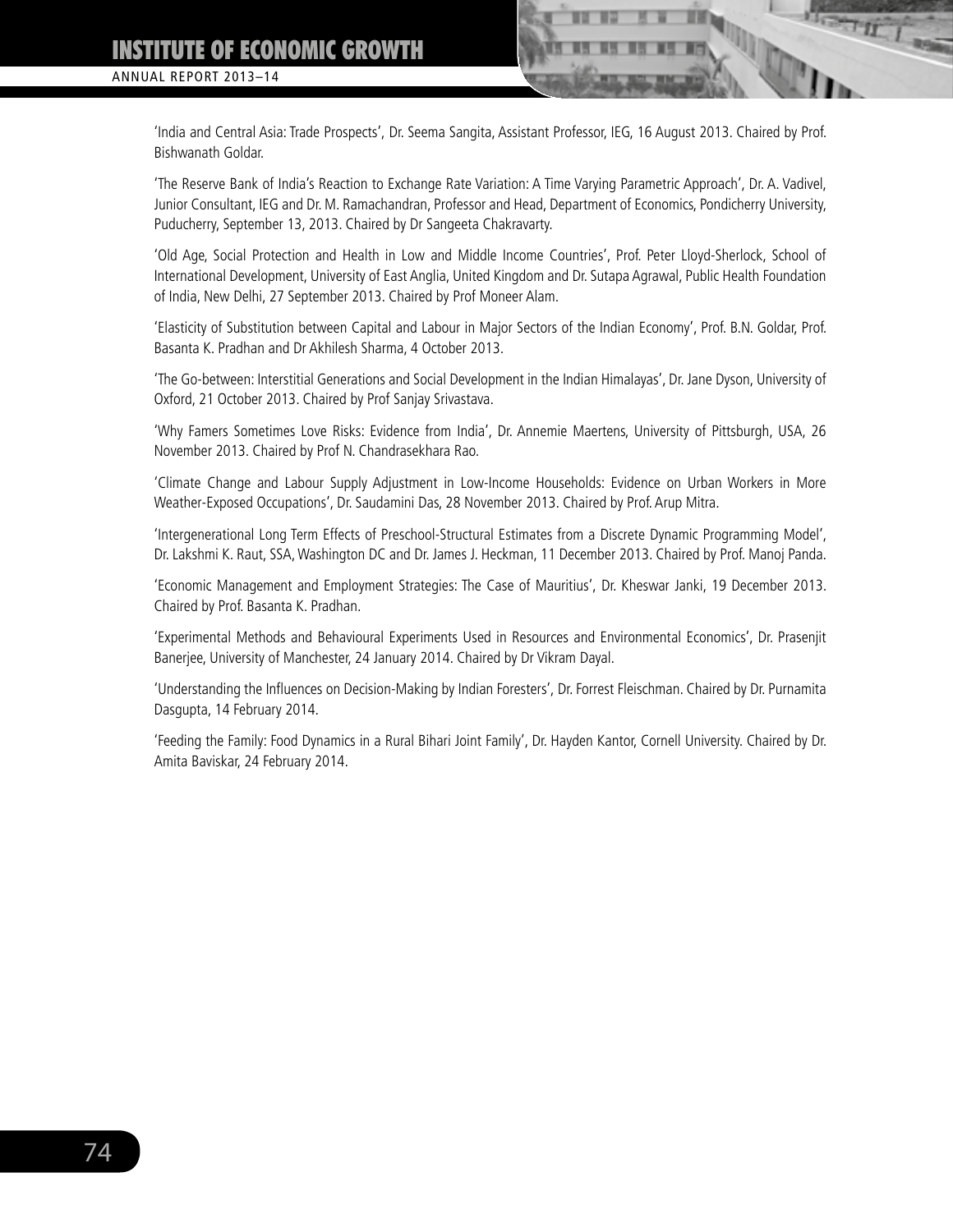'India and Central Asia: Trade Prospects', Dr. Seema Sangita, Assistant Professor, IEG, 16 August 2013. Chaired by Prof. Bishwanath Goldar.

'The Reserve Bank of India's Reaction to Exchange Rate Variation: A Time Varying Parametric Approach', Dr. A. Vadivel, Junior Consultant, IEG and Dr. M. Ramachandran, Professor and Head, Department of Economics, Pondicherry University, Puducherry, September 13, 2013. Chaired by Dr Sangeeta Chakravarty.

'Old Age, Social Protection and Health in Low and Middle Income Countries', Prof. Peter Lloyd-Sherlock, School of International Development, University of East Anglia, United Kingdom and Dr. Sutapa Agrawal, Public Health Foundation of India, New Delhi, 27 September 2013. Chaired by Prof Moneer Alam.

'Elasticity of Substitution between Capital and Labour in Major Sectors of the Indian Economy', Prof. B.N. Goldar, Prof. Basanta K. Pradhan and Dr Akhilesh Sharma, 4 October 2013.

'The Go-between: Interstitial Generations and Social Development in the Indian Himalayas', Dr. Jane Dyson, University of Oxford, 21 October 2013. Chaired by Prof Sanjay Srivastava.

'Why Famers Sometimes Love Risks: Evidence from India', Dr. Annemie Maertens, University of Pittsburgh, USA, 26 November 2013. Chaired by Prof N. Chandrasekhara Rao.

'Climate Change and Labour Supply Adjustment in Low-Income Households: Evidence on Urban Workers in More Weather-Exposed Occupations', Dr. Saudamini Das, 28 November 2013. Chaired by Prof. Arup Mitra.

'Intergenerational Long Term Effects of Preschool-Structural Estimates from a Discrete Dynamic Programming Model', Dr. Lakshmi K. Raut, SSA, Washington DC and Dr. James J. Heckman, 11 December 2013. Chaired by Prof. Manoj Panda.

'Economic Management and Employment Strategies: The Case of Mauritius', Dr. Kheswar Janki, 19 December 2013. Chaired by Prof. Basanta K. Pradhan.

'Experimental Methods and Behavioural Experiments Used in Resources and Environmental Economics', Dr. Prasenjit Banerjee, University of Manchester, 24 January 2014. Chaired by Dr Vikram Dayal.

'Understanding the Influences on Decision-Making by Indian Foresters', Dr. Forrest Fleischman. Chaired by Dr. Purnamita Dasgupta, 14 February 2014.

'Feeding the Family: Food Dynamics in a Rural Bihari Joint Family', Dr. Hayden Kantor, Cornell University. Chaired by Dr. Amita Baviskar, 24 February 2014.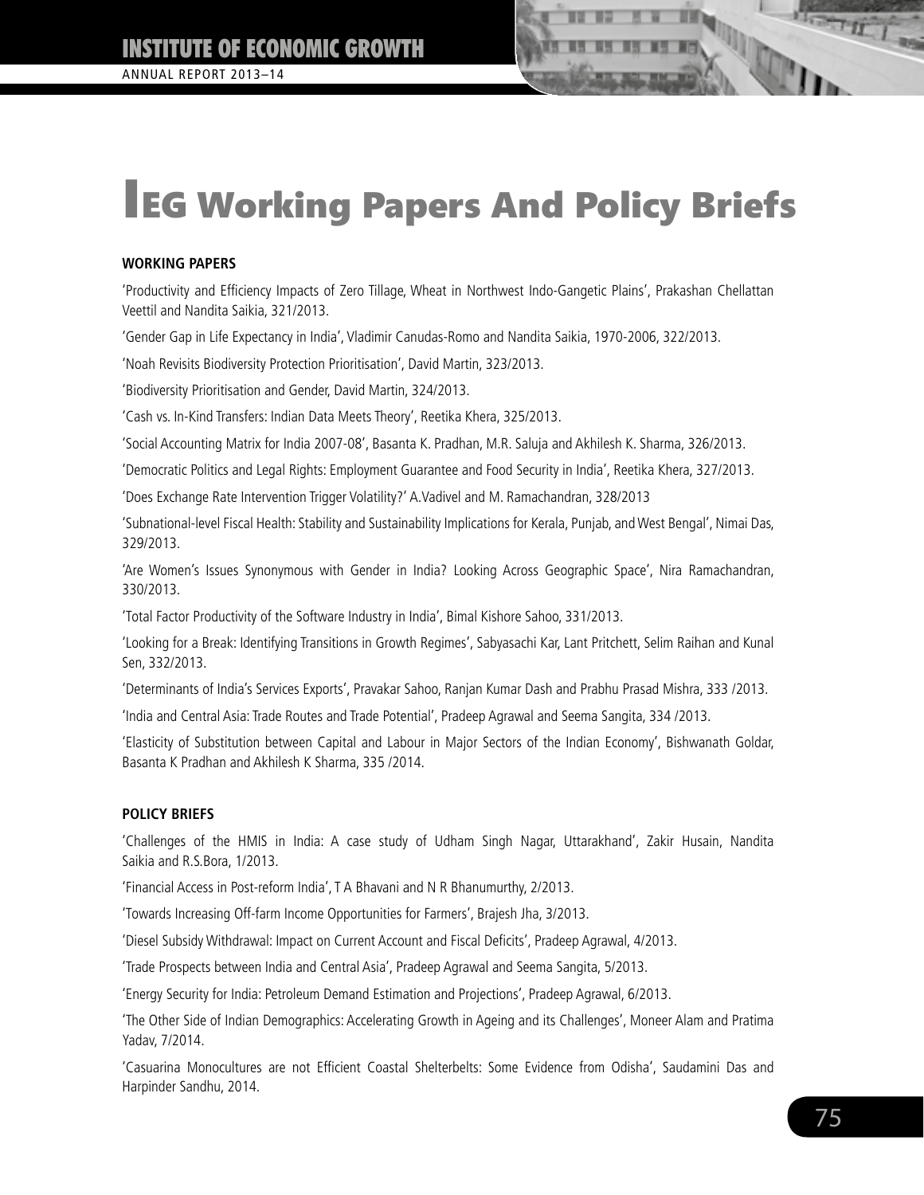# IEG Working Papers And Policy Briefs

**WORKING PAPERS**

'Productivity and Efficiency Impacts of Zero Tillage, Wheat in Northwest Indo-Gangetic Plains', Prakashan Chellattan Veettil and Nandita Saikia, 321/2013.

'Gender Gap in Life Expectancy in India', Vladimir Canudas-Romo and Nandita Saikia, 1970-2006, 322/2013.

'Noah Revisits Biodiversity Protection Prioritisation', David Martin, 323/2013.

'Biodiversity Prioritisation and Gender, David Martin, 324/2013.

'Cash vs. In-Kind Transfers: Indian Data Meets Theory', Reetika Khera, 325/2013.

'Social Accounting Matrix for India 2007-08', Basanta K. Pradhan, M.R. Saluja and Akhilesh K. Sharma, 326/2013.

'Democratic Politics and Legal Rights: Employment Guarantee and Food Security in India', Reetika Khera, 327/2013.

'Does Exchange Rate Intervention Trigger Volatility?' A.Vadivel and M. Ramachandran, 328/2013

'Subnational-level Fiscal Health: Stability and Sustainability Implications for Kerala, Punjab, and West Bengal', Nimai Das, 329/2013.

'Are Women's Issues Synonymous with Gender in India? Looking Across Geographic Space', Nira Ramachandran, 330/2013.

'Total Factor Productivity of the Software Industry in India', Bimal Kishore Sahoo, 331/2013.

'Looking for a Break: Identifying Transitions in Growth Regimes', Sabyasachi Kar, Lant Pritchett, Selim Raihan and Kunal Sen, 332/2013.

'Determinants of India's Services Exports', Pravakar Sahoo, Ranjan Kumar Dash and Prabhu Prasad Mishra, 333 /2013.

'India and Central Asia: Trade Routes and Trade Potential', Pradeep Agrawal and Seema Sangita, 334 /2013.

'Elasticity of Substitution between Capital and Labour in Major Sectors of the Indian Economy', Bishwanath Goldar, Basanta K Pradhan and Akhilesh K Sharma, 335 /2014.

**POLICY BRIEFS**

'Challenges of the HMIS in India: A case study of Udham Singh Nagar, Uttarakhand', Zakir Husain, Nandita Saikia and R.S.Bora, 1/2013.

'Financial Access in Post-reform India', T A Bhavani and N R Bhanumurthy, 2/2013.

'Towards Increasing Off-farm Income Opportunities for Farmers', Brajesh Jha, 3/2013.

'Diesel Subsidy Withdrawal: Impact on Current Account and Fiscal Deficits', Pradeep Agrawal, 4/2013.

'Trade Prospects between India and Central Asia', Pradeep Agrawal and Seema Sangita, 5/2013.

'Energy Security for India: Petroleum Demand Estimation and Projections', Pradeep Agrawal, 6/2013.

'The Other Side of Indian Demographics: Accelerating Growth in Ageing and its Challenges', Moneer Alam and Pratima Yadav, 7/2014.

'Casuarina Monocultures are not Efficient Coastal Shelterbelts: Some Evidence from Odisha', Saudamini Das and Harpinder Sandhu, 2014.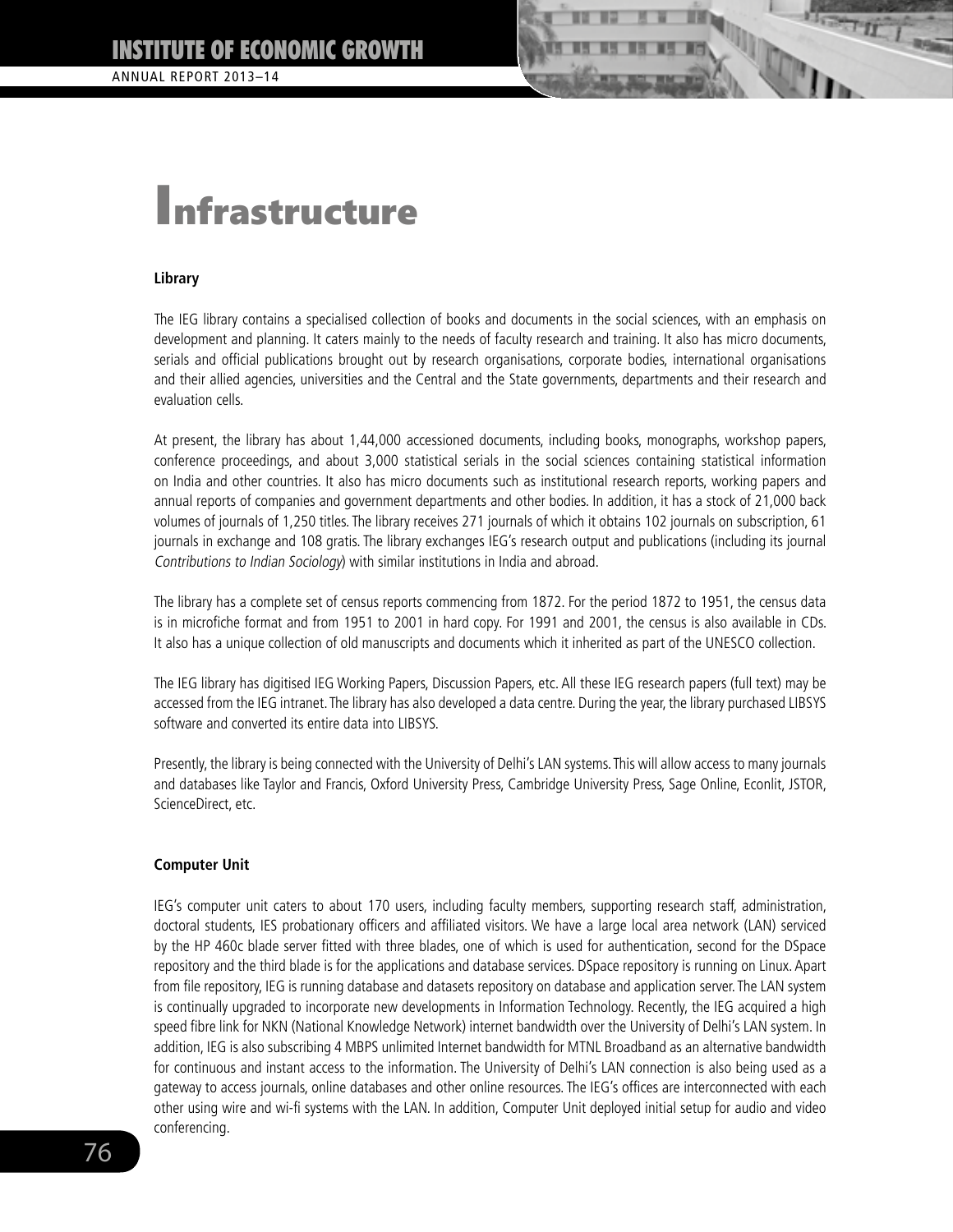# Infrastructure

### Library

The IEG library contains a specialised collection of books and documents in the social sciences, with an emphasis on development and planning. It caters mainly to the needs of faculty research and training. It also has micro documents, serials and official publications brought out by research organisations, corporate bodies, international organisations and their allied agencies, universities and the Central and the State governments, departments and their research and evaluation cells.

At present, the library has about 1,44,000 accessioned documents, including books, monographs, workshop papers, conference proceedings, and about 3,000 statistical serials in the social sciences containing statistical information on India and other countries. It also has micro documents such as institutional research reports, working papers and annual reports of companies and government departments and other bodies. In addition, it has a stock of 21,000 back volumes of journals of 1,250 titles. The library receives 271 journals of which it obtains 102 journals on subscription, 61 journals in exchange and 108 gratis. The library exchanges IEG's research output and publications (including its journal *Contributions to Indian Sociology*) with similar institutions in India and abroad.

The library has a complete set of census reports commencing from 1872. For the period 1872 to 1951, the census data is in microfiche format and from 1951 to 2001 in hard copy. For 1991 and 2001, the census is also available in CDs. It also has a unique collection of old manuscripts and documents which it inherited as part of the UNESCO collection.

The IEG library has digitised IEG Working Papers, Discussion Papers, etc. All these IEG research papers (full text) may be accessed from the IEG intranet. The library has also developed a data centre. During the year, the library purchased LIBSYS software and converted its entire data into LIBSYS.

Presently, the library is being connected with the University of Delhi's LAN systems. This will allow access to many journals and databases like Taylor and Francis, Oxford University Press, Cambridge University Press, Sage Online, Econlit, JSTOR, ScienceDirect, etc.

### Computer Unit

IEG's computer unit caters to about 170 users, including faculty members, supporting research staff, administration, doctoral students, IES probationary officers and affiliated visitors. We have a large local area network (LAN) serviced by the HP 460c blade server fitted with three blades, one of which is used for authentication, second for the DSpace repository and the third blade is for the applications and database services. DSpace repository is running on Linux. Apart from file repository, IEG is running database and datasets repository on database and application server. The LAN system is continually upgraded to incorporate new developments in Information Technology. Recently, the IEG acquired a high speed fibre link for NKN (National Knowledge Network) internet bandwidth over the University of Delhi's LAN system. In addition, IEG is also subscribing 4 MBPS unlimited Internet bandwidth for MTNL Broadband as an alternative bandwidth for continuous and instant access to the information. The University of Delhi's LAN connection is also being used as a gateway to access journals, online databases and other online resources. The IEG's offices are interconnected with each other using wire and wi-fi systems with the LAN. In addition, Computer Unit deployed initial setup for audio and video conferencing.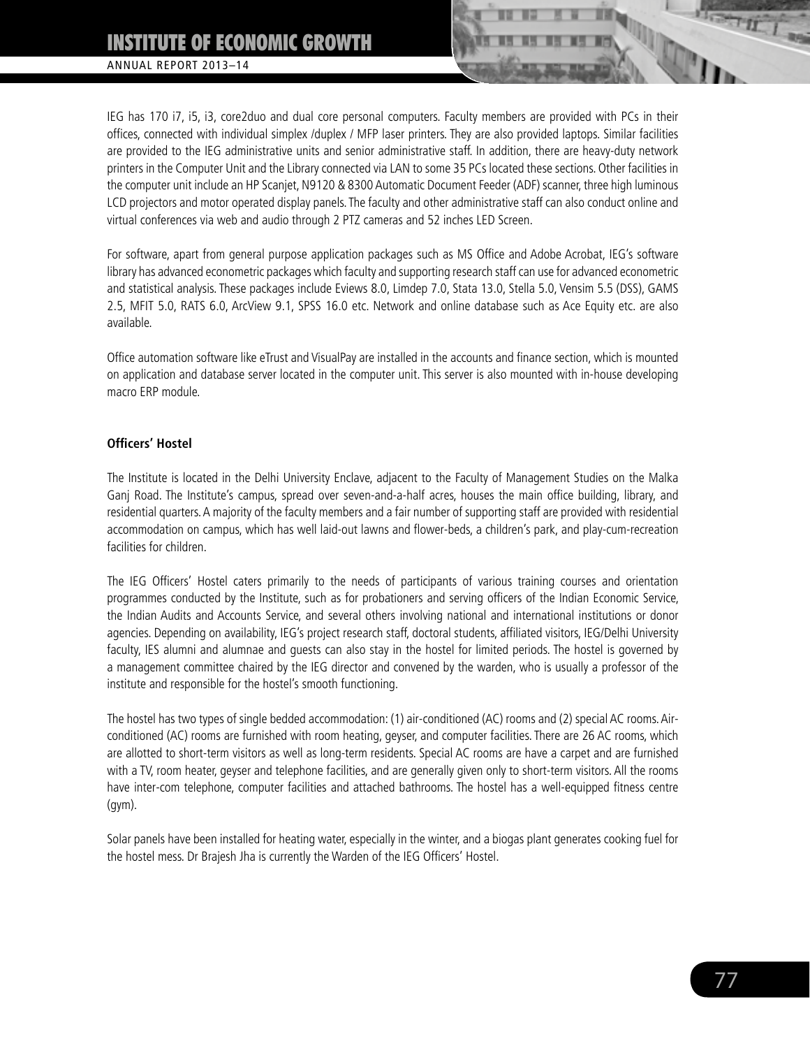IEG has 170 i7, i5, i3, core2duo and dual core personal computers. Faculty members are provided with PCs in their offices, connected with individual simplex /duplex / MFP laser printers. They are also provided laptops. Similar facilities are provided to the IEG administrative units and senior administrative staff. In addition, there are heavy-duty network printers in the Computer Unit and the Library connected via LAN to some 35 PCs located these sections. Other facilities in the computer unit include an HP Scanjet, N9120 & 8300 Automatic Document Feeder (ADF) scanner, three high luminous LCD projectors and motor operated display panels. The faculty and other administrative staff can also conduct online and virtual conferences via web and audio through 2 PTZ cameras and 52 inches LED Screen.

For software, apart from general purpose application packages such as MS Office and Adobe Acrobat, IEG's software library has advanced econometric packages which faculty and supporting research staff can use for advanced econometric and statistical analysis. These packages include Eviews 8.0, Limdep 7.0, Stata 13.0, Stella 5.0, Vensim 5.5 (DSS), GAMS 2.5, MFIT 5.0, RATS 6.0, ArcView 9.1, SPSS 16.0 etc. Network and online database such as Ace Equity etc. are also available.

Office automation software like eTrust and VisualPay are installed in the accounts and finance section, which is mounted on application and database server located in the computer unit. This server is also mounted with in-house developing macro ERP module.

**Officers' Hostel**

The Institute is located in the Delhi University Enclave, adjacent to the Faculty of Management Studies on the Malka Ganj Road. The Institute's campus, spread over seven-and-a-half acres, houses the main office building, library, and residential quarters. A majority of the faculty members and a fair number of supporting staff are provided with residential accommodation on campus, which has well laid-out lawns and flower-beds, a children's park, and play-cum-recreation facilities for children.

The IEG Officers' Hostel caters primarily to the needs of participants of various training courses and orientation programmes conducted by the Institute, such as for probationers and serving officers of the Indian Economic Service, the Indian Audits and Accounts Service, and several others involving national and international institutions or donor agencies. Depending on availability, IEG's project research staff, doctoral students, affiliated visitors, IEG/Delhi University faculty, IES alumni and alumnae and guests can also stay in the hostel for limited periods. The hostel is governed by a management committee chaired by the IEG director and convened by the warden, who is usually a professor of the institute and responsible for the hostel's smooth functioning.

The hostel has two types of single bedded accommodation: (1) air-conditioned (AC) rooms and (2) special AC rooms. Air-conditioned (AC) rooms are furnished with room heating, geyser, and computer facilities. There are 26 AC rooms, which are allotted to short-term visitors as well as long-term residents. Special AC rooms are have a carpet and are furnished with a TV, room heater, geyser and telephone facilities, and are generally given only to short-term visitors. All the rooms have inter-com telephone, computer facilities and attached bathrooms. The hostel has a well-equipped fitness centre (gym).

Solar panels have been installed for heating water, especially in the winter, and a biogas plant generates cooking fuel for the hostel mess. Dr Brajesh Jha is currently the Warden of the IEG Officers' Hostel.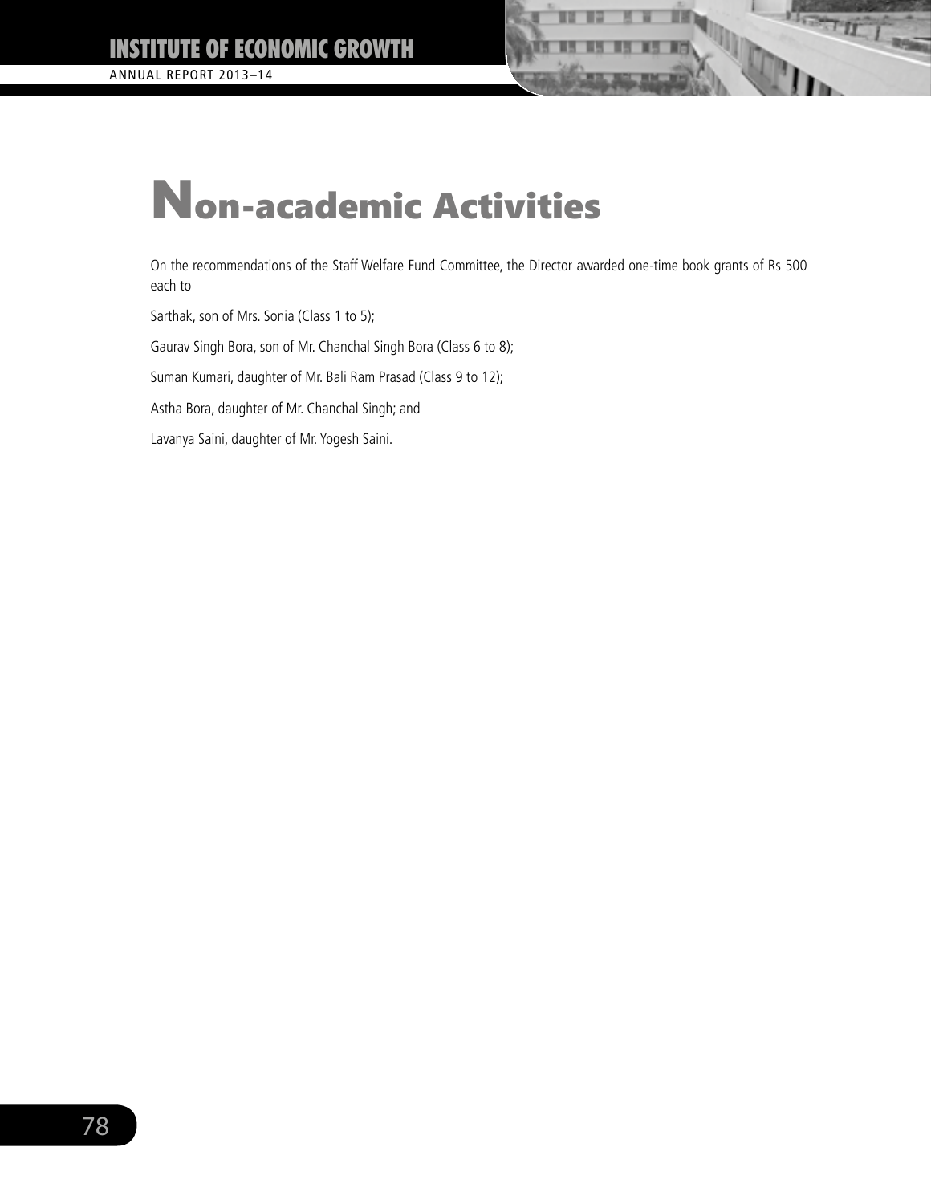# Non-academic Activities

On the recommendations of the Staff Welfare Fund Committee, the Director awarded one-time book grants of Rs 500 each to

Sarthak, son of Mrs. Sonia (Class 1 to 5);

Gaurav Singh Bora, son of Mr. Chanchal Singh Bora (Class 6 to 8);

Suman Kumari, daughter of Mr. Bali Ram Prasad (Class 9 to 12);

Astha Bora, daughter of Mr. Chanchal Singh; and

Lavanya Saini, daughter of Mr. Yogesh Saini.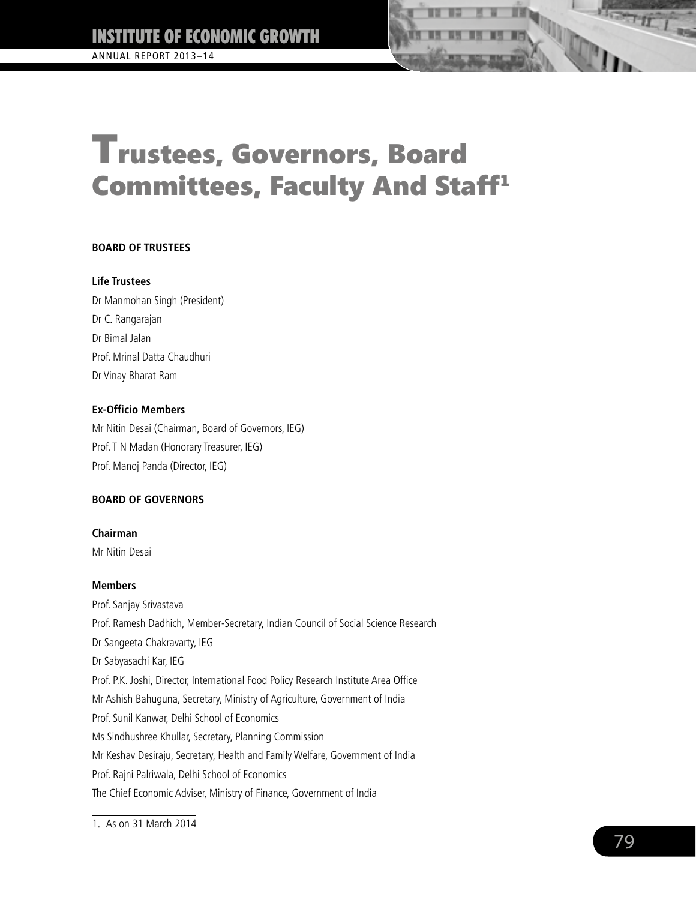# Trustees, Governors, Board Committees, Faculty And Staff[1]

## BOARD OF TRUSTEES

### Life Trustees

Dr Manmohan Singh (President)

Dr C. Rangarajan

Dr Bimal Jalan

Prof. Mrinal Datta Chaudhuri

Dr Vinay Bharat Ram

### Ex-Officio Members

Mr Nitin Desai (Chairman, Board of Governors, IEG)

Prof. T N Madan (Honorary Treasurer, IEG)

Prof. Manoj Panda (Director, IEG)

## BOARD OF GOVERNORS

### Chairman

Mr Nitin Desai

### Members

Prof. Sanjay Srivastava

Prof. Ramesh Dadhich, Member-Secretary, Indian Council of Social Science Research

Dr Sangeeta Chakravarty, IEG

Dr Sabyasachi Kar, IEG

Prof. P.K. Joshi, Director, International Food Policy Research Institute Area Office

Mr Ashish Bahuguna, Secretary, Ministry of Agriculture, Government of India

Prof. Sunil Kanwar, Delhi School of Economics

Ms Sindhushree Khullar, Secretary, Planning Commission

Mr Keshav Desiraju, Secretary, Health and Family Welfare, Government of India

Prof. Rajni Palriwala, Delhi School of Economics

The Chief Economic Adviser, Ministry of Finance, Government of India

---

1. As on 31 March 2014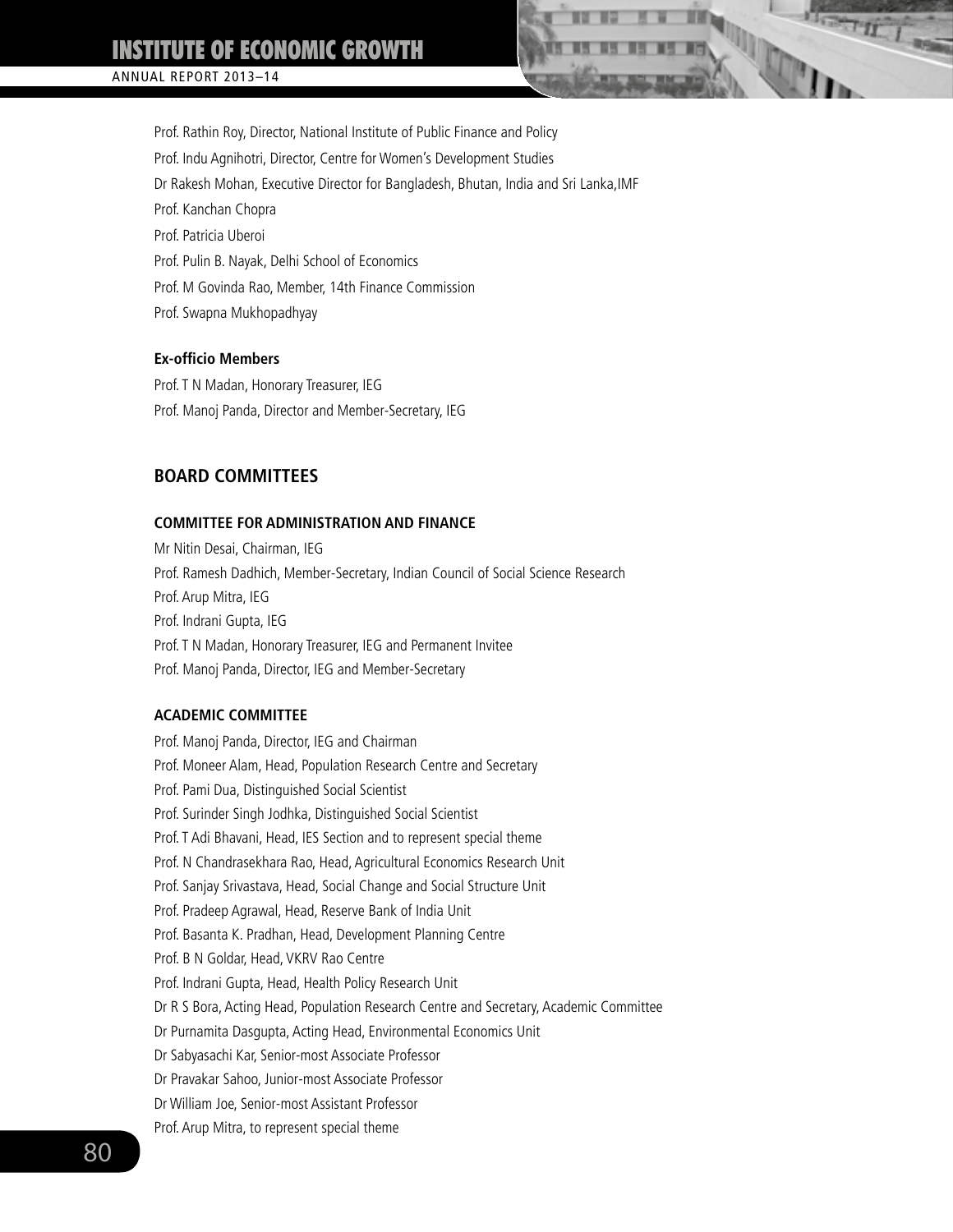Prof. Rathin Roy, Director, National Institute of Public Finance and Policy

Prof. Indu Agnihotri, Director, Centre for Women's Development Studies

Dr Rakesh Mohan, Executive Director for Bangladesh, Bhutan, India and Sri Lanka,IMF

Prof. Kanchan Chopra

Prof. Patricia Uberoi

Prof. Pulin B. Nayak, Delhi School of Economics

Prof. M Govinda Rao, Member, 14th Finance Commission

Prof. Swapna Mukhopadhyay

**Ex-officio Members**

Prof. T N Madan, Honorary Treasurer, IEG

Prof. Manoj Panda, Director and Member-Secretary, IEG

## BOARD COMMITTEES

### COMMITTEE FOR ADMINISTRATION AND FINANCE

Mr Nitin Desai, Chairman, IEG

Prof. Ramesh Dadhich, Member-Secretary, Indian Council of Social Science Research

Prof. Arup Mitra, IEG

Prof. Indrani Gupta, IEG

Prof. T N Madan, Honorary Treasurer, IEG and Permanent Invitee

Prof. Manoj Panda, Director, IEG and Member-Secretary

### ACADEMIC COMMITTEE

Prof. Manoj Panda, Director, IEG and Chairman

Prof. Moneer Alam, Head, Population Research Centre and Secretary

Prof. Pami Dua, Distinguished Social Scientist

Prof. Surinder Singh Jodhka, Distinguished Social Scientist

Prof. T Adi Bhavani, Head, IES Section and to represent special theme

Prof. N Chandrasekhara Rao, Head, Agricultural Economics Research Unit

Prof. Sanjay Srivastava, Head, Social Change and Social Structure Unit

Prof. Pradeep Agrawal, Head, Reserve Bank of India Unit

Prof. Basanta K. Pradhan, Head, Development Planning Centre

Prof. B N Goldar, Head, VKRV Rao Centre

Prof. Indrani Gupta, Head, Health Policy Research Unit

Dr R S Bora, Acting Head, Population Research Centre and Secretary, Academic Committee

Dr Purnamita Dasgupta, Acting Head, Environmental Economics Unit

Dr Sabyasachi Kar, Senior-most Associate Professor

Dr Pravakar Sahoo, Junior-most Associate Professor

Dr William Joe, Senior-most Assistant Professor

Prof. Arup Mitra, to represent special theme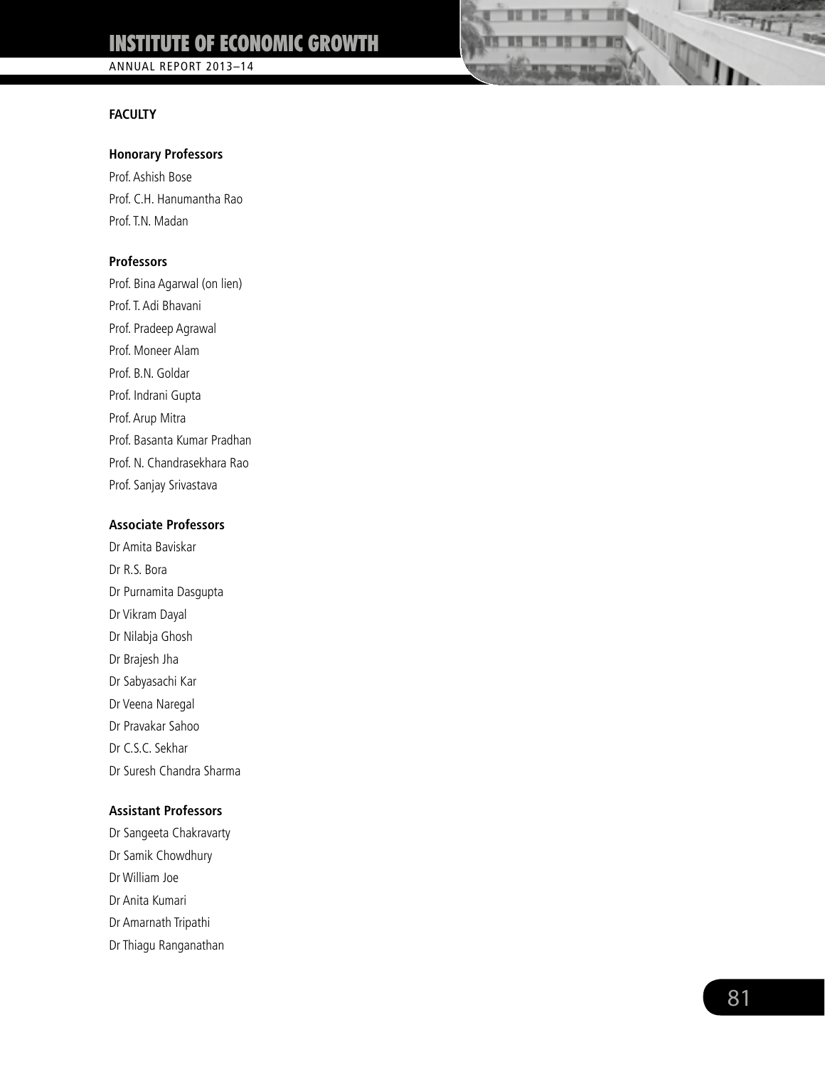## FACULTY

### Honorary Professors

Prof. Ashish Bose
Prof. C.H. Hanumantha Rao
Prof. T.N. Madan

### Professors

Prof. Bina Agarwal (on lien)
Prof. T. Adi Bhavani
Prof. Pradeep Agrawal
Prof. Moneer Alam
Prof. B.N. Goldar
Prof. Indrani Gupta
Prof. Arup Mitra
Prof. Basanta Kumar Pradhan
Prof. N. Chandrasekhara Rao
Prof. Sanjay Srivastava

### Associate Professors

Dr Amita Baviskar
Dr R.S. Bora
Dr Purnamita Dasgupta
Dr Vikram Dayal
Dr Nilabja Ghosh
Dr Brajesh Jha
Dr Sabyasachi Kar
Dr Veena Naregal
Dr Pravakar Sahoo
Dr C.S.C. Sekhar
Dr Suresh Chandra Sharma

### Assistant Professors

Dr Sangeeta Chakravarty
Dr Samik Chowdhury
Dr William Joe
Dr Anita Kumari
Dr Amarnath Tripathi
Dr Thiagu Ranganathan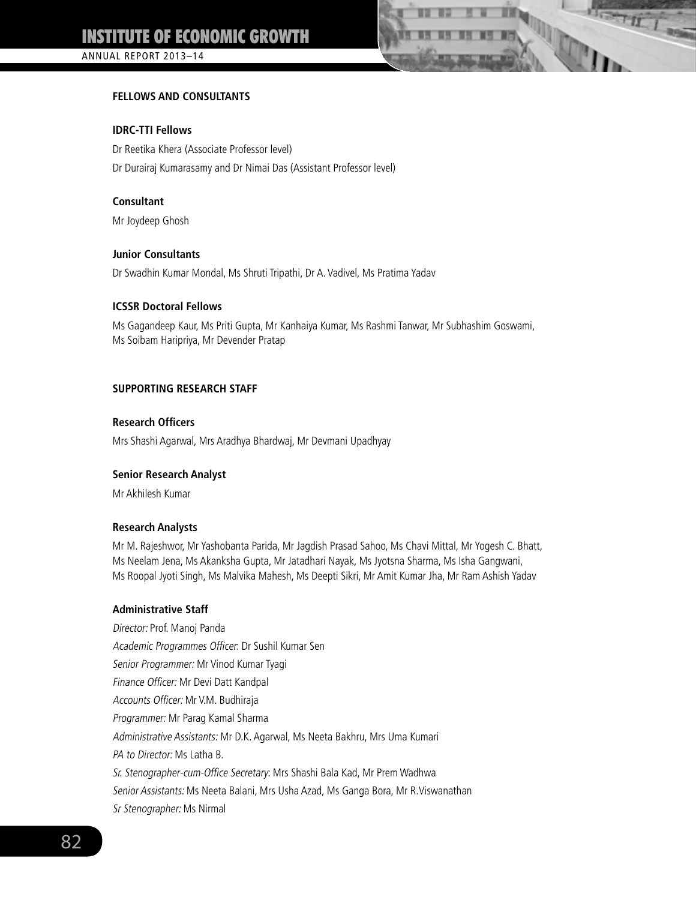## FELLOWS AND CONSULTANTS

**IDRC-TTI Fellows**

Dr Reetika Khera (Associate Professor level)

Dr Durairaj Kumarasamy and Dr Nimai Das (Assistant Professor level)

**Consultant**

Mr Joydeep Ghosh

**Junior Consultants**

Dr Swadhin Kumar Mondal, Ms Shruti Tripathi, Dr A. Vadivel, Ms Pratima Yadav

**ICSSR Doctoral Fellows**

Ms Gagandeep Kaur, Ms Priti Gupta, Mr Kanhaiya Kumar, Ms Rashmi Tanwar, Mr Subhashim Goswami, Ms Soibam Haripriya, Mr Devender Pratap

## SUPPORTING RESEARCH STAFF

**Research Officers**

Mrs Shashi Agarwal, Mrs Aradhya Bhardwaj, Mr Devmani Upadhyay

**Senior Research Analyst**

Mr Akhilesh Kumar

**Research Analysts**

Mr M. Rajeshwor, Mr Yashobanta Parida, Mr Jagdish Prasad Sahoo, Ms Chavi Mittal, Mr Yogesh C. Bhatt, Ms Neelam Jena, Ms Akanksha Gupta, Mr Jatadhari Nayak, Ms Jyotsna Sharma, Ms Isha Gangwani, Ms Roopal Jyoti Singh, Ms Malvika Mahesh, Ms Deepti Sikri, Mr Amit Kumar Jha, Mr Ram Ashish Yadav

**Administrative Staff**

*Director:* Prof. Manoj Panda

*Academic Programmes Officer*: Dr Sushil Kumar Sen

*Senior Programmer:* Mr Vinod Kumar Tyagi

*Finance Officer:* Mr Devi Datt Kandpal

*Accounts Officer:* Mr V.M. Budhiraja

*Programmer:* Mr Parag Kamal Sharma

*Administrative Assistants:* Mr D.K. Agarwal, Ms Neeta Bakhru, Mrs Uma Kumari

*PA to Director:* Ms Latha B.

*Sr. Stenographer-cum-Office Secretary*: Mrs Shashi Bala Kad, Mr Prem Wadhwa

*Senior Assistants:* Ms Neeta Balani, Mrs Usha Azad, Ms Ganga Bora, Mr R.Viswanathan

*Sr Stenographer:* Ms Nirmal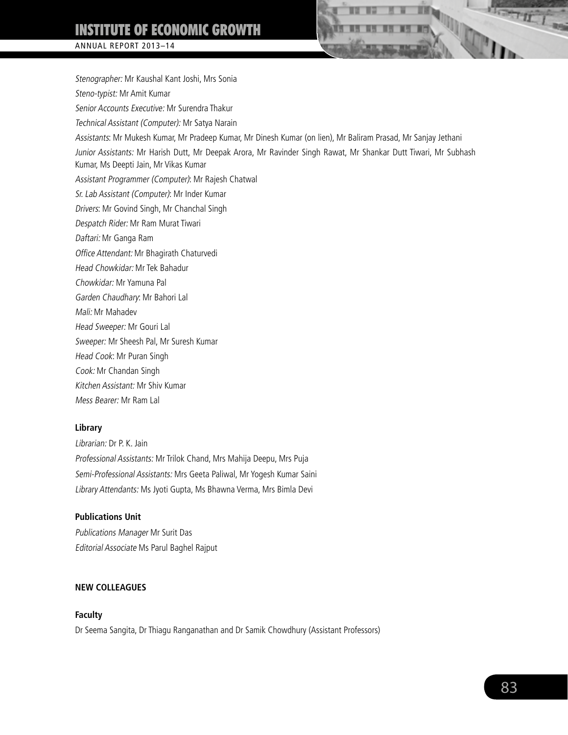*Stenographer:* Mr Kaushal Kant Joshi, Mrs Sonia

*Steno-typist:* Mr Amit Kumar

*Senior Accounts Executive:* Mr Surendra Thakur

*Technical Assistant (Computer):* Mr Satya Narain

*Assistants*: Mr Mukesh Kumar, Mr Pradeep Kumar, Mr Dinesh Kumar (on lien), Mr Baliram Prasad, Mr Sanjay Jethani

*Junior Assistants:* Mr Harish Dutt, Mr Deepak Arora, Mr Ravinder Singh Rawat, Mr Shankar Dutt Tiwari, Mr Subhash Kumar, Ms Deepti Jain, Mr Vikas Kumar

*Assistant Programmer (Computer)*: Mr Rajesh Chatwal

*Sr. Lab Assistant (Computer)*: Mr Inder Kumar

*Drivers*: Mr Govind Singh, Mr Chanchal Singh

*Despatch Rider:* Mr Ram Murat Tiwari

*Daftari:* Mr Ganga Ram

*Office Attendant:* Mr Bhagirath Chaturvedi

*Head Chowkidar:* Mr Tek Bahadur

*Chowkidar:* Mr Yamuna Pal

*Garden Chaudhary*: Mr Bahori Lal

*Mali:* Mr Mahadev

*Head Sweeper:* Mr Gouri Lal

*Sweeper:* Mr Sheesh Pal, Mr Suresh Kumar

*Head Cook*: Mr Puran Singh

*Cook:* Mr Chandan Singh

*Kitchen Assistant:* Mr Shiv Kumar

*Mess Bearer:* Mr Ram Lal

**Library**

*Librarian:* Dr P. K. Jain

*Professional Assistants:* Mr Trilok Chand, Mrs Mahija Deepu, Mrs Puja

*Semi-Professional Assistants:* Mrs Geeta Paliwal, Mr Yogesh Kumar Saini

*Library Attendants:* Ms Jyoti Gupta, Ms Bhawna Verma, Mrs Bimla Devi

**Publications Unit**

*Publications Manager* Mr Surit Das

*Editorial Associate* Ms Parul Baghel Rajput

**NEW COLLEAGUES**

**Faculty**

Dr Seema Sangita, Dr Thiagu Ranganathan and Dr Samik Chowdhury (Assistant Professors)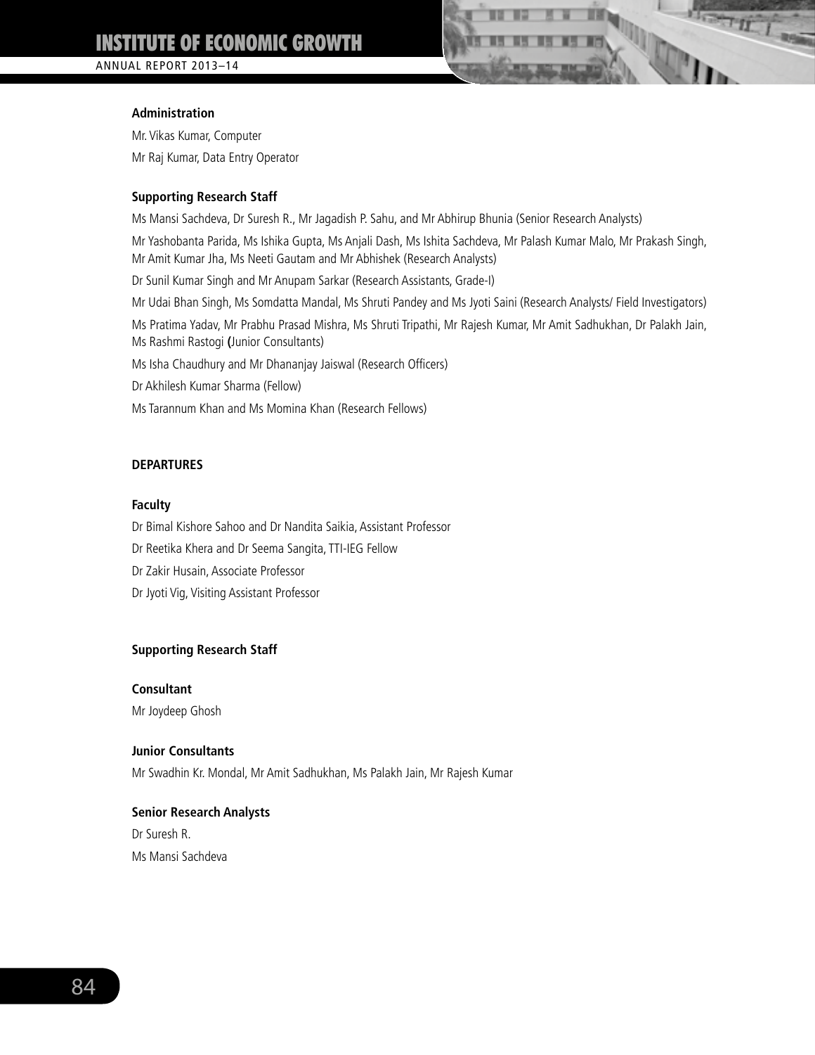**Administration**

Mr. Vikas Kumar, Computer

Mr Raj Kumar, Data Entry Operator

**Supporting Research Staff**

Ms Mansi Sachdeva, Dr Suresh R., Mr Jagadish P. Sahu, and Mr Abhirup Bhunia (Senior Research Analysts)

Mr Yashobanta Parida, Ms Ishika Gupta, Ms Anjali Dash, Ms Ishita Sachdeva, Mr Palash Kumar Malo, Mr Prakash Singh, Mr Amit Kumar Jha, Ms Neeti Gautam and Mr Abhishek (Research Analysts)

Dr Sunil Kumar Singh and Mr Anupam Sarkar (Research Assistants, Grade-I)

Mr Udai Bhan Singh, Ms Somdatta Mandal, Ms Shruti Pandey and Ms Jyoti Saini (Research Analysts/ Field Investigators)

Ms Pratima Yadav, Mr Prabhu Prasad Mishra, Ms Shruti Tripathi, Mr Rajesh Kumar, Mr Amit Sadhukhan, Dr Palakh Jain, Ms Rashmi Rastogi (Junior Consultants)

Ms Isha Chaudhury and Mr Dhananjay Jaiswal (Research Officers)

Dr Akhilesh Kumar Sharma (Fellow)

Ms Tarannum Khan and Ms Momina Khan (Research Fellows)

## DEPARTURES

**Faculty**

Dr Bimal Kishore Sahoo and Dr Nandita Saikia, Assistant Professor

Dr Reetika Khera and Dr Seema Sangita, TTI-IEG Fellow

Dr Zakir Husain, Associate Professor

Dr Jyoti Vig, Visiting Assistant Professor

**Supporting Research Staff**

**Consultant**

Mr Joydeep Ghosh

**Junior Consultants**

Mr Swadhin Kr. Mondal, Mr Amit Sadhukhan, Ms Palakh Jain, Mr Rajesh Kumar

**Senior Research Analysts**

Dr Suresh R.

Ms Mansi Sachdeva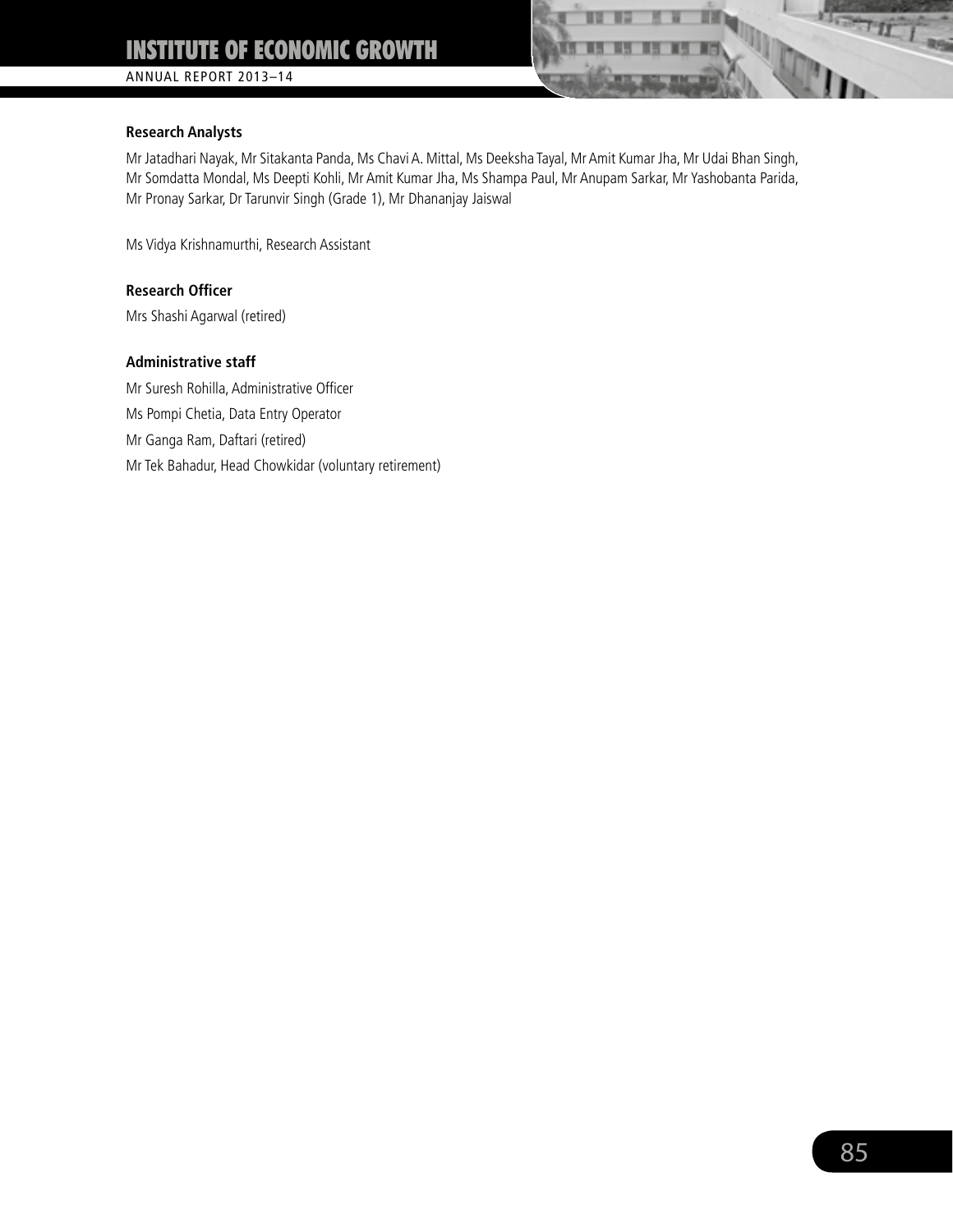**Research Analysts**

Mr Jatadhari Nayak, Mr Sitakanta Panda, Ms Chavi A. Mittal, Ms Deeksha Tayal, Mr Amit Kumar Jha, Mr Udai Bhan Singh, Mr Somdatta Mondal, Ms Deepti Kohli, Mr Amit Kumar Jha, Ms Shampa Paul, Mr Anupam Sarkar, Mr Yashobanta Parida, Mr Pronay Sarkar, Dr Tarunvir Singh (Grade 1), Mr Dhananjay Jaiswal

Ms Vidya Krishnamurthi, Research Assistant

**Research Officer**

Mrs Shashi Agarwal (retired)

**Administrative staff**

Mr Suresh Rohilla, Administrative Officer

Ms Pompi Chetia, Data Entry Operator

Mr Ganga Ram, Daftari (retired)

Mr Tek Bahadur, Head Chowkidar (voluntary retirement)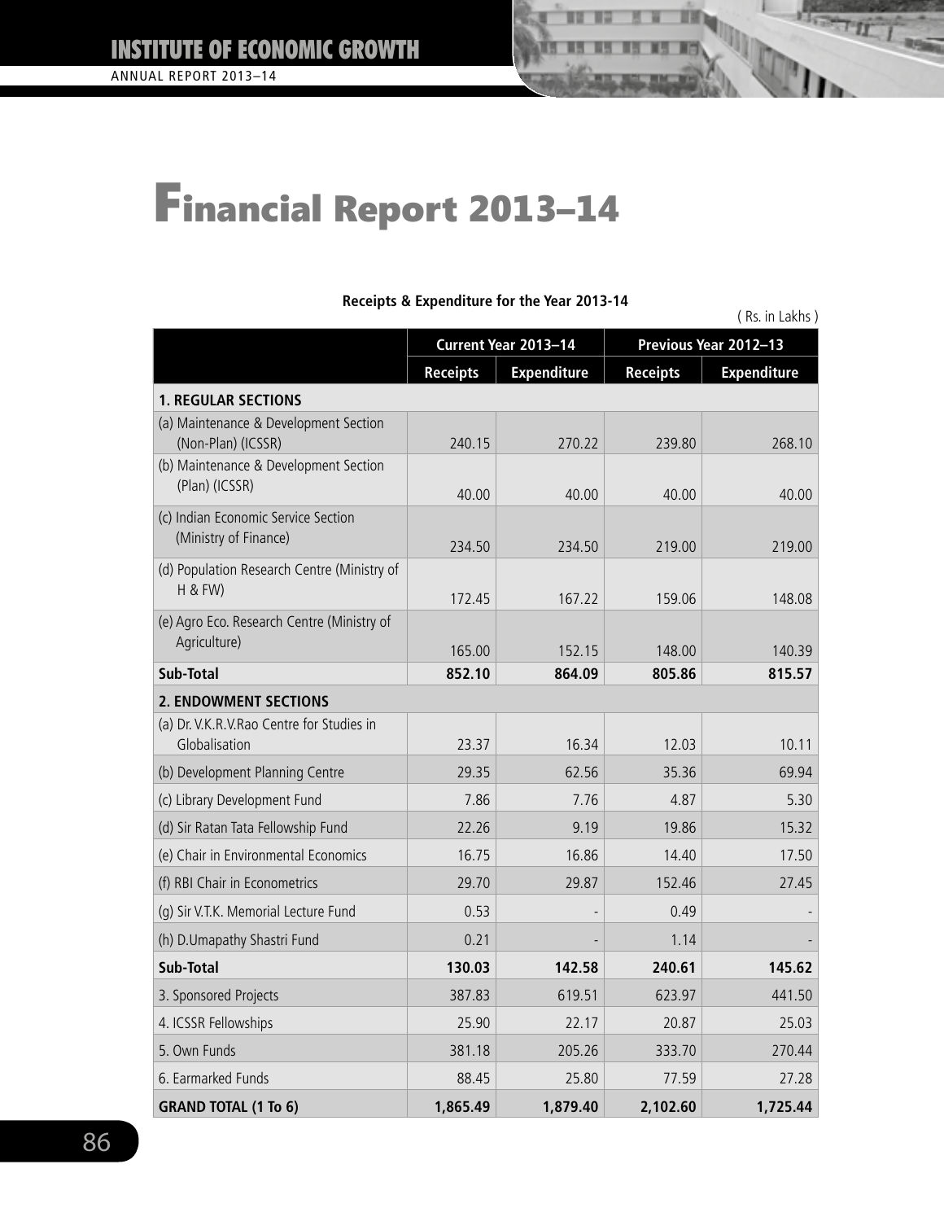# Financial Report 2013–14

**Receipts & Expenditure for the Year 2013-14**

( Rs. in Lakhs )

| | Current Year 2013–14 | | Previous Year 2012–13 | |
|---|---|---|---|---|
| | **Receipts** | **Expenditure** | **Receipts** | **Expenditure** |
| **1. REGULAR SECTIONS** | | | | |
| (a) Maintenance & Development Section (Non-Plan) (ICSSR) | 240.15 | 270.22 | 239.80 | 268.10 |
| (b) Maintenance & Development Section (Plan) (ICSSR) | 40.00 | 40.00 | 40.00 | 40.00 |
| (c) Indian Economic Service Section (Ministry of Finance) | 234.50 | 234.50 | 219.00 | 219.00 |
| (d) Population Research Centre (Ministry of H & FW) | 172.45 | 167.22 | 159.06 | 148.08 |
| (e) Agro Eco. Research Centre (Ministry of Agriculture) | 165.00 | 152.15 | 148.00 | 140.39 |
| **Sub-Total** | **852.10** | **864.09** | **805.86** | **815.57** |
| **2. ENDOWMENT SECTIONS** | | | | |
| (a) Dr. V.K.R.V.Rao Centre for Studies in Globalisation | 23.37 | 16.34 | 12.03 | 10.11 |
| (b) Development Planning Centre | 29.35 | 62.56 | 35.36 | 69.94 |
| (c) Library Development Fund | 7.86 | 7.76 | 4.87 | 5.30 |
| (d) Sir Ratan Tata Fellowship Fund | 22.26 | 9.19 | 19.86 | 15.32 |
| (e) Chair in Environmental Economics | 16.75 | 16.86 | 14.40 | 17.50 |
| (f) RBI Chair in Econometrics | 29.70 | 29.87 | 152.46 | 27.45 |
| (g) Sir V.T.K. Memorial Lecture Fund | 0.53 | - | 0.49 | - |
| (h) D.Umapathy Shastri Fund | 0.21 | - | 1.14 | - |
| **Sub-Total** | **130.03** | **142.58** | **240.61** | **145.62** |
| 3. Sponsored Projects | 387.83 | 619.51 | 623.97 | 441.50 |
| 4. ICSSR Fellowships | 25.90 | 22.17 | 20.87 | 25.03 |
| 5. Own Funds | 381.18 | 205.26 | 333.70 | 270.44 |
| 6. Earmarked Funds | 88.45 | 25.80 | 77.59 | 27.28 |
| **GRAND TOTAL (1 To 6)** | **1,865.49** | **1,879.40** | **2,102.60** | **1,725.44** |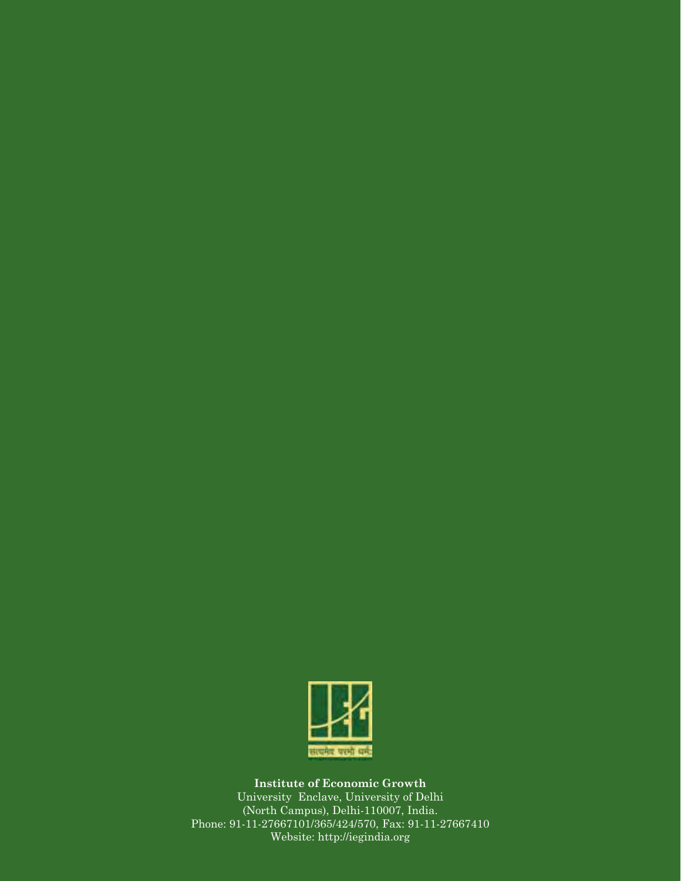सत्यमेव परमो धर्मः

**Institute of Economic Growth**
University Enclave, University of Delhi
(North Campus), Delhi-110007, India.
Phone: 91-11-27667101/365/424/570, Fax: 91-11-27667410
Website: http://iegindia.org